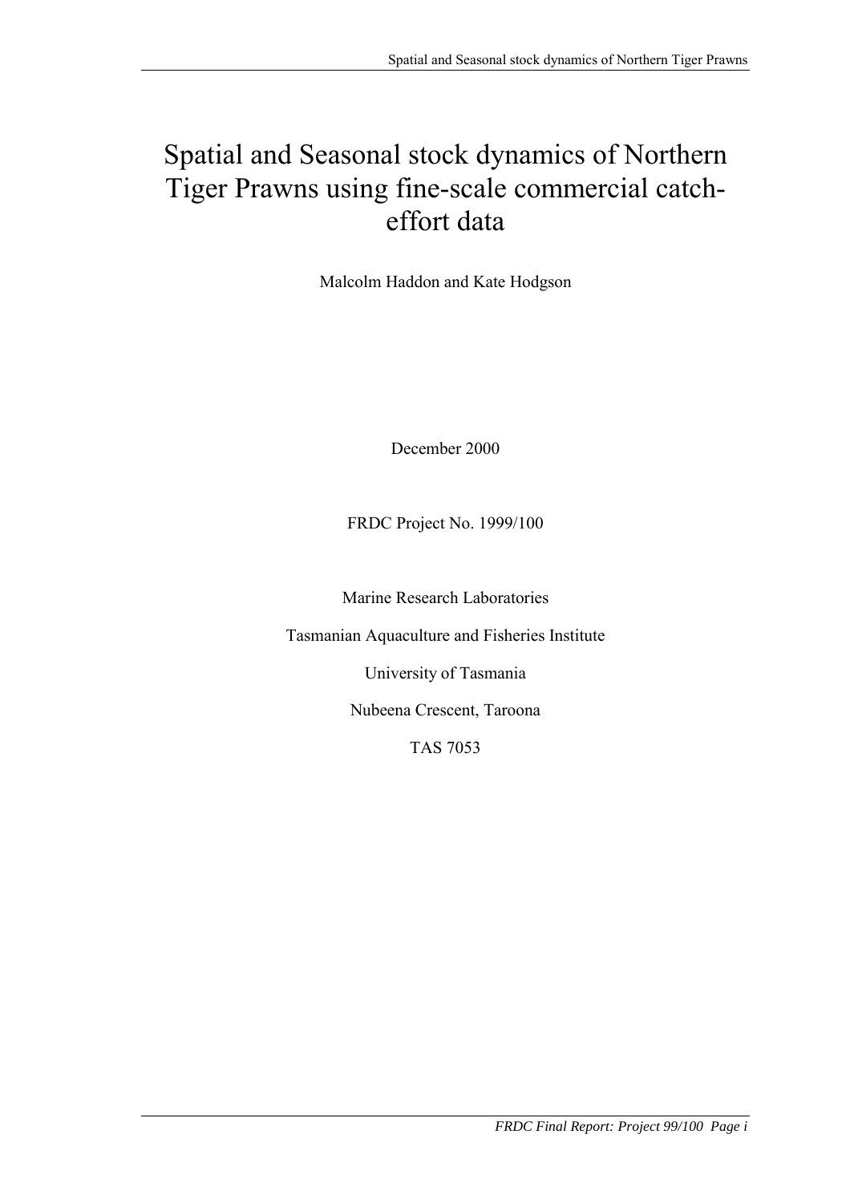# Spatial and Seasonal stock dynamics of Northern Tiger Prawns using fine-scale commercial catch-effort data

Malcolm Haddon and Kate Hodgson

December 2000

FRDC Project No. 1999/100

Marine Research Laboratories

Tasmanian Aquaculture and Fisheries Institute

University of Tasmania

Nubeena Crescent, Taroona

TAS 7053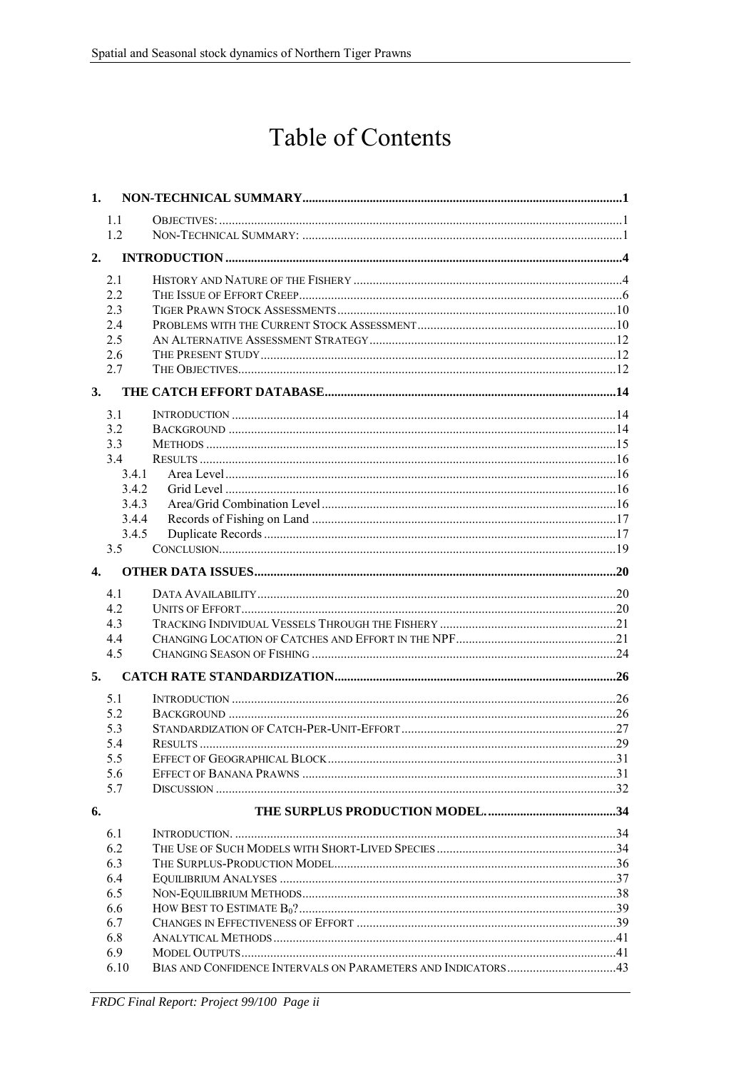# Table of Contents

| | | |
|---|---|---|
| **1.** | **NON-TECHNICAL SUMMARY** | **1** |
| 1.1 | OBJECTIVES: | 1 |
| 1.2 | NON-TECHNICAL SUMMARY: | 1 |
| **2.** | **INTRODUCTION** | **4** |
| 2.1 | HISTORY AND NATURE OF THE FISHERY | 4 |
| 2.2 | THE ISSUE OF EFFORT CREEP | 6 |
| 2.3 | TIGER PRAWN STOCK ASSESSMENTS | 10 |
| 2.4 | PROBLEMS WITH THE CURRENT STOCK ASSESSMENT | 10 |
| 2.5 | AN ALTERNATIVE ASSESSMENT STRATEGY | 12 |
| 2.6 | THE PRESENT STUDY | 12 |
| 2.7 | THE OBJECTIVES | 12 |
| **3.** | **THE CATCH EFFORT DATABASE** | **14** |
| 3.1 | INTRODUCTION | 14 |
| 3.2 | BACKGROUND | 14 |
| 3.3 | METHODS | 15 |
| 3.4 | RESULTS | 16 |
| 3.4.1 | Area Level | 16 |
| 3.4.2 | Grid Level | 16 |
| 3.4.3 | Area/Grid Combination Level | 16 |
| 3.4.4 | Records of Fishing on Land | 17 |
| 3.4.5 | Duplicate Records | 17 |
| 3.5 | CONCLUSION | 19 |
| **4.** | **OTHER DATA ISSUES** | **20** |
| 4.1 | DATA AVAILABILITY | 20 |
| 4.2 | UNITS OF EFFORT | 20 |
| 4.3 | TRACKING INDIVIDUAL VESSELS THROUGH THE FISHERY | 21 |
| 4.4 | CHANGING LOCATION OF CATCHES AND EFFORT IN THE NPF | 21 |
| 4.5 | CHANGING SEASON OF FISHING | 24 |
| **5.** | **CATCH RATE STANDARDIZATION** | **26** |
| 5.1 | INTRODUCTION | 26 |
| 5.2 | BACKGROUND | 26 |
| 5.3 | STANDARDIZATION OF CATCH-PER-UNIT-EFFORT | 27 |
| 5.4 | RESULTS | 29 |
| 5.5 | EFFECT OF GEOGRAPHICAL BLOCK | 31 |
| 5.6 | EFFECT OF BANANA PRAWNS | 31 |
| 5.7 | DISCUSSION | 32 |
| **6.** | **THE SURPLUS PRODUCTION MODEL.** | **34** |
| 6.1 | INTRODUCTION. | 34 |
| 6.2 | THE USE OF SUCH MODELS WITH SHORT-LIVED SPECIES | 34 |
| 6.3 | THE SURPLUS-PRODUCTION MODEL | 36 |
| 6.4 | EQUILIBRIUM ANALYSES | 37 |
| 6.5 | NON-EQUILIBRIUM METHODS | 38 |
| 6.6 | HOW BEST TO ESTIMATE $B_0$? | 39 |
| 6.7 | CHANGES IN EFFECTIVENESS OF EFFORT | 39 |
| 6.8 | ANALYTICAL METHODS | 41 |
| 6.9 | MODEL OUTPUTS | 41 |
| 6.10 | BIAS AND CONFIDENCE INTERVALS ON PARAMETERS AND INDICATORS | 43 |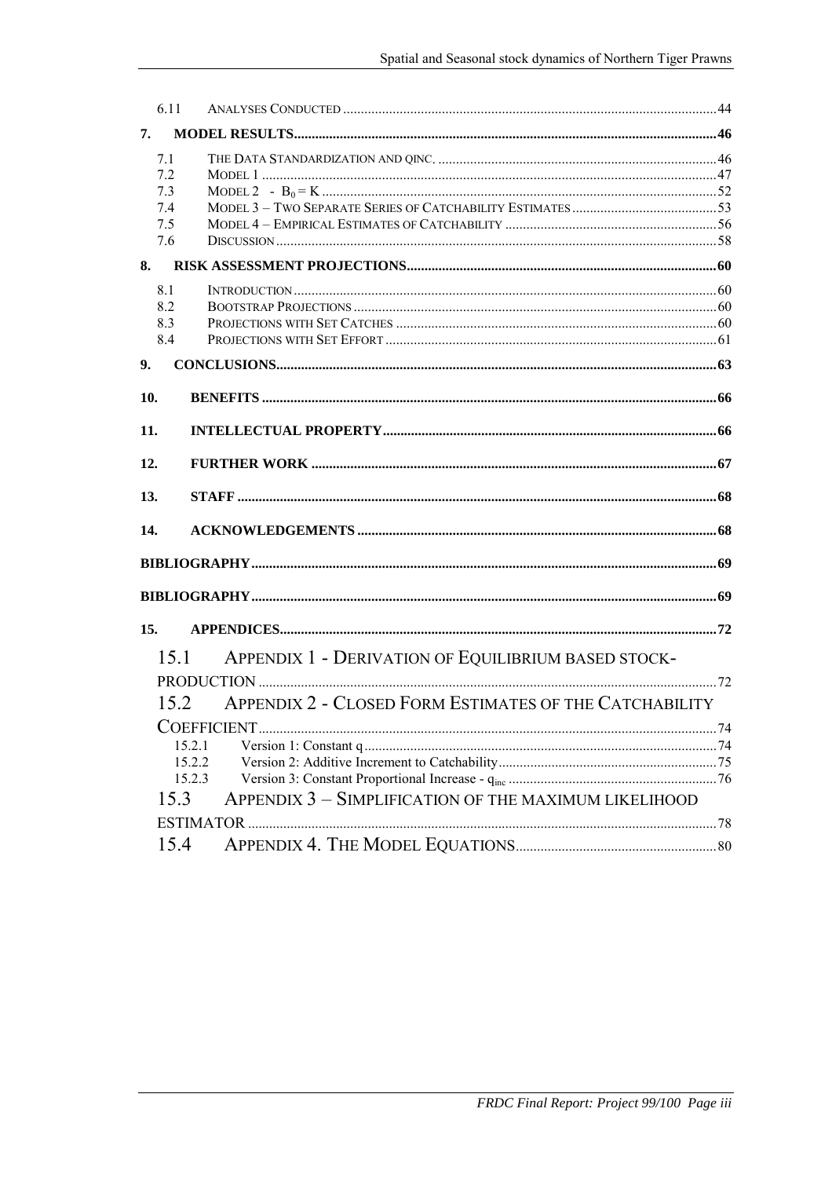6.11 ANALYSES CONDUCTED ........................................................................................................44

7. **MODEL RESULTS**......................................................................................................................46

7.1 THE DATA STANDARDIZATION AND QINC. ...............................................................................46
7.2 MODEL 1 ................................................................................................................................47
7.3 MODEL 2 - $B_0 = K$ ..............................................................................................................52
7.4 MODEL 3 – TWO SEPARATE SERIES OF CATCHABILITY ESTIMATES .........................................53
7.5 MODEL 4 – EMPIRICAL ESTIMATES OF CATCHABILITY ............................................................56
7.6 DISCUSSION ...........................................................................................................................58

8. **RISK ASSESSMENT PROJECTIONS**......................................................................................60

8.1 INTRODUCTION .......................................................................................................................60
8.2 BOOTSTRAP PROJECTIONS ......................................................................................................60
8.3 PROJECTIONS WITH SET CATCHES ..........................................................................................60
8.4 PROJECTIONS WITH SET EFFORT .............................................................................................61

9. **CONCLUSIONS**..........................................................................................................................63

10. **BENEFITS** ...............................................................................................................................66

11. **INTELLECTUAL PROPERTY**...............................................................................................66

12. **FURTHER WORK** ..................................................................................................................67

13. **STAFF** ......................................................................................................................................68

14. **ACKNOWLEDGEMENTS** .....................................................................................................68

**BIBLIOGRAPHY**...........................................................................................................................69

**BIBLIOGRAPHY**...........................................................................................................................69

15. **APPENDICES**..........................................................................................................................72

15.1 APPENDIX 1 - DERIVATION OF EQUILIBRIUM BASED STOCK-PRODUCTION ...............................................................................................................................72

15.2 APPENDIX 2 - CLOSED FORM ESTIMATES OF THE CATCHABILITY COEFFICIENT...............................................................................................................................74

15.2.1 Version 1: Constant q ..................................................................................................74
15.2.2 Version 2: Additive Increment to Catchability.............................................................75
15.2.3 Version 3: Constant Proportional Increase - $q_{inc}$ ..........................................................76

15.3 APPENDIX 3 – SIMPLIFICATION OF THE MAXIMUM LIKELIHOOD ESTIMATOR ..................................................................................................................................78

15.4 APPENDIX 4. THE MODEL EQUATIONS........................................................................80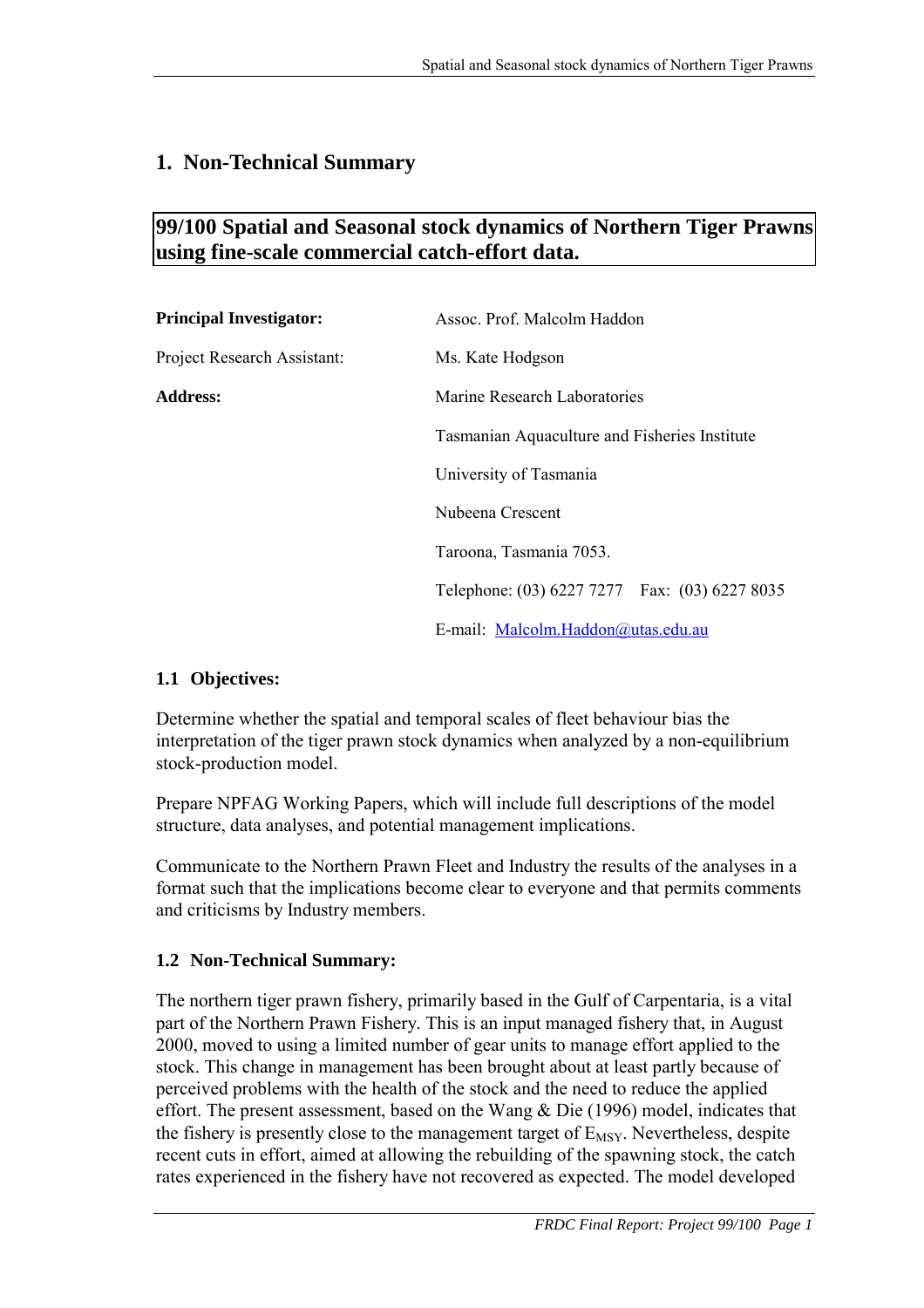# 1. Non-Technical Summary

## 99/100 Spatial and Seasonal stock dynamics of Northern Tiger Prawns using fine-scale commercial catch-effort data.

| | |
|---|---|
| **Principal Investigator:** | Assoc. Prof. Malcolm Haddon |
| Project Research Assistant: | Ms. Kate Hodgson |
| **Address:** | Marine Research Laboratories |
| | Tasmanian Aquaculture and Fisheries Institute |
| | University of Tasmania |
| | Nubeena Crescent |
| | Taroona, Tasmania 7053. |
| | Telephone: (03) 6227 7277 Fax: (03) 6227 8035 |
| | E-mail: Malcolm.Haddon@utas.edu.au |

### 1.1 Objectives:

Determine whether the spatial and temporal scales of fleet behaviour bias the interpretation of the tiger prawn stock dynamics when analyzed by a non-equilibrium stock-production model.

Prepare NPFAG Working Papers, which will include full descriptions of the model structure, data analyses, and potential management implications.

Communicate to the Northern Prawn Fleet and Industry the results of the analyses in a format such that the implications become clear to everyone and that permits comments and criticisms by Industry members.

### 1.2 Non-Technical Summary:

The northern tiger prawn fishery, primarily based in the Gulf of Carpentaria, is a vital part of the Northern Prawn Fishery. This is an input managed fishery that, in August 2000, moved to using a limited number of gear units to manage effort applied to the stock. This change in management has been brought about at least partly because of perceived problems with the health of the stock and the need to reduce the applied effort. The present assessment, based on the Wang & Die (1996) model, indicates that the fishery is presently close to the management target of $E_{MSY}$. Nevertheless, despite recent cuts in effort, aimed at allowing the rebuilding of the spawning stock, the catch rates experienced in the fishery have not recovered as expected. The model developed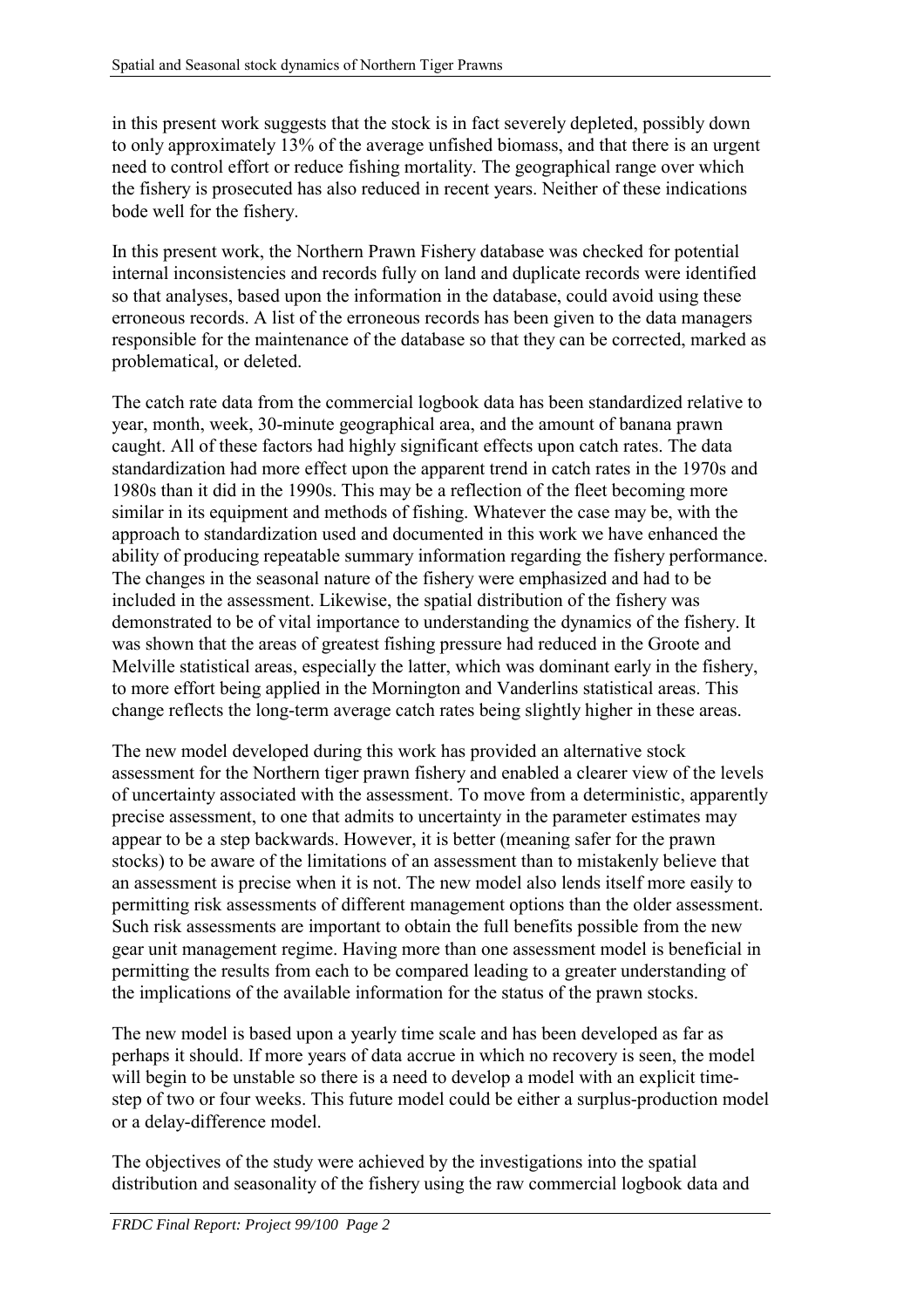in this present work suggests that the stock is in fact severely depleted, possibly down to only approximately 13% of the average unfished biomass, and that there is an urgent need to control effort or reduce fishing mortality. The geographical range over which the fishery is prosecuted has also reduced in recent years. Neither of these indications bode well for the fishery.

In this present work, the Northern Prawn Fishery database was checked for potential internal inconsistencies and records fully on land and duplicate records were identified so that analyses, based upon the information in the database, could avoid using these erroneous records. A list of the erroneous records has been given to the data managers responsible for the maintenance of the database so that they can be corrected, marked as problematical, or deleted.

The catch rate data from the commercial logbook data has been standardized relative to year, month, week, 30-minute geographical area, and the amount of banana prawn caught. All of these factors had highly significant effects upon catch rates. The data standardization had more effect upon the apparent trend in catch rates in the 1970s and 1980s than it did in the 1990s. This may be a reflection of the fleet becoming more similar in its equipment and methods of fishing. Whatever the case may be, with the approach to standardization used and documented in this work we have enhanced the ability of producing repeatable summary information regarding the fishery performance. The changes in the seasonal nature of the fishery were emphasized and had to be included in the assessment. Likewise, the spatial distribution of the fishery was demonstrated to be of vital importance to understanding the dynamics of the fishery. It was shown that the areas of greatest fishing pressure had reduced in the Groote and Melville statistical areas, especially the latter, which was dominant early in the fishery, to more effort being applied in the Mornington and Vanderlins statistical areas. This change reflects the long-term average catch rates being slightly higher in these areas.

The new model developed during this work has provided an alternative stock assessment for the Northern tiger prawn fishery and enabled a clearer view of the levels of uncertainty associated with the assessment. To move from a deterministic, apparently precise assessment, to one that admits to uncertainty in the parameter estimates may appear to be a step backwards. However, it is better (meaning safer for the prawn stocks) to be aware of the limitations of an assessment than to mistakenly believe that an assessment is precise when it is not. The new model also lends itself more easily to permitting risk assessments of different management options than the older assessment. Such risk assessments are important to obtain the full benefits possible from the new gear unit management regime. Having more than one assessment model is beneficial in permitting the results from each to be compared leading to a greater understanding of the implications of the available information for the status of the prawn stocks.

The new model is based upon a yearly time scale and has been developed as far as perhaps it should. If more years of data accrue in which no recovery is seen, the model will begin to be unstable so there is a need to develop a model with an explicit time-step of two or four weeks. This future model could be either a surplus-production model or a delay-difference model.

The objectives of the study were achieved by the investigations into the spatial distribution and seasonality of the fishery using the raw commercial logbook data and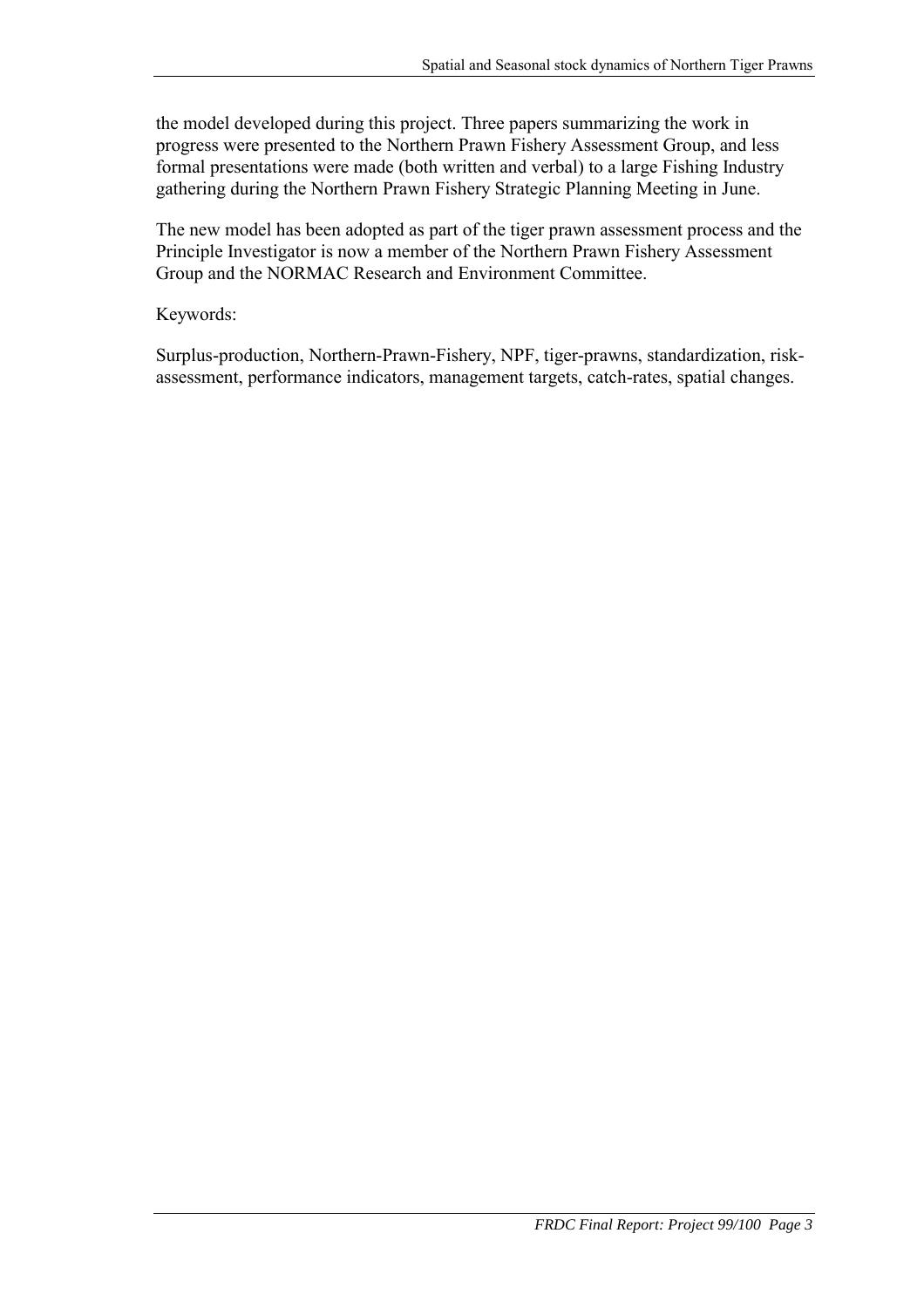the model developed during this project. Three papers summarizing the work in progress were presented to the Northern Prawn Fishery Assessment Group, and less formal presentations were made (both written and verbal) to a large Fishing Industry gathering during the Northern Prawn Fishery Strategic Planning Meeting in June.

The new model has been adopted as part of the tiger prawn assessment process and the Principle Investigator is now a member of the Northern Prawn Fishery Assessment Group and the NORMAC Research and Environment Committee.

Keywords:

Surplus-production, Northern-Prawn-Fishery, NPF, tiger-prawns, standardization, risk-assessment, performance indicators, management targets, catch-rates, spatial changes.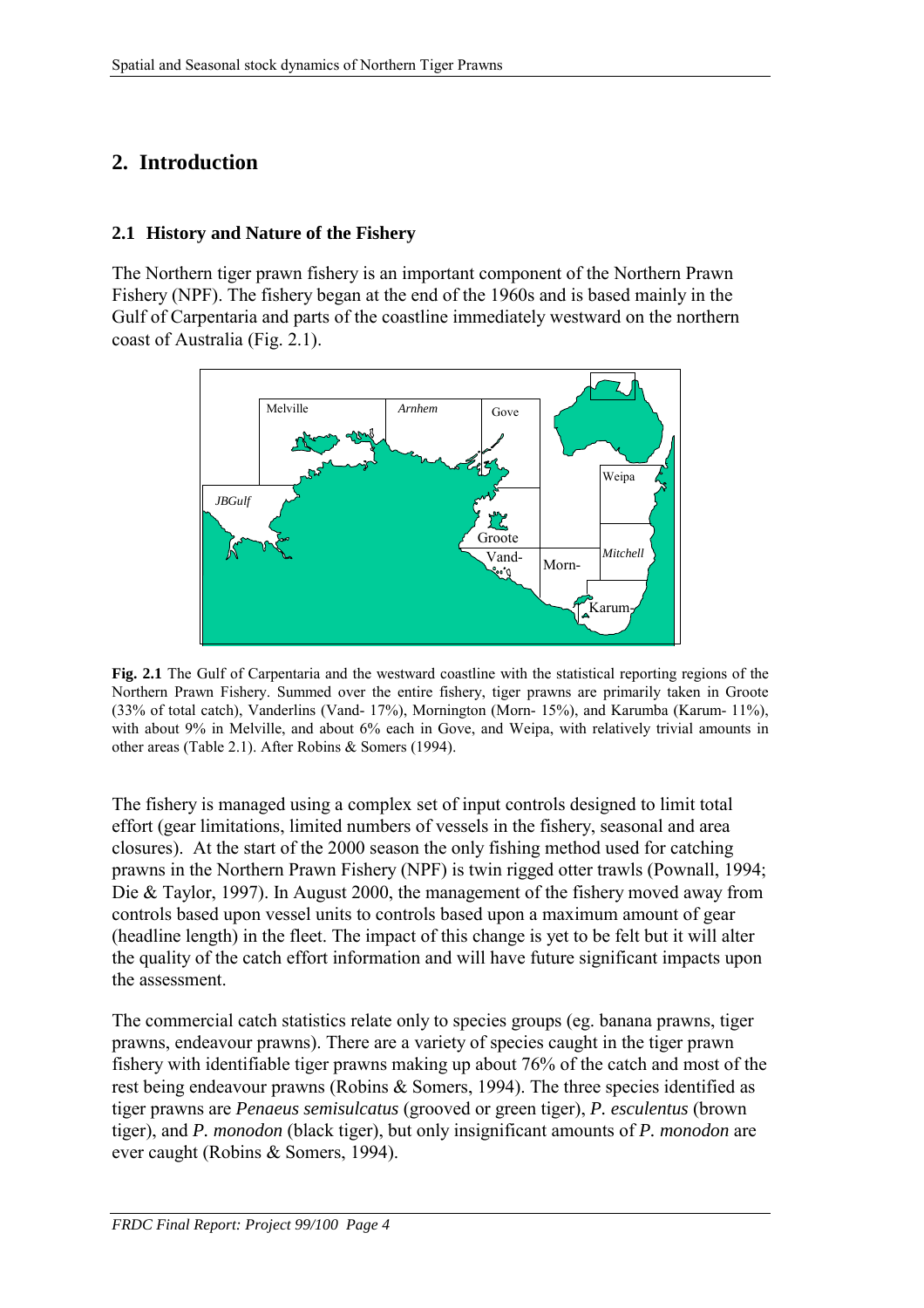# 2. Introduction

## 2.1 History and Nature of the Fishery

The Northern tiger prawn fishery is an important component of the Northern Prawn Fishery (NPF). The fishery began at the end of the 1960s and is based mainly in the Gulf of Carpentaria and parts of the coastline immediately westward on the northern coast of Australia (Fig. 2.1).

**Fig. 2.1** The Gulf of Carpentaria and the westward coastline with the statistical reporting regions of the Northern Prawn Fishery. Summed over the entire fishery, tiger prawns are primarily taken in Groote (33% of total catch), Vanderlins (Vand- 17%), Mornington (Morn- 15%), and Karumba (Karum- 11%), with about 9% in Melville, and about 6% each in Gove, and Weipa, with relatively trivial amounts in other areas (Table 2.1). After Robins & Somers (1994).

The fishery is managed using a complex set of input controls designed to limit total effort (gear limitations, limited numbers of vessels in the fishery, seasonal and area closures). At the start of the 2000 season the only fishing method used for catching prawns in the Northern Prawn Fishery (NPF) is twin rigged otter trawls (Pownall, 1994; Die & Taylor, 1997). In August 2000, the management of the fishery moved away from controls based upon vessel units to controls based upon a maximum amount of gear (headline length) in the fleet. The impact of this change is yet to be felt but it will alter the quality of the catch effort information and will have future significant impacts upon the assessment.

The commercial catch statistics relate only to species groups (eg. banana prawns, tiger prawns, endeavour prawns). There are a variety of species caught in the tiger prawn fishery with identifiable tiger prawns making up about 76% of the catch and most of the rest being endeavour prawns (Robins & Somers, 1994). The three species identified as tiger prawns are *Penaeus semisulcatus* (grooved or green tiger), *P. esculentus* (brown tiger), and *P. monodon* (black tiger), but only insignificant amounts of *P. monodon* are ever caught (Robins & Somers, 1994).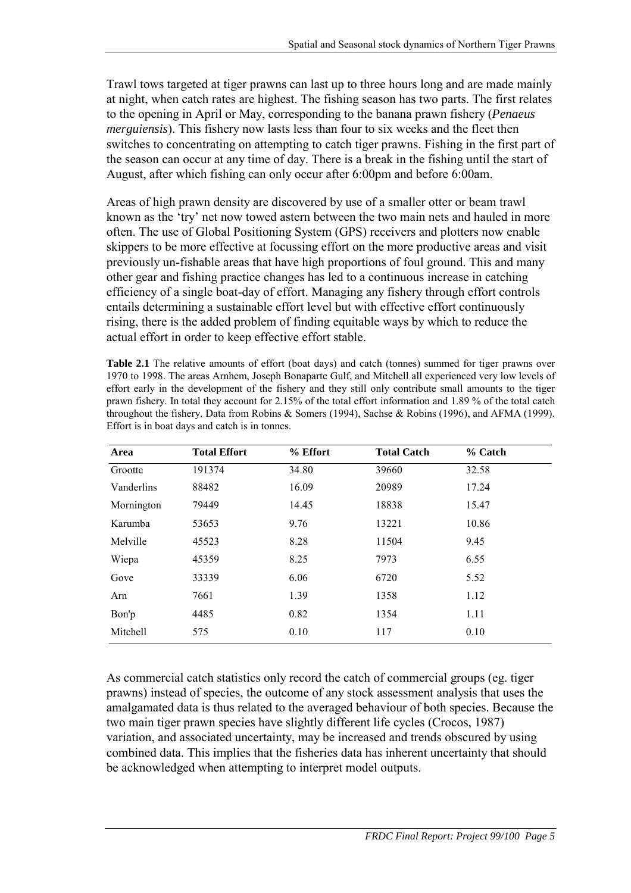Trawl tows targeted at tiger prawns can last up to three hours long and are made mainly at night, when catch rates are highest. The fishing season has two parts. The first relates to the opening in April or May, corresponding to the banana prawn fishery (*Penaeus merguiensis*). This fishery now lasts less than four to six weeks and the fleet then switches to concentrating on attempting to catch tiger prawns. Fishing in the first part of the season can occur at any time of day. There is a break in the fishing until the start of August, after which fishing can only occur after 6:00pm and before 6:00am.

Areas of high prawn density are discovered by use of a smaller otter or beam trawl known as the 'try' net now towed astern between the two main nets and hauled in more often. The use of Global Positioning System (GPS) receivers and plotters now enable skippers to be more effective at focussing effort on the more productive areas and visit previously un-fishable areas that have high proportions of foul ground. This and many other gear and fishing practice changes has led to a continuous increase in catching efficiency of a single boat-day of effort. Managing any fishery through effort controls entails determining a sustainable effort level but with effective effort continuously rising, there is the added problem of finding equitable ways by which to reduce the actual effort in order to keep effective effort stable.

**Table 2.1** The relative amounts of effort (boat days) and catch (tonnes) summed for tiger prawns over 1970 to 1998. The areas Arnhem, Joseph Bonaparte Gulf, and Mitchell all experienced very low levels of effort early in the development of the fishery and they still only contribute small amounts to the tiger prawn fishery. In total they account for 2.15% of the total effort information and 1.89 % of the total catch throughout the fishery. Data from Robins & Somers (1994), Sachse & Robins (1996), and AFMA (1999). Effort is in boat days and catch is in tonnes.

| Area | Total Effort | % Effort | Total Catch | % Catch |
|---|---|---|---|---|
| Grootte | 191374 | 34.80 | 39660 | 32.58 |
| Vanderlins | 88482 | 16.09 | 20989 | 17.24 |
| Mornington | 79449 | 14.45 | 18838 | 15.47 |
| Karumba | 53653 | 9.76 | 13221 | 10.86 |
| Melville | 45523 | 8.28 | 11504 | 9.45 |
| Wiepa | 45359 | 8.25 | 7973 | 6.55 |
| Gove | 33339 | 6.06 | 6720 | 5.52 |
| Arn | 7661 | 1.39 | 1358 | 1.12 |
| Bon'p | 4485 | 0.82 | 1354 | 1.11 |
| Mitchell | 575 | 0.10 | 117 | 0.10 |

As commercial catch statistics only record the catch of commercial groups (eg. tiger prawns) instead of species, the outcome of any stock assessment analysis that uses the amalgamated data is thus related to the averaged behaviour of both species. Because the two main tiger prawn species have slightly different life cycles (Crocos, 1987) variation, and associated uncertainty, may be increased and trends obscured by using combined data. This implies that the fisheries data has inherent uncertainty that should be acknowledged when attempting to interpret model outputs.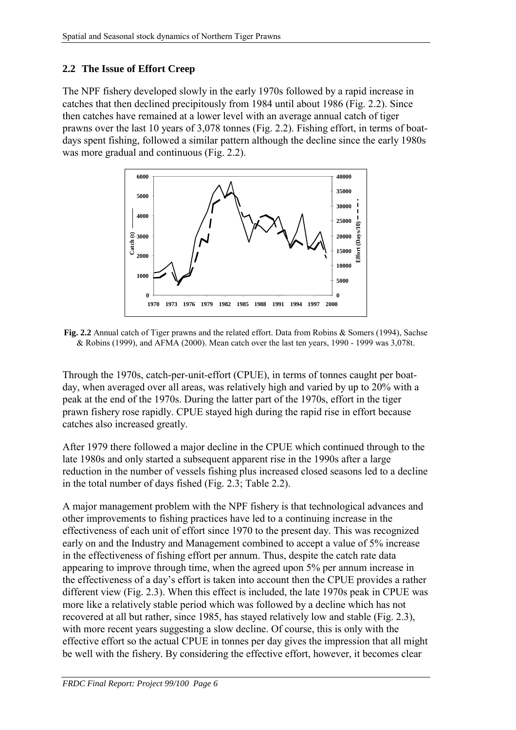## 2.2 The Issue of Effort Creep

The NPF fishery developed slowly in the early 1970s followed by a rapid increase in catches that then declined precipitously from 1984 until about 1986 (Fig. 2.2). Since then catches have remained at a lower level with an average annual catch of tiger prawns over the last 10 years of 3,078 tonnes (Fig. 2.2). Fishing effort, in terms of boat-days spent fishing, followed a similar pattern although the decline since the early 1980s was more gradual and continuous (Fig. 2.2).

**Fig. 2.2** Annual catch of Tiger prawns and the related effort. Data from Robins & Somers (1994), Sachse & Robins (1999), and AFMA (2000). Mean catch over the last ten years, 1990 - 1999 was 3,078t.

Through the 1970s, catch-per-unit-effort (CPUE), in terms of tonnes caught per boat-day, when averaged over all areas, was relatively high and varied by up to 20% with a peak at the end of the 1970s. During the latter part of the 1970s, effort in the tiger prawn fishery rose rapidly. CPUE stayed high during the rapid rise in effort because catches also increased greatly.

After 1979 there followed a major decline in the CPUE which continued through to the late 1980s and only started a subsequent apparent rise in the 1990s after a large reduction in the number of vessels fishing plus increased closed seasons led to a decline in the total number of days fished (Fig. 2.3; Table 2.2).

A major management problem with the NPF fishery is that technological advances and other improvements to fishing practices have led to a continuing increase in the effectiveness of each unit of effort since 1970 to the present day. This was recognized early on and the Industry and Management combined to accept a value of 5% increase in the effectiveness of fishing effort per annum. Thus, despite the catch rate data appearing to improve through time, when the agreed upon 5% per annum increase in the effectiveness of a day's effort is taken into account then the CPUE provides a rather different view (Fig. 2.3). When this effect is included, the late 1970s peak in CPUE was more like a relatively stable period which was followed by a decline which has not recovered at all but rather, since 1985, has stayed relatively low and stable (Fig. 2.3), with more recent years suggesting a slow decline. Of course, this is only with the effective effort so the actual CPUE in tonnes per day gives the impression that all might be well with the fishery. By considering the effective effort, however, it becomes clear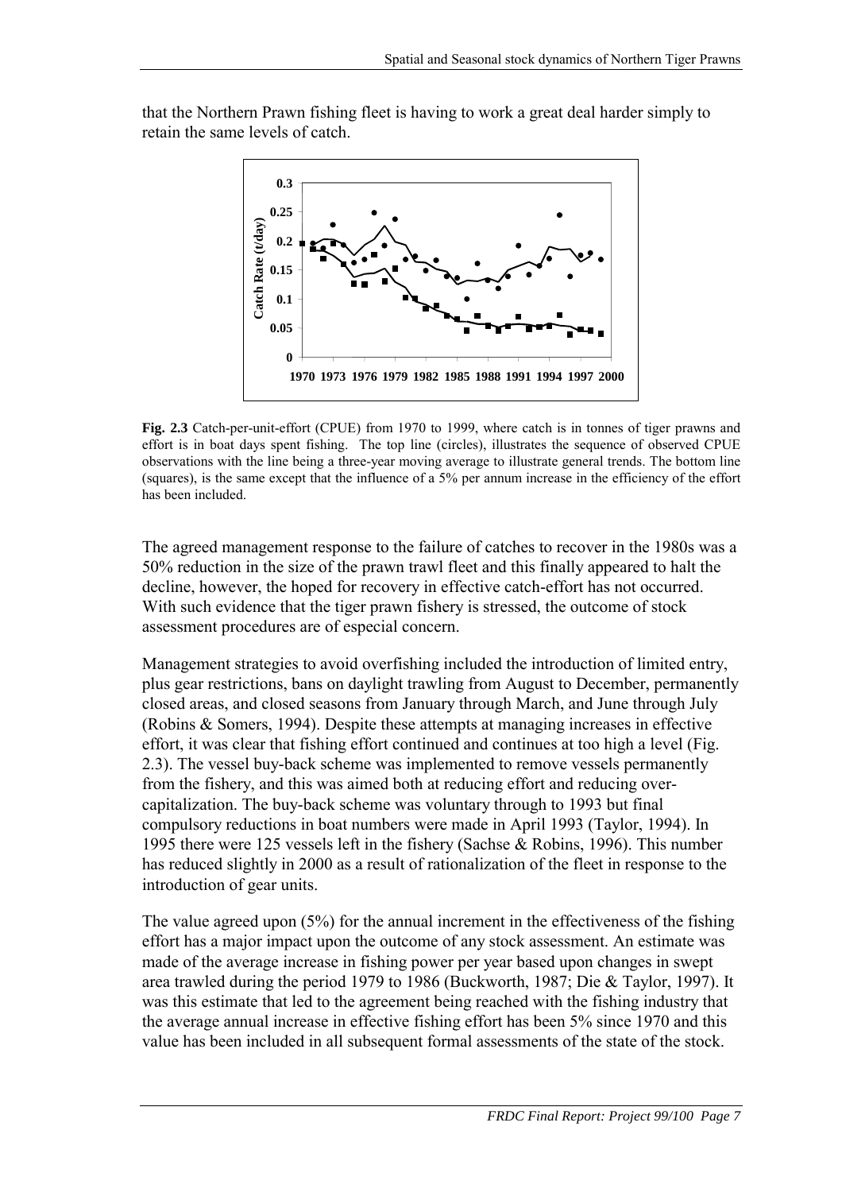that the Northern Prawn fishing fleet is having to work a great deal harder simply to retain the same levels of catch.

**Fig. 2.3** Catch-per-unit-effort (CPUE) from 1970 to 1999, where catch is in tonnes of tiger prawns and effort is in boat days spent fishing. The top line (circles), illustrates the sequence of observed CPUE observations with the line being a three-year moving average to illustrate general trends. The bottom line (squares), is the same except that the influence of a 5% per annum increase in the efficiency of the effort has been included.

The agreed management response to the failure of catches to recover in the 1980s was a 50% reduction in the size of the prawn trawl fleet and this finally appeared to halt the decline, however, the hoped for recovery in effective catch-effort has not occurred. With such evidence that the tiger prawn fishery is stressed, the outcome of stock assessment procedures are of especial concern.

Management strategies to avoid overfishing included the introduction of limited entry, plus gear restrictions, bans on daylight trawling from August to December, permanently closed areas, and closed seasons from January through March, and June through July (Robins & Somers, 1994). Despite these attempts at managing increases in effective effort, it was clear that fishing effort continued and continues at too high a level (Fig. 2.3). The vessel buy-back scheme was implemented to remove vessels permanently from the fishery, and this was aimed both at reducing effort and reducing over-capitalization. The buy-back scheme was voluntary through to 1993 but final compulsory reductions in boat numbers were made in April 1993 (Taylor, 1994). In 1995 there were 125 vessels left in the fishery (Sachse & Robins, 1996). This number has reduced slightly in 2000 as a result of rationalization of the fleet in response to the introduction of gear units.

The value agreed upon (5%) for the annual increment in the effectiveness of the fishing effort has a major impact upon the outcome of any stock assessment. An estimate was made of the average increase in fishing power per year based upon changes in swept area trawled during the period 1979 to 1986 (Buckworth, 1987; Die & Taylor, 1997). It was this estimate that led to the agreement being reached with the fishing industry that the average annual increase in effective fishing effort has been 5% since 1970 and this value has been included in all subsequent formal assessments of the state of the stock.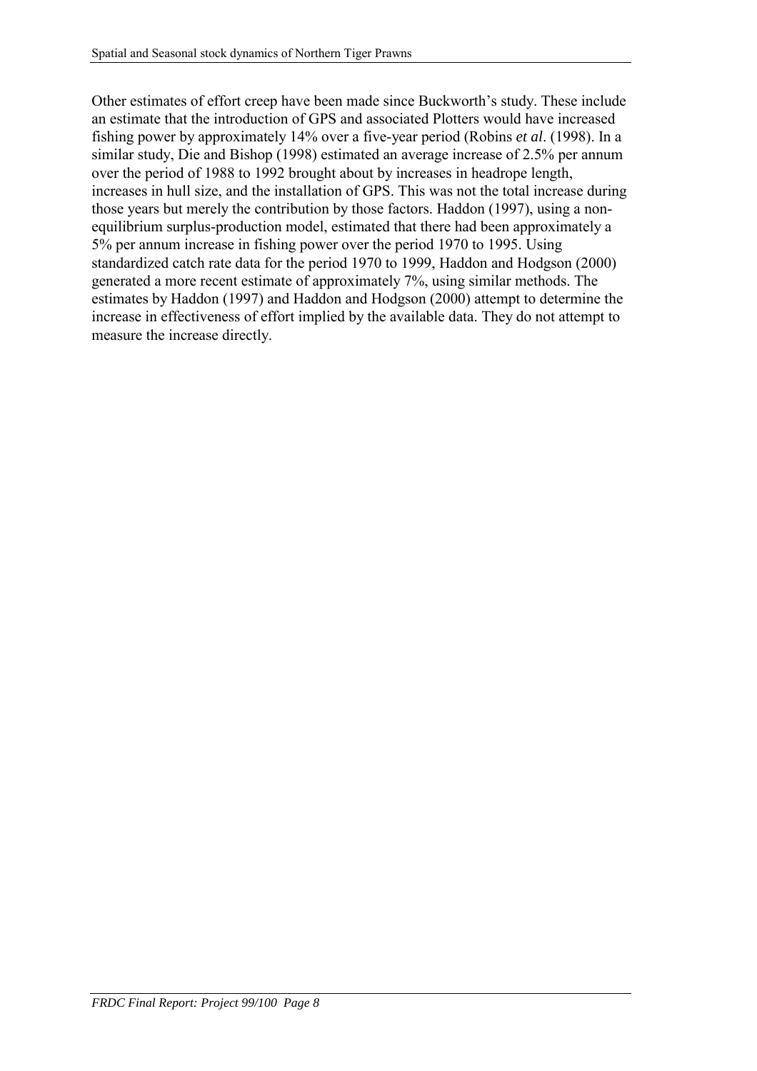Other estimates of effort creep have been made since Buckworth's study. These include an estimate that the introduction of GPS and associated Plotters would have increased fishing power by approximately 14% over a five-year period (Robins *et al*. (1998). In a similar study, Die and Bishop (1998) estimated an average increase of 2.5% per annum over the period of 1988 to 1992 brought about by increases in headrope length, increases in hull size, and the installation of GPS. This was not the total increase during those years but merely the contribution by those factors. Haddon (1997), using a non-equilibrium surplus-production model, estimated that there had been approximately a 5% per annum increase in fishing power over the period 1970 to 1995. Using standardized catch rate data for the period 1970 to 1999, Haddon and Hodgson (2000) generated a more recent estimate of approximately 7%, using similar methods. The estimates by Haddon (1997) and Haddon and Hodgson (2000) attempt to determine the increase in effectiveness of effort implied by the available data. They do not attempt to measure the increase directly.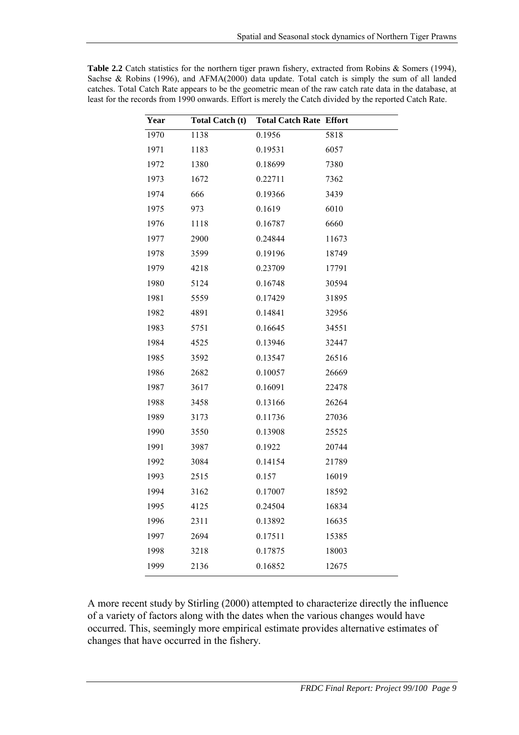**Table 2.2** Catch statistics for the northern tiger prawn fishery, extracted from Robins & Somers (1994), Sachse & Robins (1996), and AFMA(2000) data update. Total catch is simply the sum of all landed catches. Total Catch Rate appears to be the geometric mean of the raw catch rate data in the database, at least for the records from 1990 onwards. Effort is merely the Catch divided by the reported Catch Rate.

| Year | Total Catch (t) | Total Catch Rate | Effort |
|---|---|---|---|
| 1970 | 1138 | 0.1956 | 5818 |
| 1971 | 1183 | 0.19531 | 6057 |
| 1972 | 1380 | 0.18699 | 7380 |
| 1973 | 1672 | 0.22711 | 7362 |
| 1974 | 666 | 0.19366 | 3439 |
| 1975 | 973 | 0.1619 | 6010 |
| 1976 | 1118 | 0.16787 | 6660 |
| 1977 | 2900 | 0.24844 | 11673 |
| 1978 | 3599 | 0.19196 | 18749 |
| 1979 | 4218 | 0.23709 | 17791 |
| 1980 | 5124 | 0.16748 | 30594 |
| 1981 | 5559 | 0.17429 | 31895 |
| 1982 | 4891 | 0.14841 | 32956 |
| 1983 | 5751 | 0.16645 | 34551 |
| 1984 | 4525 | 0.13946 | 32447 |
| 1985 | 3592 | 0.13547 | 26516 |
| 1986 | 2682 | 0.10057 | 26669 |
| 1987 | 3617 | 0.16091 | 22478 |
| 1988 | 3458 | 0.13166 | 26264 |
| 1989 | 3173 | 0.11736 | 27036 |
| 1990 | 3550 | 0.13908 | 25525 |
| 1991 | 3987 | 0.1922 | 20744 |
| 1992 | 3084 | 0.14154 | 21789 |
| 1993 | 2515 | 0.157 | 16019 |
| 1994 | 3162 | 0.17007 | 18592 |
| 1995 | 4125 | 0.24504 | 16834 |
| 1996 | 2311 | 0.13892 | 16635 |
| 1997 | 2694 | 0.17511 | 15385 |
| 1998 | 3218 | 0.17875 | 18003 |
| 1999 | 2136 | 0.16852 | 12675 |

A more recent study by Stirling (2000) attempted to characterize directly the influence of a variety of factors along with the dates when the various changes would have occurred. This, seemingly more empirical estimate provides alternative estimates of changes that have occurred in the fishery.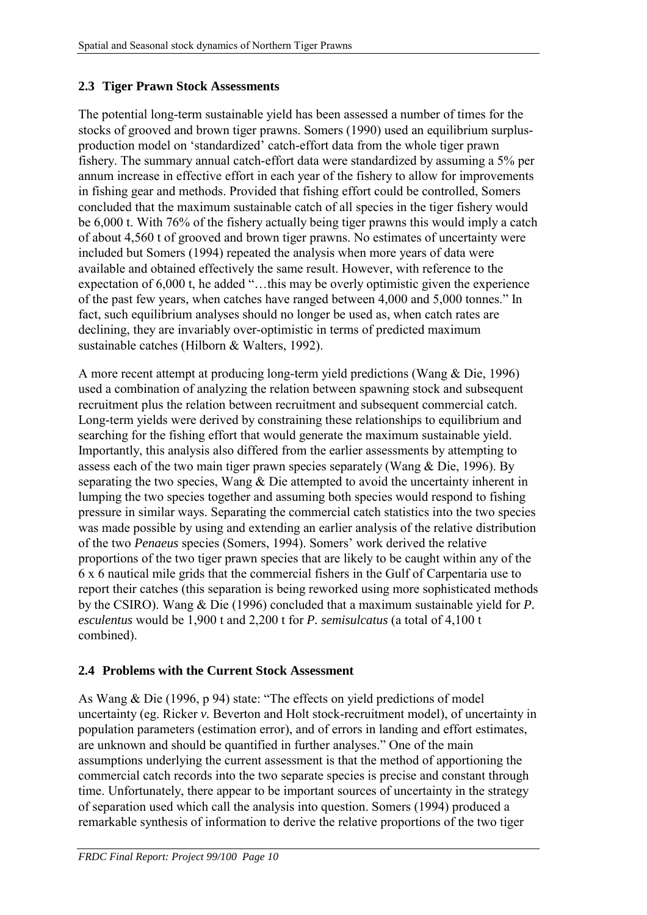## 2.3 Tiger Prawn Stock Assessments

The potential long-term sustainable yield has been assessed a number of times for the stocks of grooved and brown tiger prawns. Somers (1990) used an equilibrium surplus-production model on 'standardized' catch-effort data from the whole tiger prawn fishery. The summary annual catch-effort data were standardized by assuming a 5% per annum increase in effective effort in each year of the fishery to allow for improvements in fishing gear and methods. Provided that fishing effort could be controlled, Somers concluded that the maximum sustainable catch of all species in the tiger fishery would be 6,000 t. With 76% of the fishery actually being tiger prawns this would imply a catch of about 4,560 t of grooved and brown tiger prawns. No estimates of uncertainty were included but Somers (1994) repeated the analysis when more years of data were available and obtained effectively the same result. However, with reference to the expectation of 6,000 t, he added "…this may be overly optimistic given the experience of the past few years, when catches have ranged between 4,000 and 5,000 tonnes." In fact, such equilibrium analyses should no longer be used as, when catch rates are declining, they are invariably over-optimistic in terms of predicted maximum sustainable catches (Hilborn & Walters, 1992).

A more recent attempt at producing long-term yield predictions (Wang & Die, 1996) used a combination of analyzing the relation between spawning stock and subsequent recruitment plus the relation between recruitment and subsequent commercial catch. Long-term yields were derived by constraining these relationships to equilibrium and searching for the fishing effort that would generate the maximum sustainable yield. Importantly, this analysis also differed from the earlier assessments by attempting to assess each of the two main tiger prawn species separately (Wang & Die, 1996). By separating the two species, Wang & Die attempted to avoid the uncertainty inherent in lumping the two species together and assuming both species would respond to fishing pressure in similar ways. Separating the commercial catch statistics into the two species was made possible by using and extending an earlier analysis of the relative distribution of the two *Penaeus* species (Somers, 1994). Somers' work derived the relative proportions of the two tiger prawn species that are likely to be caught within any of the 6 x 6 nautical mile grids that the commercial fishers in the Gulf of Carpentaria use to report their catches (this separation is being reworked using more sophisticated methods by the CSIRO). Wang & Die (1996) concluded that a maximum sustainable yield for *P. esculentus* would be 1,900 t and 2,200 t for *P. semisulcatus* (a total of 4,100 t combined).

## 2.4 Problems with the Current Stock Assessment

As Wang & Die (1996, p 94) state: "The effects on yield predictions of model uncertainty (eg. Ricker *v.* Beverton and Holt stock-recruitment model), of uncertainty in population parameters (estimation error), and of errors in landing and effort estimates, are unknown and should be quantified in further analyses." One of the main assumptions underlying the current assessment is that the method of apportioning the commercial catch records into the two separate species is precise and constant through time. Unfortunately, there appear to be important sources of uncertainty in the strategy of separation used which call the analysis into question. Somers (1994) produced a remarkable synthesis of information to derive the relative proportions of the two tiger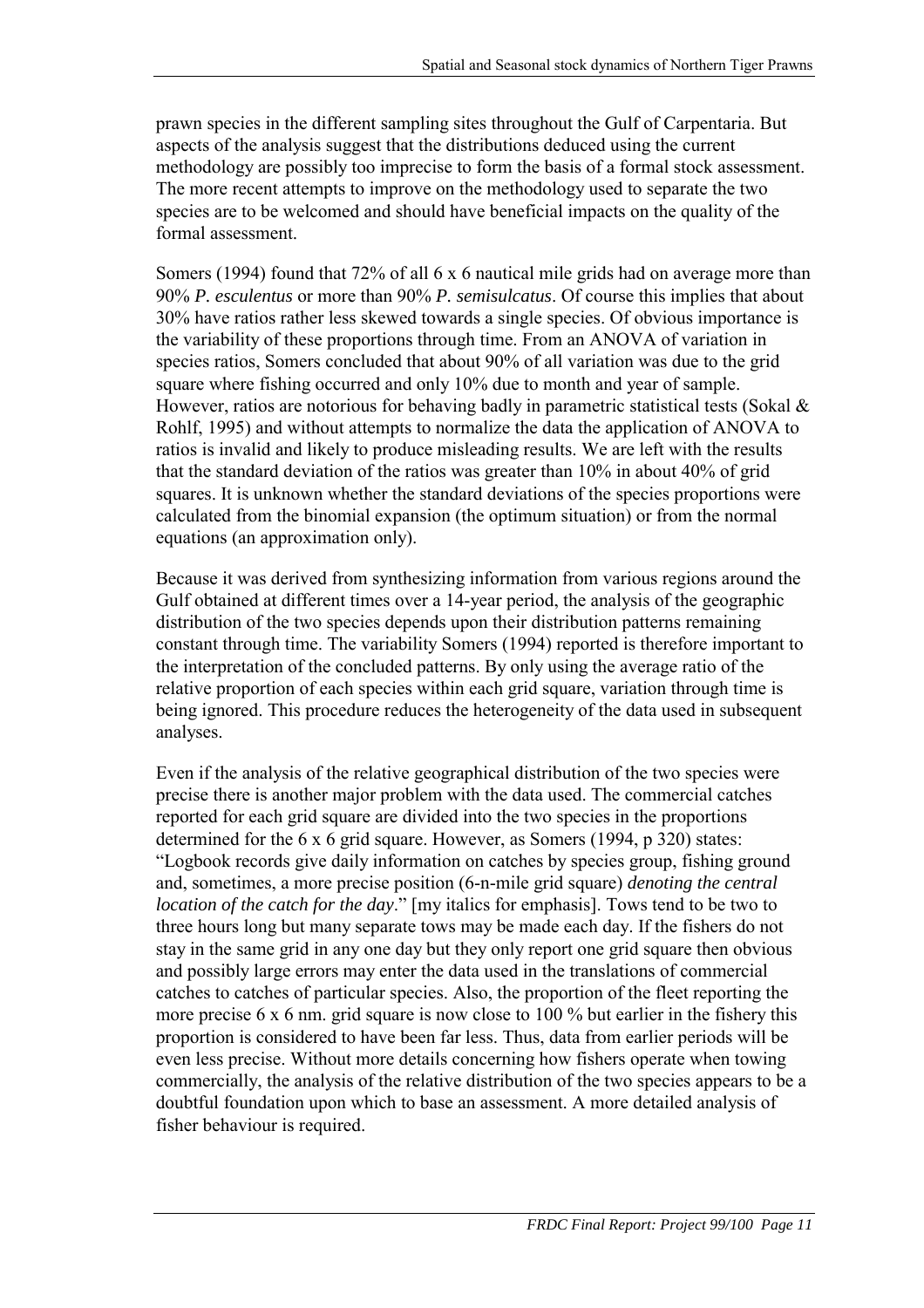prawn species in the different sampling sites throughout the Gulf of Carpentaria. But aspects of the analysis suggest that the distributions deduced using the current methodology are possibly too imprecise to form the basis of a formal stock assessment. The more recent attempts to improve on the methodology used to separate the two species are to be welcomed and should have beneficial impacts on the quality of the formal assessment.

Somers (1994) found that 72% of all 6 x 6 nautical mile grids had on average more than 90% *P. esculentus* or more than 90% *P. semisulcatus*. Of course this implies that about 30% have ratios rather less skewed towards a single species. Of obvious importance is the variability of these proportions through time. From an ANOVA of variation in species ratios, Somers concluded that about 90% of all variation was due to the grid square where fishing occurred and only 10% due to month and year of sample. However, ratios are notorious for behaving badly in parametric statistical tests (Sokal & Rohlf, 1995) and without attempts to normalize the data the application of ANOVA to ratios is invalid and likely to produce misleading results. We are left with the results that the standard deviation of the ratios was greater than 10% in about 40% of grid squares. It is unknown whether the standard deviations of the species proportions were calculated from the binomial expansion (the optimum situation) or from the normal equations (an approximation only).

Because it was derived from synthesizing information from various regions around the Gulf obtained at different times over a 14-year period, the analysis of the geographic distribution of the two species depends upon their distribution patterns remaining constant through time. The variability Somers (1994) reported is therefore important to the interpretation of the concluded patterns. By only using the average ratio of the relative proportion of each species within each grid square, variation through time is being ignored. This procedure reduces the heterogeneity of the data used in subsequent analyses.

Even if the analysis of the relative geographical distribution of the two species were precise there is another major problem with the data used. The commercial catches reported for each grid square are divided into the two species in the proportions determined for the 6 x 6 grid square. However, as Somers (1994, p 320) states: "Logbook records give daily information on catches by species group, fishing ground and, sometimes, a more precise position (6-n-mile grid square) *denoting the central location of the catch for the day*." [my italics for emphasis]. Tows tend to be two to three hours long but many separate tows may be made each day. If the fishers do not stay in the same grid in any one day but they only report one grid square then obvious and possibly large errors may enter the data used in the translations of commercial catches to catches of particular species. Also, the proportion of the fleet reporting the more precise 6 x 6 nm. grid square is now close to 100 % but earlier in the fishery this proportion is considered to have been far less. Thus, data from earlier periods will be even less precise. Without more details concerning how fishers operate when towing commercially, the analysis of the relative distribution of the two species appears to be a doubtful foundation upon which to base an assessment. A more detailed analysis of fisher behaviour is required.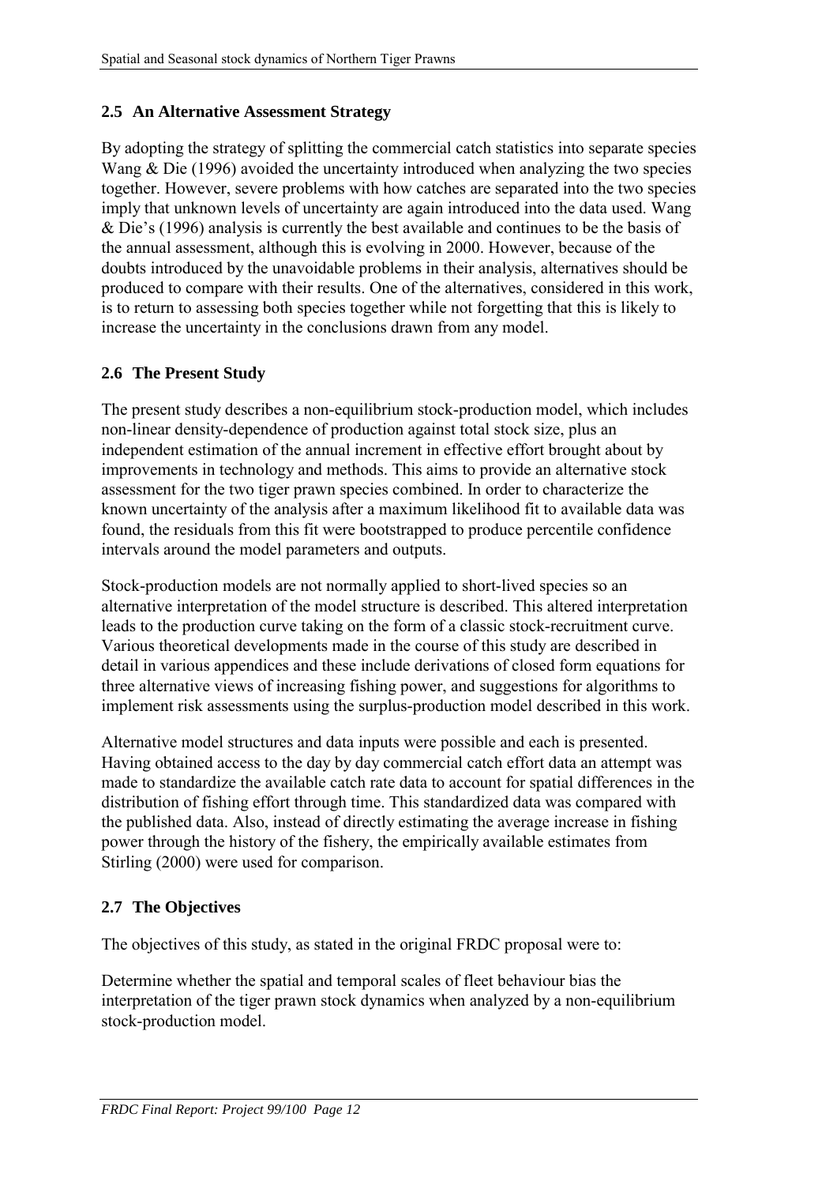## 2.5 An Alternative Assessment Strategy

By adopting the strategy of splitting the commercial catch statistics into separate species Wang & Die (1996) avoided the uncertainty introduced when analyzing the two species together. However, severe problems with how catches are separated into the two species imply that unknown levels of uncertainty are again introduced into the data used. Wang & Die's (1996) analysis is currently the best available and continues to be the basis of the annual assessment, although this is evolving in 2000. However, because of the doubts introduced by the unavoidable problems in their analysis, alternatives should be produced to compare with their results. One of the alternatives, considered in this work, is to return to assessing both species together while not forgetting that this is likely to increase the uncertainty in the conclusions drawn from any model.

## 2.6 The Present Study

The present study describes a non-equilibrium stock-production model, which includes non-linear density-dependence of production against total stock size, plus an independent estimation of the annual increment in effective effort brought about by improvements in technology and methods. This aims to provide an alternative stock assessment for the two tiger prawn species combined. In order to characterize the known uncertainty of the analysis after a maximum likelihood fit to available data was found, the residuals from this fit were bootstrapped to produce percentile confidence intervals around the model parameters and outputs.

Stock-production models are not normally applied to short-lived species so an alternative interpretation of the model structure is described. This altered interpretation leads to the production curve taking on the form of a classic stock-recruitment curve. Various theoretical developments made in the course of this study are described in detail in various appendices and these include derivations of closed form equations for three alternative views of increasing fishing power, and suggestions for algorithms to implement risk assessments using the surplus-production model described in this work.

Alternative model structures and data inputs were possible and each is presented. Having obtained access to the day by day commercial catch effort data an attempt was made to standardize the available catch rate data to account for spatial differences in the distribution of fishing effort through time. This standardized data was compared with the published data. Also, instead of directly estimating the average increase in fishing power through the history of the fishery, the empirically available estimates from Stirling (2000) were used for comparison.

## 2.7 The Objectives

The objectives of this study, as stated in the original FRDC proposal were to:

Determine whether the spatial and temporal scales of fleet behaviour bias the interpretation of the tiger prawn stock dynamics when analyzed by a non-equilibrium stock-production model.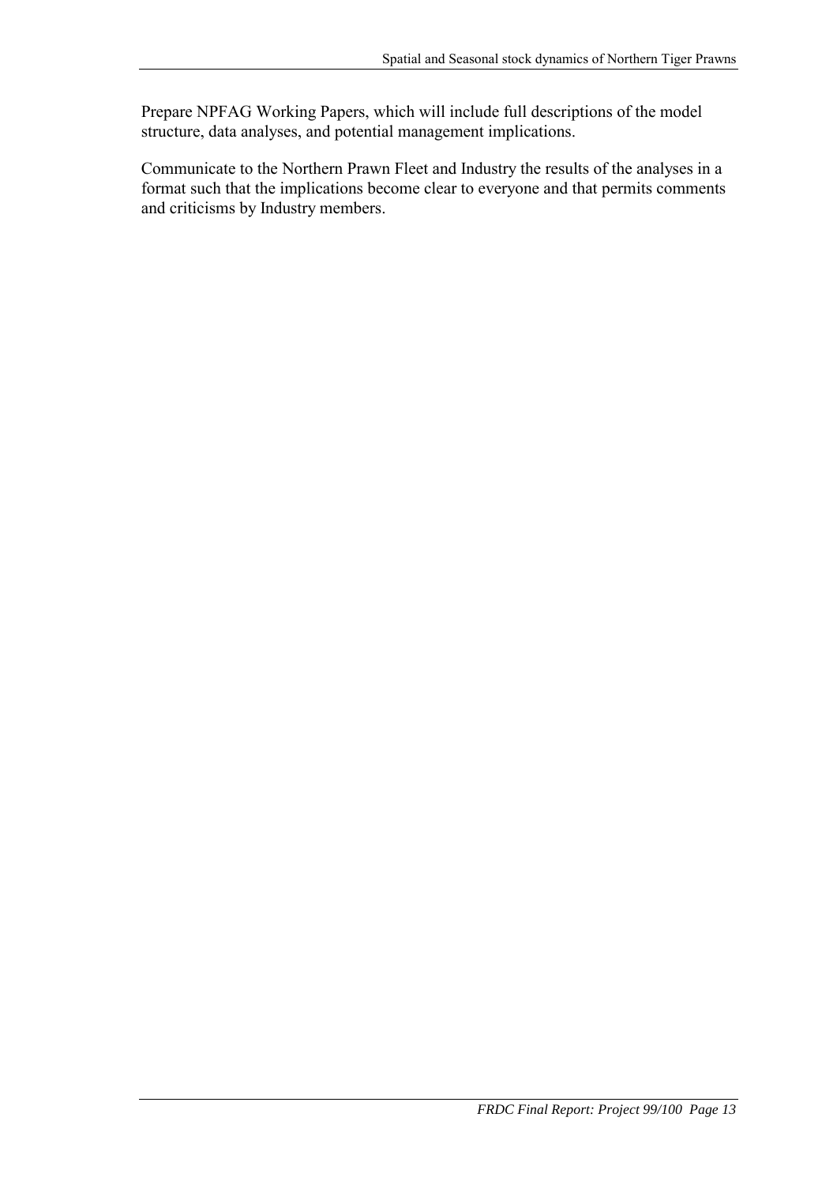Prepare NPFAG Working Papers, which will include full descriptions of the model structure, data analyses, and potential management implications.

Communicate to the Northern Prawn Fleet and Industry the results of the analyses in a format such that the implications become clear to everyone and that permits comments and criticisms by Industry members.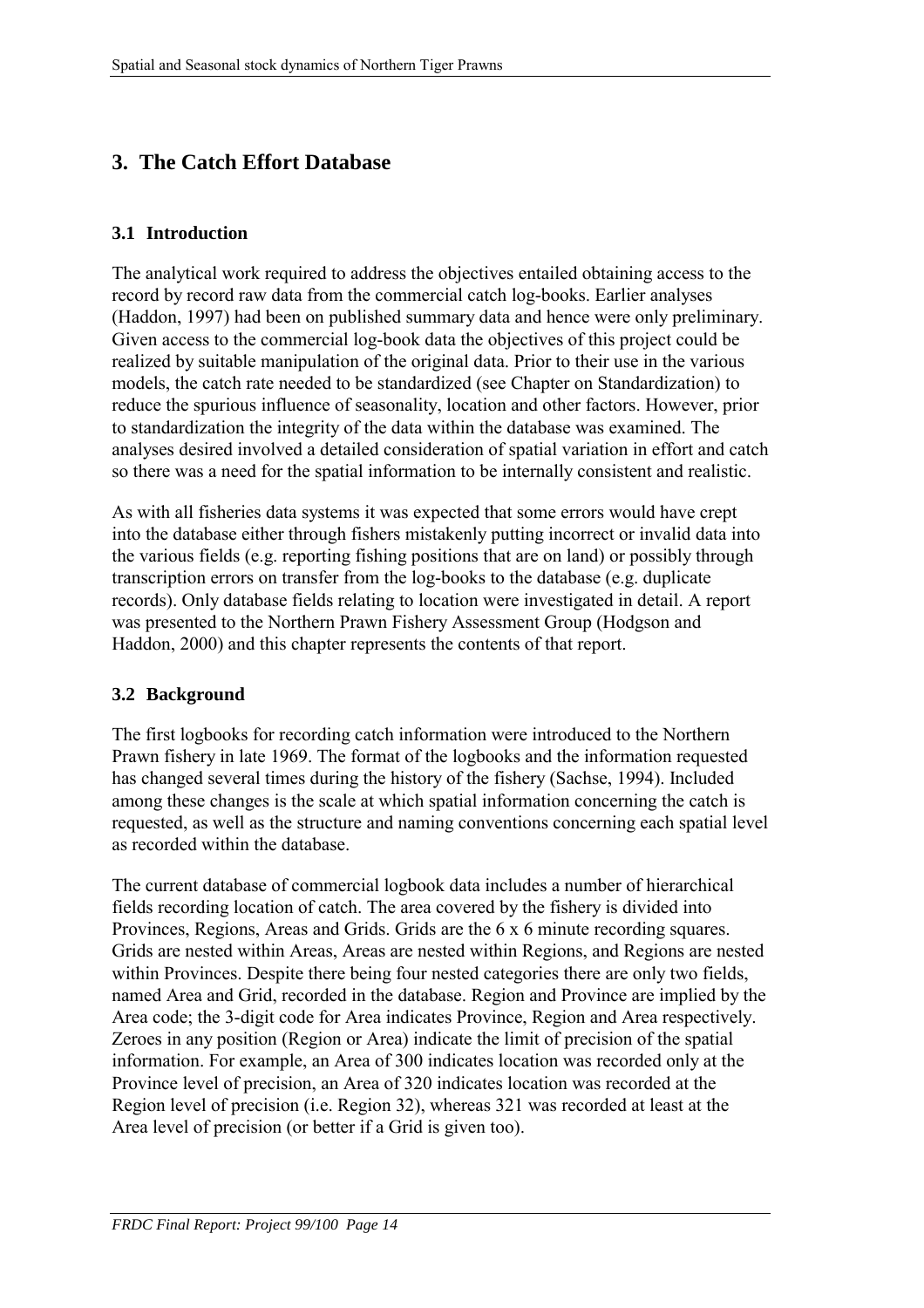# 3. The Catch Effort Database

## 3.1 Introduction

The analytical work required to address the objectives entailed obtaining access to the record by record raw data from the commercial catch log-books. Earlier analyses (Haddon, 1997) had been on published summary data and hence were only preliminary. Given access to the commercial log-book data the objectives of this project could be realized by suitable manipulation of the original data. Prior to their use in the various models, the catch rate needed to be standardized (see Chapter on Standardization) to reduce the spurious influence of seasonality, location and other factors. However, prior to standardization the integrity of the data within the database was examined. The analyses desired involved a detailed consideration of spatial variation in effort and catch so there was a need for the spatial information to be internally consistent and realistic.

As with all fisheries data systems it was expected that some errors would have crept into the database either through fishers mistakenly putting incorrect or invalid data into the various fields (e.g. reporting fishing positions that are on land) or possibly through transcription errors on transfer from the log-books to the database (e.g. duplicate records). Only database fields relating to location were investigated in detail. A report was presented to the Northern Prawn Fishery Assessment Group (Hodgson and Haddon, 2000) and this chapter represents the contents of that report.

## 3.2 Background

The first logbooks for recording catch information were introduced to the Northern Prawn fishery in late 1969. The format of the logbooks and the information requested has changed several times during the history of the fishery (Sachse, 1994). Included among these changes is the scale at which spatial information concerning the catch is requested, as well as the structure and naming conventions concerning each spatial level as recorded within the database.

The current database of commercial logbook data includes a number of hierarchical fields recording location of catch. The area covered by the fishery is divided into Provinces, Regions, Areas and Grids. Grids are the 6 x 6 minute recording squares. Grids are nested within Areas, Areas are nested within Regions, and Regions are nested within Provinces. Despite there being four nested categories there are only two fields, named Area and Grid, recorded in the database. Region and Province are implied by the Area code; the 3-digit code for Area indicates Province, Region and Area respectively. Zeroes in any position (Region or Area) indicate the limit of precision of the spatial information. For example, an Area of 300 indicates location was recorded only at the Province level of precision, an Area of 320 indicates location was recorded at the Region level of precision (i.e. Region 32), whereas 321 was recorded at least at the Area level of precision (or better if a Grid is given too).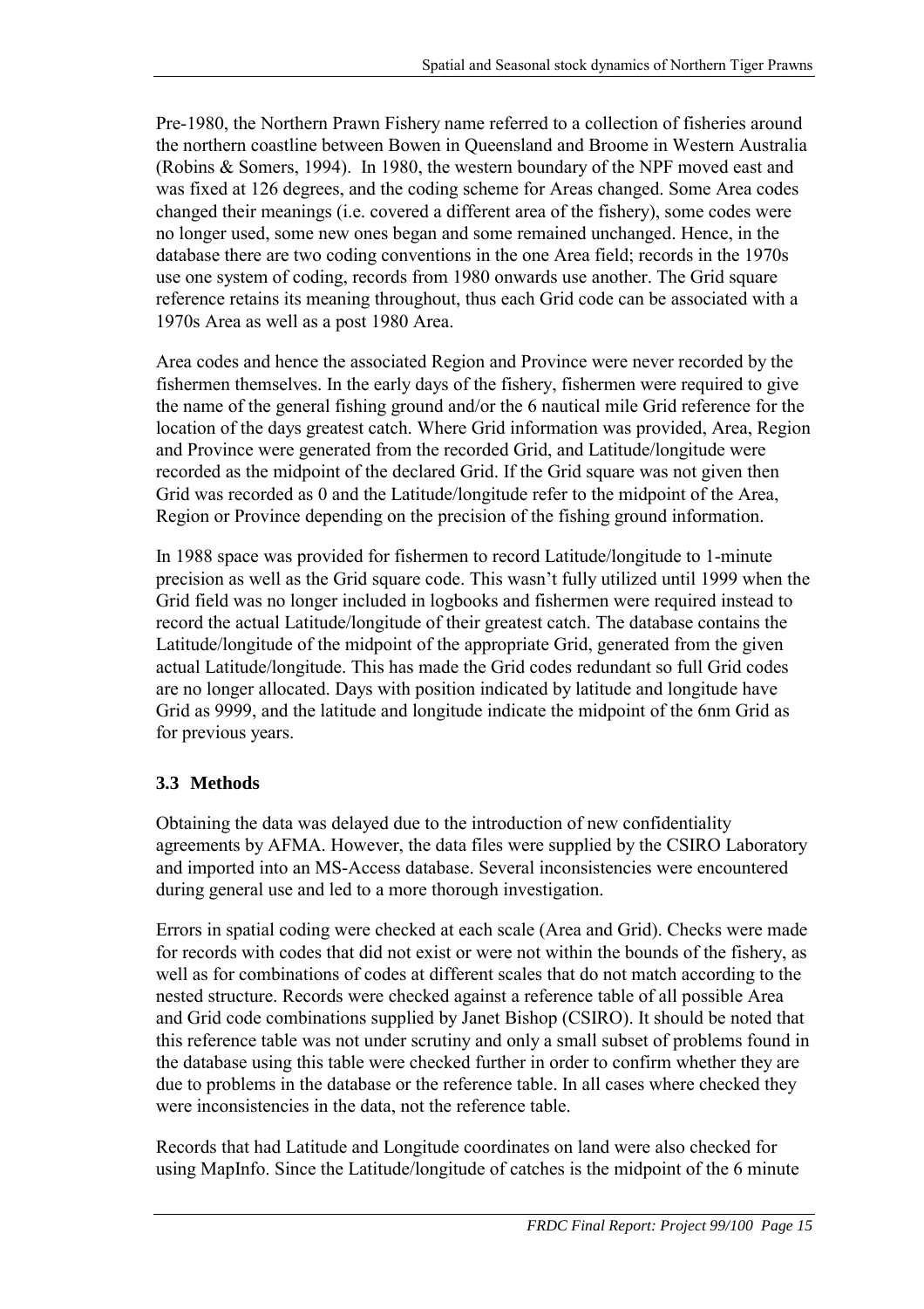Pre-1980, the Northern Prawn Fishery name referred to a collection of fisheries around the northern coastline between Bowen in Queensland and Broome in Western Australia (Robins & Somers, 1994). In 1980, the western boundary of the NPF moved east and was fixed at 126 degrees, and the coding scheme for Areas changed. Some Area codes changed their meanings (i.e. covered a different area of the fishery), some codes were no longer used, some new ones began and some remained unchanged. Hence, in the database there are two coding conventions in the one Area field; records in the 1970s use one system of coding, records from 1980 onwards use another. The Grid square reference retains its meaning throughout, thus each Grid code can be associated with a 1970s Area as well as a post 1980 Area.

Area codes and hence the associated Region and Province were never recorded by the fishermen themselves. In the early days of the fishery, fishermen were required to give the name of the general fishing ground and/or the 6 nautical mile Grid reference for the location of the days greatest catch. Where Grid information was provided, Area, Region and Province were generated from the recorded Grid, and Latitude/longitude were recorded as the midpoint of the declared Grid. If the Grid square was not given then Grid was recorded as 0 and the Latitude/longitude refer to the midpoint of the Area, Region or Province depending on the precision of the fishing ground information.

In 1988 space was provided for fishermen to record Latitude/longitude to 1-minute precision as well as the Grid square code. This wasn't fully utilized until 1999 when the Grid field was no longer included in logbooks and fishermen were required instead to record the actual Latitude/longitude of their greatest catch. The database contains the Latitude/longitude of the midpoint of the appropriate Grid, generated from the given actual Latitude/longitude. This has made the Grid codes redundant so full Grid codes are no longer allocated. Days with position indicated by latitude and longitude have Grid as 9999, and the latitude and longitude indicate the midpoint of the 6nm Grid as for previous years.

### 3.3 Methods

Obtaining the data was delayed due to the introduction of new confidentiality agreements by AFMA. However, the data files were supplied by the CSIRO Laboratory and imported into an MS-Access database. Several inconsistencies were encountered during general use and led to a more thorough investigation.

Errors in spatial coding were checked at each scale (Area and Grid). Checks were made for records with codes that did not exist or were not within the bounds of the fishery, as well as for combinations of codes at different scales that do not match according to the nested structure. Records were checked against a reference table of all possible Area and Grid code combinations supplied by Janet Bishop (CSIRO). It should be noted that this reference table was not under scrutiny and only a small subset of problems found in the database using this table were checked further in order to confirm whether they are due to problems in the database or the reference table. In all cases where checked they were inconsistencies in the data, not the reference table.

Records that had Latitude and Longitude coordinates on land were also checked for using MapInfo. Since the Latitude/longitude of catches is the midpoint of the 6 minute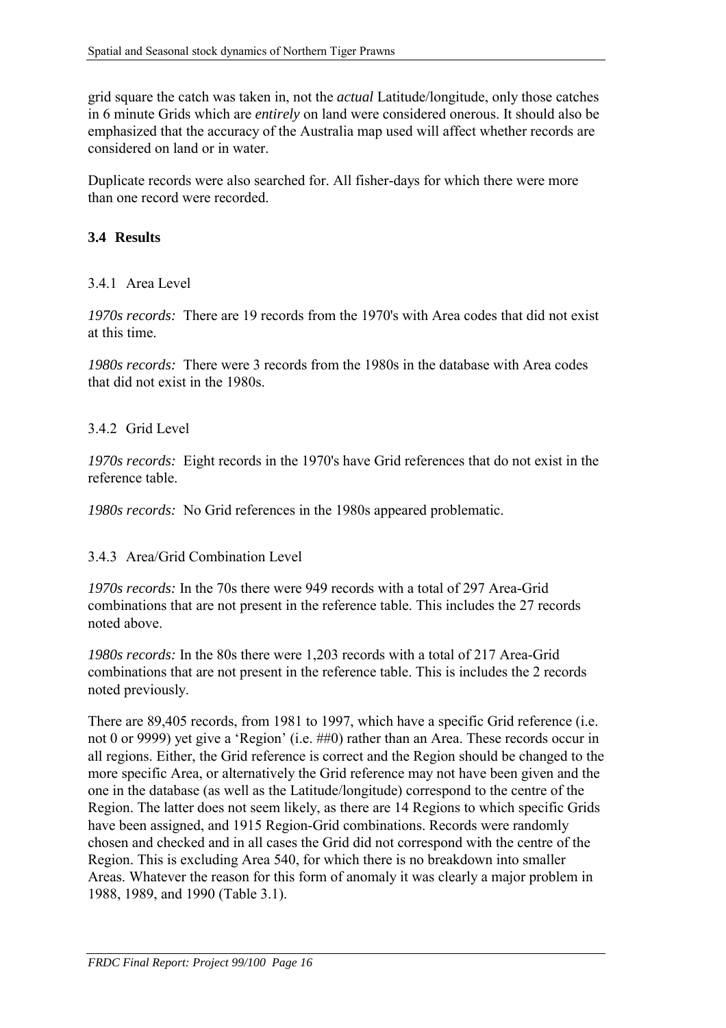grid square the catch was taken in, not the *actual* Latitude/longitude, only those catches in 6 minute Grids which are *entirely* on land were considered onerous. It should also be emphasized that the accuracy of the Australia map used will affect whether records are considered on land or in water.

Duplicate records were also searched for. All fisher-days for which there were more than one record were recorded.

## 3.4 Results

### 3.4.1 Area Level

*1970s records:* There are 19 records from the 1970's with Area codes that did not exist at this time.

*1980s records:* There were 3 records from the 1980s in the database with Area codes that did not exist in the 1980s.

### 3.4.2 Grid Level

*1970s records:* Eight records in the 1970's have Grid references that do not exist in the reference table.

*1980s records:* No Grid references in the 1980s appeared problematic.

### 3.4.3 Area/Grid Combination Level

*1970s records:* In the 70s there were 949 records with a total of 297 Area-Grid combinations that are not present in the reference table. This includes the 27 records noted above.

*1980s records:* In the 80s there were 1,203 records with a total of 217 Area-Grid combinations that are not present in the reference table. This is includes the 2 records noted previously.

There are 89,405 records, from 1981 to 1997, which have a specific Grid reference (i.e. not 0 or 9999) yet give a 'Region' (i.e. ##0) rather than an Area. These records occur in all regions. Either, the Grid reference is correct and the Region should be changed to the more specific Area, or alternatively the Grid reference may not have been given and the one in the database (as well as the Latitude/longitude) correspond to the centre of the Region. The latter does not seem likely, as there are 14 Regions to which specific Grids have been assigned, and 1915 Region-Grid combinations. Records were randomly chosen and checked and in all cases the Grid did not correspond with the centre of the Region. This is excluding Area 540, for which there is no breakdown into smaller Areas. Whatever the reason for this form of anomaly it was clearly a major problem in 1988, 1989, and 1990 (Table 3.1).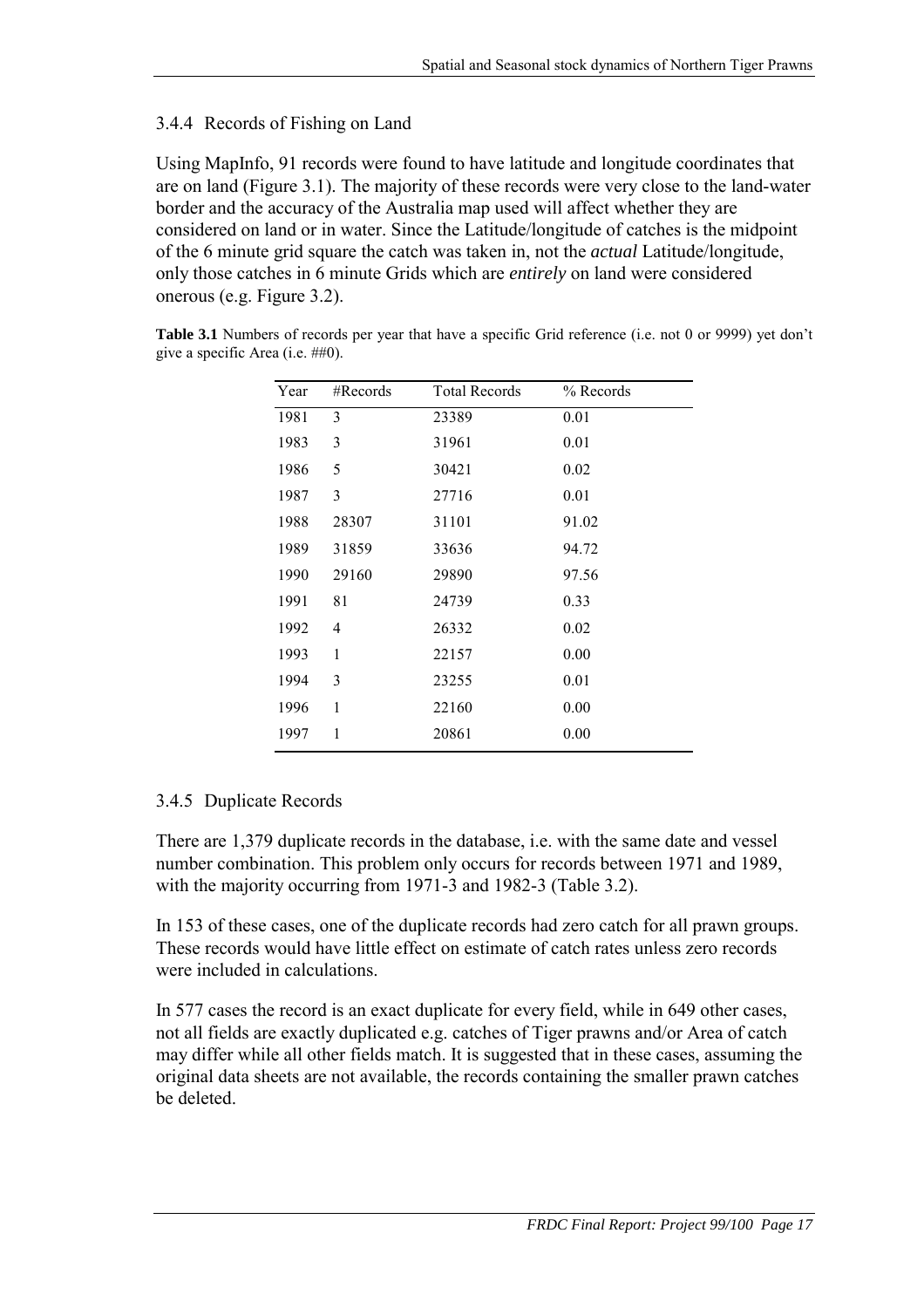### 3.4.4 Records of Fishing on Land

Using MapInfo, 91 records were found to have latitude and longitude coordinates that are on land (Figure 3.1). The majority of these records were very close to the land-water border and the accuracy of the Australia map used will affect whether they are considered on land or in water. Since the Latitude/longitude of catches is the midpoint of the 6 minute grid square the catch was taken in, not the *actual* Latitude/longitude, only those catches in 6 minute Grids which are *entirely* on land were considered onerous (e.g. Figure 3.2).

**Table 3.1** Numbers of records per year that have a specific Grid reference (i.e. not 0 or 9999) yet don't give a specific Area (i.e. ##0).

| Year | #Records | Total Records | % Records |
|---|---|---|---|
| 1981 | 3 | 23389 | 0.01 |
| 1983 | 3 | 31961 | 0.01 |
| 1986 | 5 | 30421 | 0.02 |
| 1987 | 3 | 27716 | 0.01 |
| 1988 | 28307 | 31101 | 91.02 |
| 1989 | 31859 | 33636 | 94.72 |
| 1990 | 29160 | 29890 | 97.56 |
| 1991 | 81 | 24739 | 0.33 |
| 1992 | 4 | 26332 | 0.02 |
| 1993 | 1 | 22157 | 0.00 |
| 1994 | 3 | 23255 | 0.01 |
| 1996 | 1 | 22160 | 0.00 |
| 1997 | 1 | 20861 | 0.00 |

### 3.4.5 Duplicate Records

There are 1,379 duplicate records in the database, i.e. with the same date and vessel number combination. This problem only occurs for records between 1971 and 1989, with the majority occurring from 1971-3 and 1982-3 (Table 3.2).

In 153 of these cases, one of the duplicate records had zero catch for all prawn groups. These records would have little effect on estimate of catch rates unless zero records were included in calculations.

In 577 cases the record is an exact duplicate for every field, while in 649 other cases, not all fields are exactly duplicated e.g. catches of Tiger prawns and/or Area of catch may differ while all other fields match. It is suggested that in these cases, assuming the original data sheets are not available, the records containing the smaller prawn catches be deleted.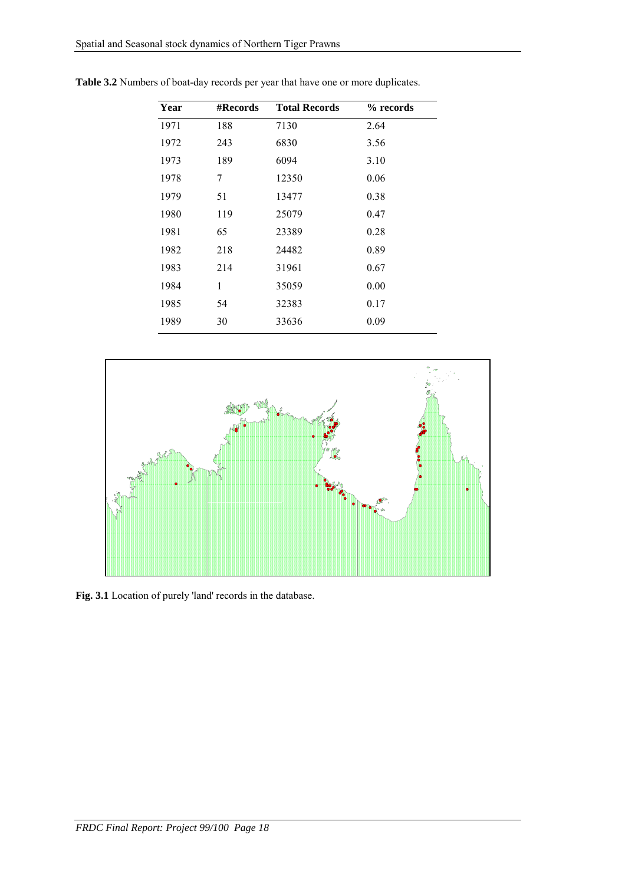**Table 3.2** Numbers of boat-day records per year that have one or more duplicates.

| Year | #Records | Total Records | % records |
|---|---|---|---|
| 1971 | 188 | 7130 | 2.64 |
| 1972 | 243 | 6830 | 3.56 |
| 1973 | 189 | 6094 | 3.10 |
| 1978 | 7 | 12350 | 0.06 |
| 1979 | 51 | 13477 | 0.38 |
| 1980 | 119 | 25079 | 0.47 |
| 1981 | 65 | 23389 | 0.28 |
| 1982 | 218 | 24482 | 0.89 |
| 1983 | 214 | 31961 | 0.67 |
| 1984 | 1 | 35059 | 0.00 |
| 1985 | 54 | 32383 | 0.17 |
| 1989 | 30 | 33636 | 0.09 |

**Fig. 3.1** Location of purely 'land' records in the database.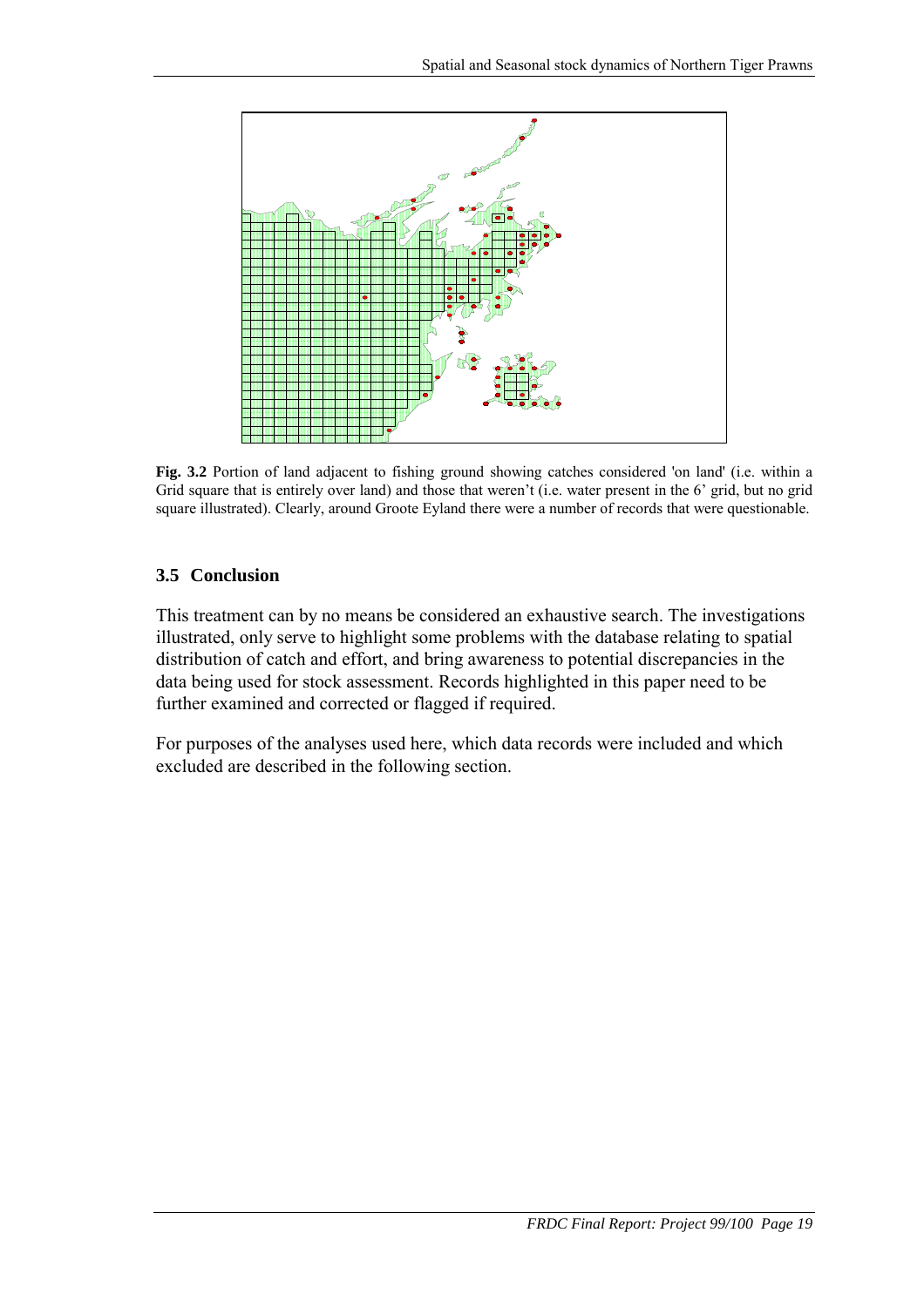**Fig. 3.2** Portion of land adjacent to fishing ground showing catches considered 'on land' (i.e. within a Grid square that is entirely over land) and those that weren't (i.e. water present in the 6' grid, but no grid square illustrated). Clearly, around Groote Eyland there were a number of records that were questionable.

### 3.5 Conclusion

This treatment can by no means be considered an exhaustive search. The investigations illustrated, only serve to highlight some problems with the database relating to spatial distribution of catch and effort, and bring awareness to potential discrepancies in the data being used for stock assessment. Records highlighted in this paper need to be further examined and corrected or flagged if required.

For purposes of the analyses used here, which data records were included and which excluded are described in the following section.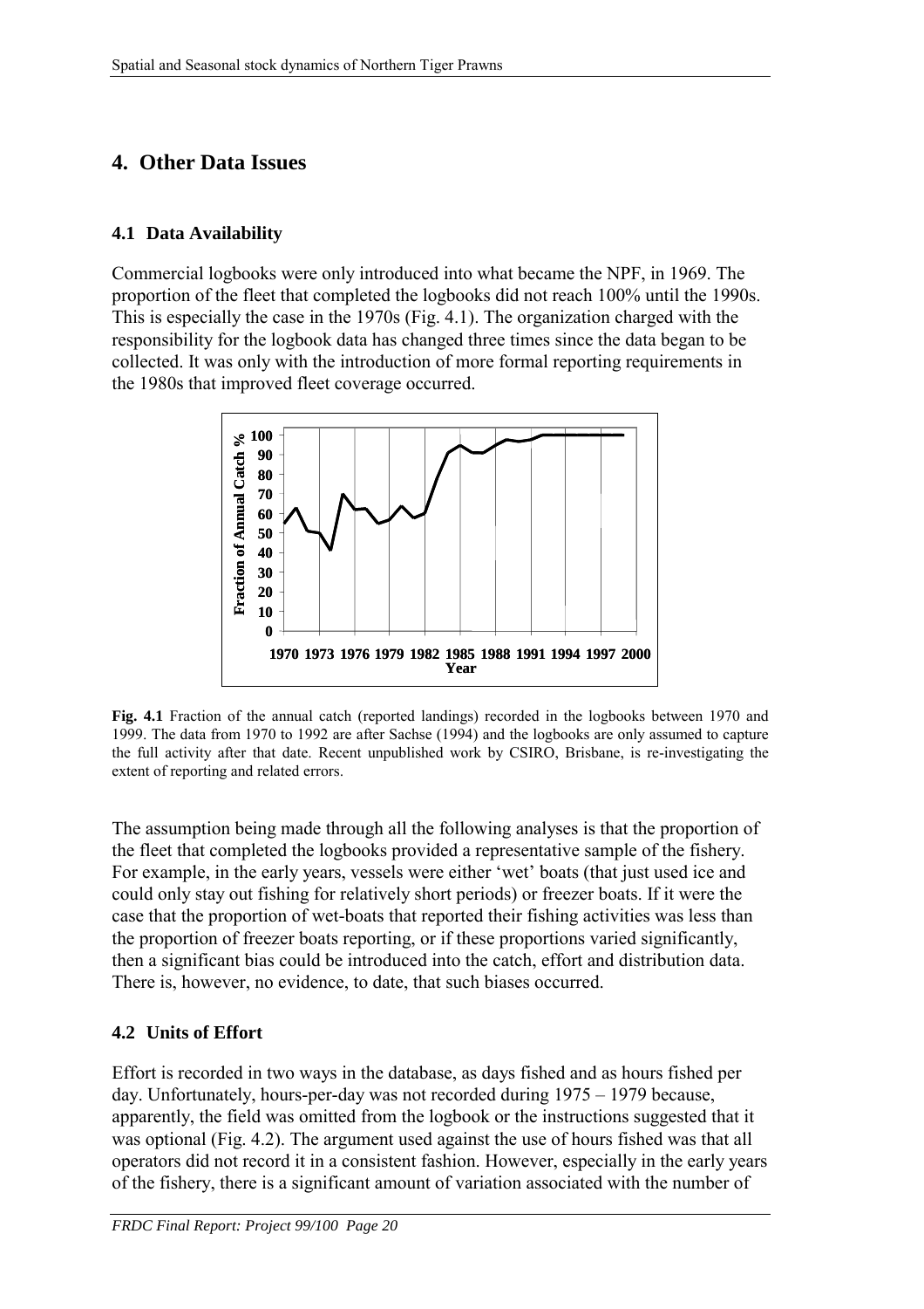# 4. Other Data Issues

## 4.1 Data Availability

Commercial logbooks were only introduced into what became the NPF, in 1969. The proportion of the fleet that completed the logbooks did not reach 100% until the 1990s. This is especially the case in the 1970s (Fig. 4.1). The organization charged with the responsibility for the logbook data has changed three times since the data began to be collected. It was only with the introduction of more formal reporting requirements in the 1980s that improved fleet coverage occurred.

**Fig. 4.1** Fraction of the annual catch (reported landings) recorded in the logbooks between 1970 and 1999. The data from 1970 to 1992 are after Sachse (1994) and the logbooks are only assumed to capture the full activity after that date. Recent unpublished work by CSIRO, Brisbane, is re-investigating the extent of reporting and related errors.

The assumption being made through all the following analyses is that the proportion of the fleet that completed the logbooks provided a representative sample of the fishery. For example, in the early years, vessels were either 'wet' boats (that just used ice and could only stay out fishing for relatively short periods) or freezer boats. If it were the case that the proportion of wet-boats that reported their fishing activities was less than the proportion of freezer boats reporting, or if these proportions varied significantly, then a significant bias could be introduced into the catch, effort and distribution data. There is, however, no evidence, to date, that such biases occurred.

## 4.2 Units of Effort

Effort is recorded in two ways in the database, as days fished and as hours fished per day. Unfortunately, hours-per-day was not recorded during 1975 – 1979 because, apparently, the field was omitted from the logbook or the instructions suggested that it was optional (Fig. 4.2). The argument used against the use of hours fished was that all operators did not record it in a consistent fashion. However, especially in the early years of the fishery, there is a significant amount of variation associated with the number of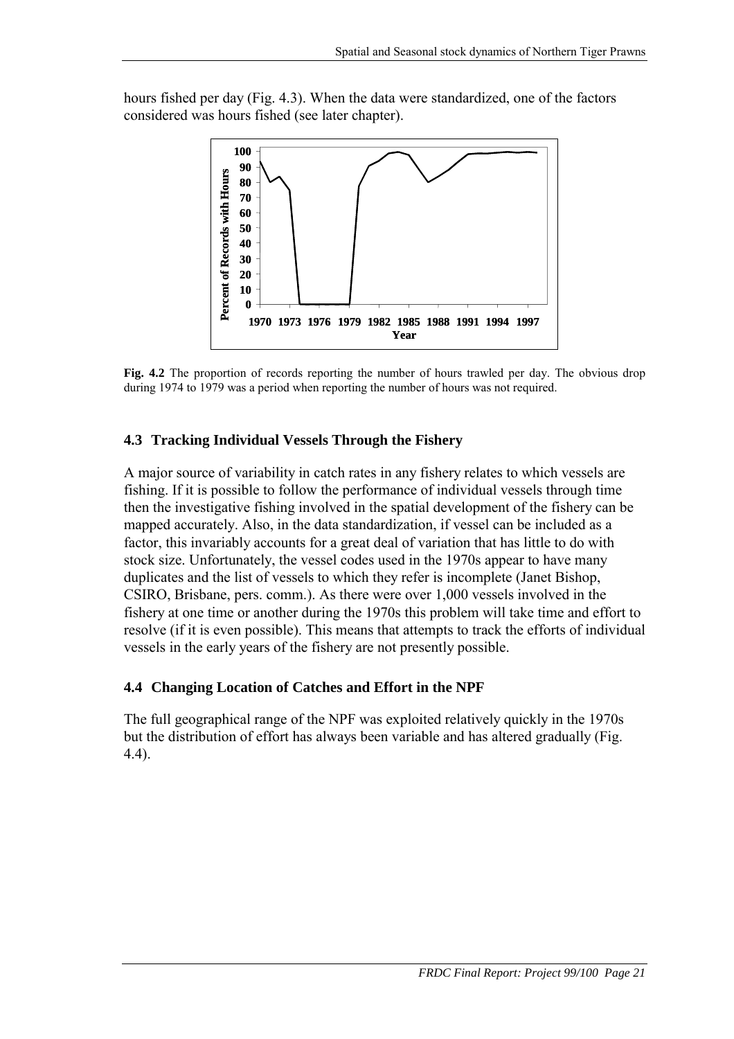hours fished per day (Fig. 4.3). When the data were standardized, one of the factors considered was hours fished (see later chapter).

**Fig. 4.2** The proportion of records reporting the number of hours trawled per day. The obvious drop during 1974 to 1979 was a period when reporting the number of hours was not required.

## 4.3 Tracking Individual Vessels Through the Fishery

A major source of variability in catch rates in any fishery relates to which vessels are fishing. If it is possible to follow the performance of individual vessels through time then the investigative fishing involved in the spatial development of the fishery can be mapped accurately. Also, in the data standardization, if vessel can be included as a factor, this invariably accounts for a great deal of variation that has little to do with stock size. Unfortunately, the vessel codes used in the 1970s appear to have many duplicates and the list of vessels to which they refer is incomplete (Janet Bishop, CSIRO, Brisbane, pers. comm.). As there were over 1,000 vessels involved in the fishery at one time or another during the 1970s this problem will take time and effort to resolve (if it is even possible). This means that attempts to track the efforts of individual vessels in the early years of the fishery are not presently possible.

## 4.4 Changing Location of Catches and Effort in the NPF

The full geographical range of the NPF was exploited relatively quickly in the 1970s but the distribution of effort has always been variable and has altered gradually (Fig. 4.4).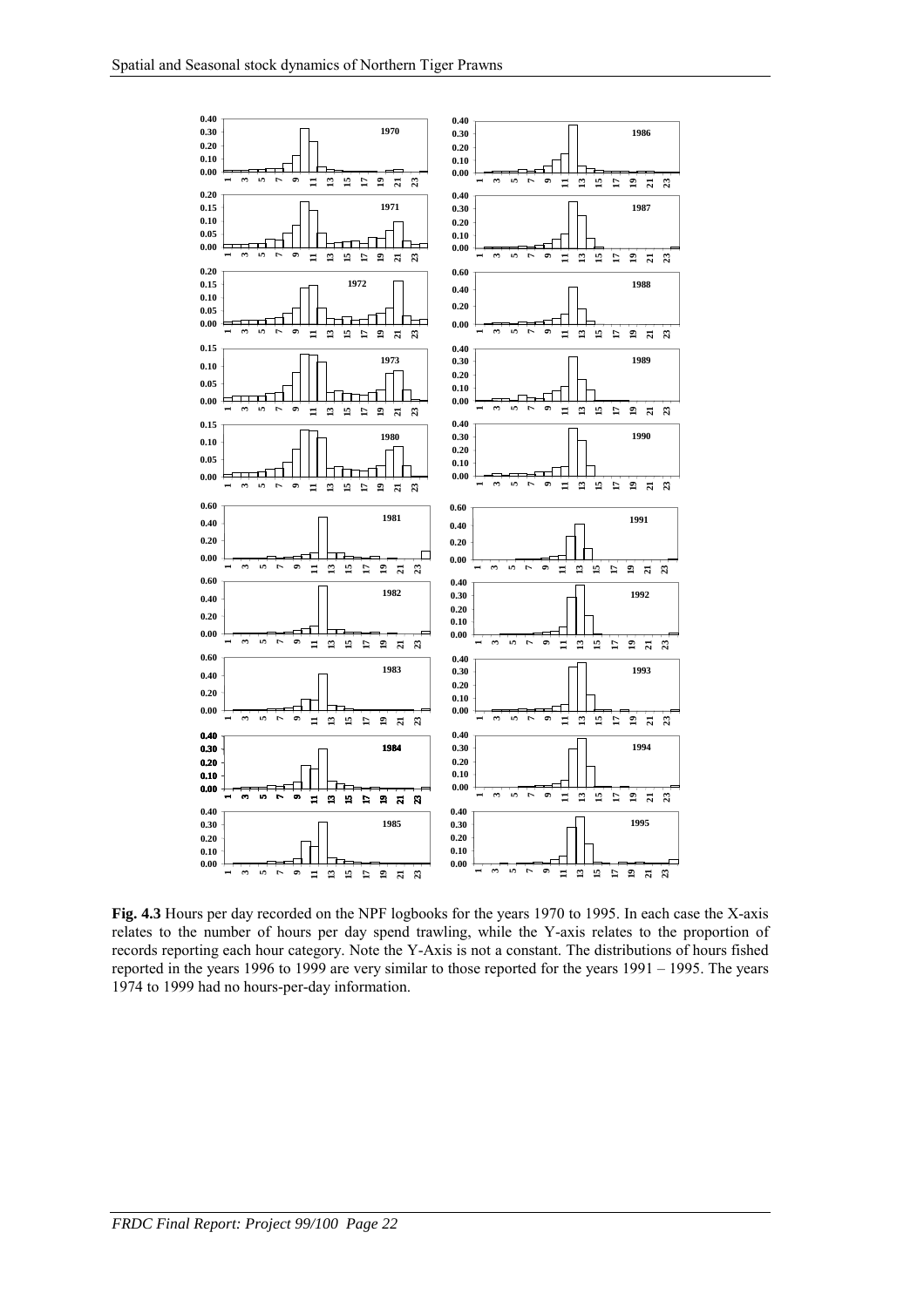**Fig. 4.3** Hours per day recorded on the NPF logbooks for the years 1970 to 1995. In each case the X-axis relates to the number of hours per day spend trawling, while the Y-axis relates to the proportion of records reporting each hour category. Note the Y-Axis is not a constant. The distributions of hours fished reported in the years 1996 to 1999 are very similar to those reported for the years 1991 – 1995. The years 1974 to 1999 had no hours-per-day information.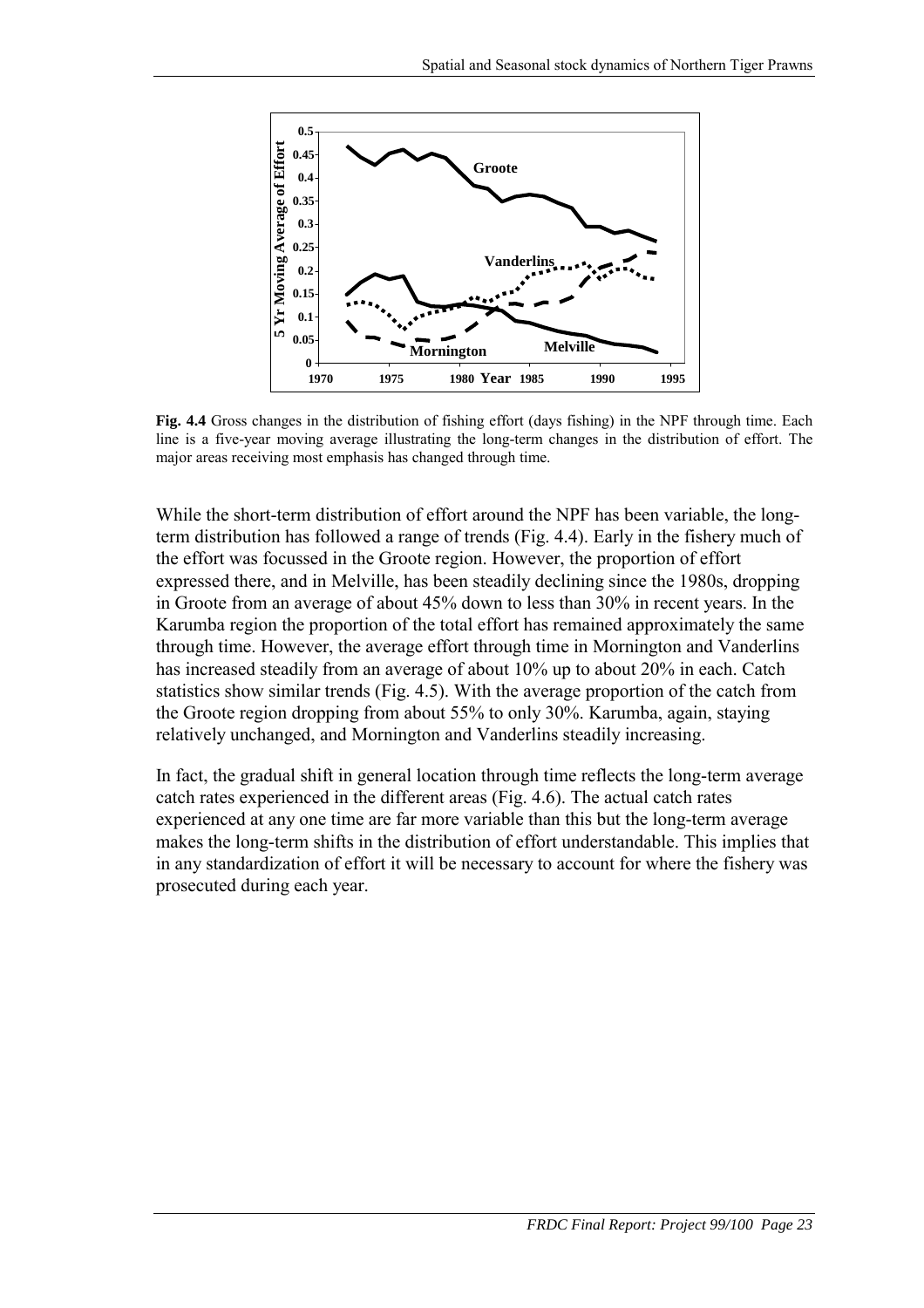**Fig. 4.4** Gross changes in the distribution of fishing effort (days fishing) in the NPF through time. Each line is a five-year moving average illustrating the long-term changes in the distribution of effort. The major areas receiving most emphasis has changed through time.

While the short-term distribution of effort around the NPF has been variable, the long-term distribution has followed a range of trends (Fig. 4.4). Early in the fishery much of the effort was focussed in the Groote region. However, the proportion of effort expressed there, and in Melville, has been steadily declining since the 1980s, dropping in Groote from an average of about 45% down to less than 30% in recent years. In the Karumba region the proportion of the total effort has remained approximately the same through time. However, the average effort through time in Mornington and Vanderlins has increased steadily from an average of about 10% up to about 20% in each. Catch statistics show similar trends (Fig. 4.5). With the average proportion of the catch from the Groote region dropping from about 55% to only 30%. Karumba, again, staying relatively unchanged, and Mornington and Vanderlins steadily increasing.

In fact, the gradual shift in general location through time reflects the long-term average catch rates experienced in the different areas (Fig. 4.6). The actual catch rates experienced at any one time are far more variable than this but the long-term average makes the long-term shifts in the distribution of effort understandable. This implies that in any standardization of effort it will be necessary to account for where the fishery was prosecuted during each year.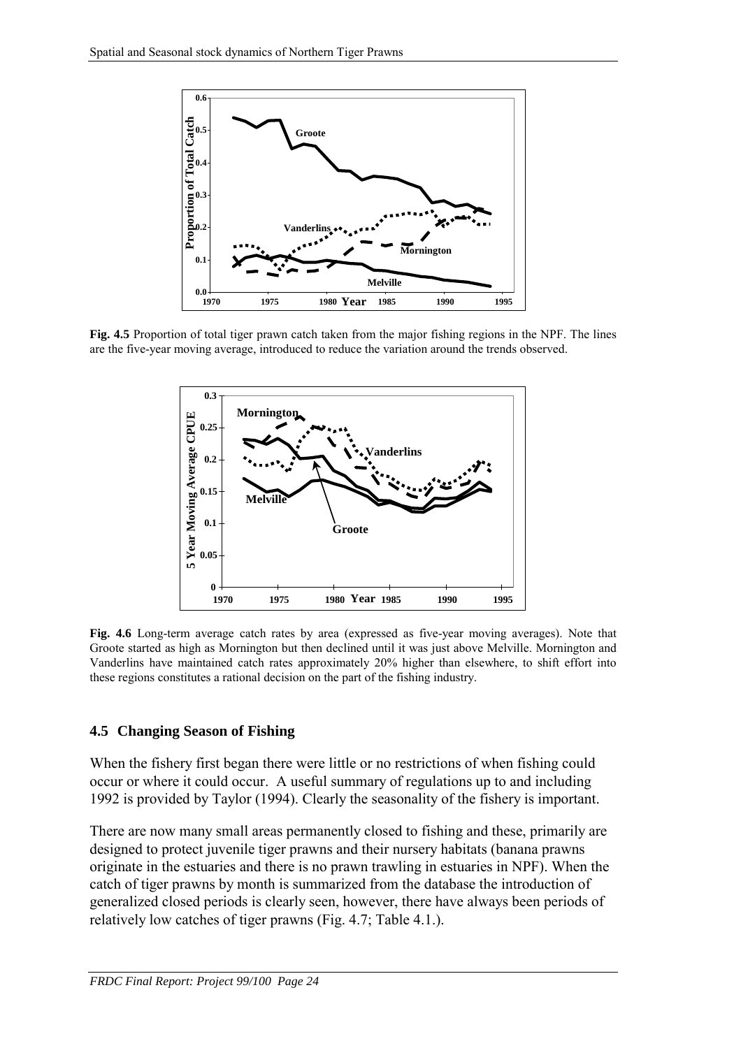**Fig. 4.5** Proportion of total tiger prawn catch taken from the major fishing regions in the NPF. The lines are the five-year moving average, introduced to reduce the variation around the trends observed.

**Fig. 4.6** Long-term average catch rates by area (expressed as five-year moving averages). Note that Groote started as high as Mornington but then declined until it was just above Melville. Mornington and Vanderlins have maintained catch rates approximately 20% higher than elsewhere, to shift effort into these regions constitutes a rational decision on the part of the fishing industry.

## 4.5 Changing Season of Fishing

When the fishery first began there were little or no restrictions of when fishing could occur or where it could occur. A useful summary of regulations up to and including 1992 is provided by Taylor (1994). Clearly the seasonality of the fishery is important.

There are now many small areas permanently closed to fishing and these, primarily are designed to protect juvenile tiger prawns and their nursery habitats (banana prawns originate in the estuaries and there is no prawn trawling in estuaries in NPF). When the catch of tiger prawns by month is summarized from the database the introduction of generalized closed periods is clearly seen, however, there have always been periods of relatively low catches of tiger prawns (Fig. 4.7; Table 4.1.).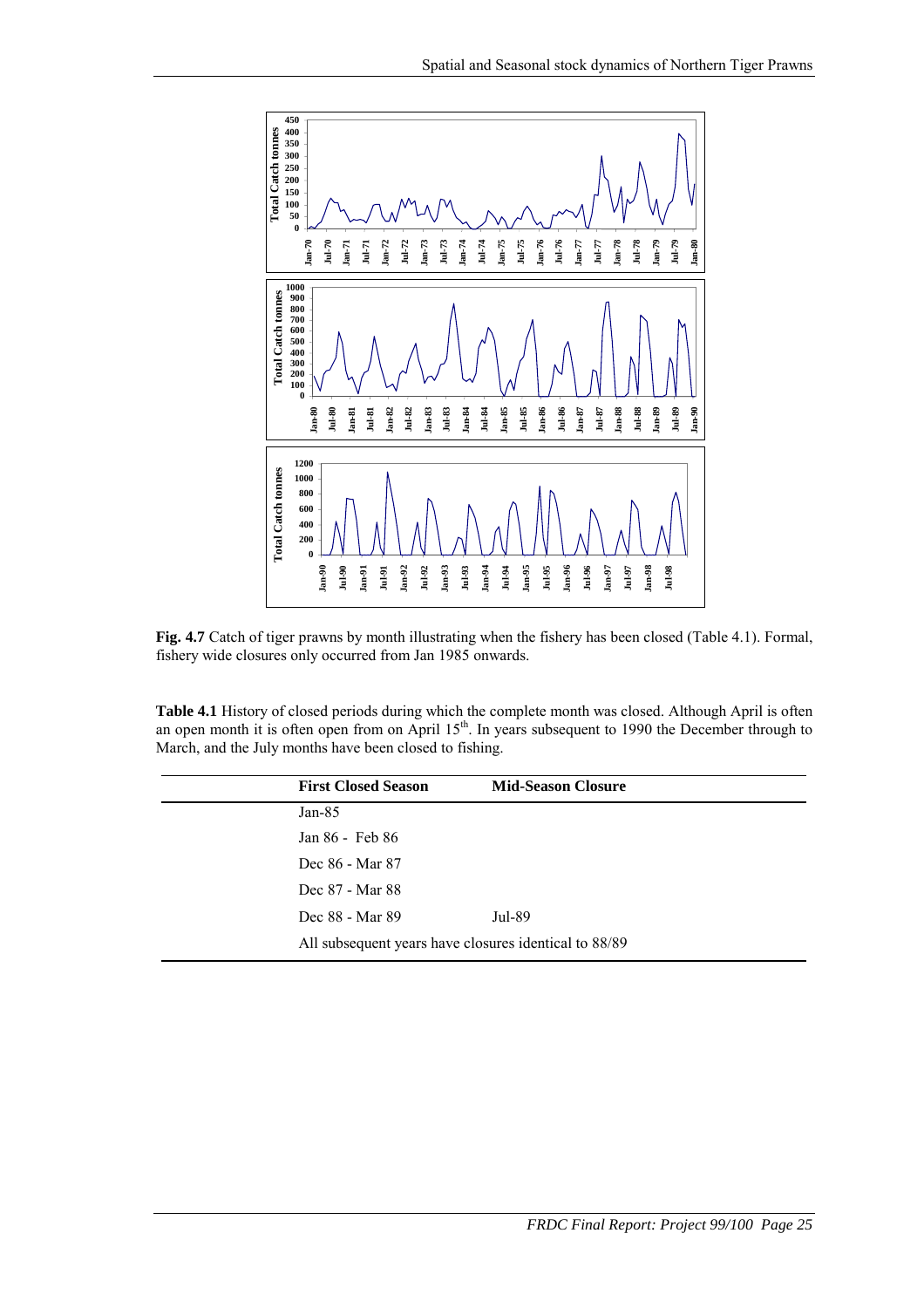**Fig. 4.7** Catch of tiger prawns by month illustrating when the fishery has been closed (Table 4.1). Formal, fishery wide closures only occurred from Jan 1985 onwards.

**Table 4.1** History of closed periods during which the complete month was closed. Although April is often an open month it is often open from on April 15th. In years subsequent to 1990 the December through to March, and the July months have been closed to fishing.

| First Closed Season | Mid-Season Closure |
|---|---|
| Jan-85 | |
| Jan 86 - Feb 86 | |
| Dec 86 - Mar 87 | |
| Dec 87 - Mar 88 | |
| Dec 88 - Mar 89 | Jul-89 |
| All subsequent years have closures identical to 88/89 | |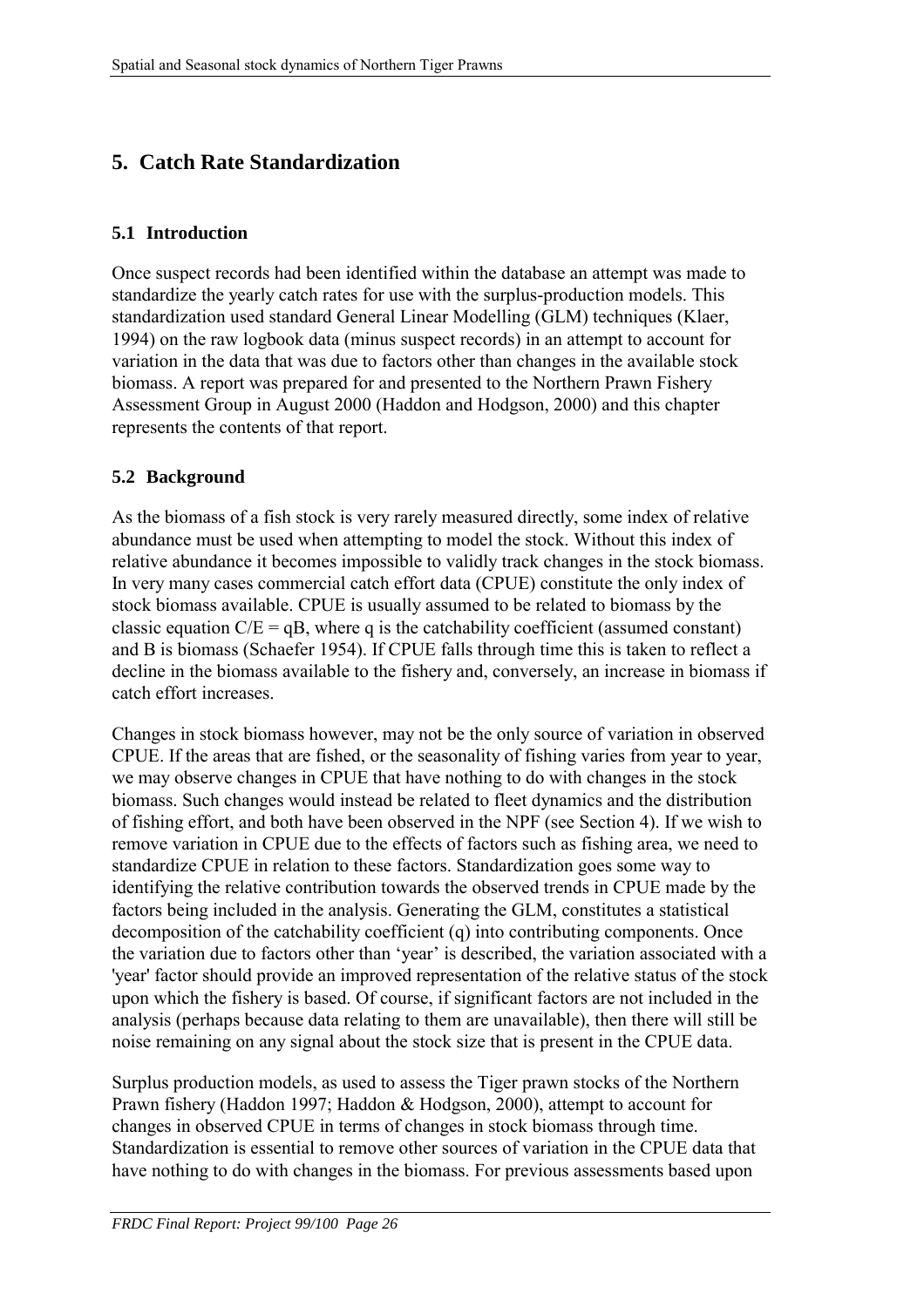# 5. Catch Rate Standardization

## 5.1 Introduction

Once suspect records had been identified within the database an attempt was made to standardize the yearly catch rates for use with the surplus-production models. This standardization used standard General Linear Modelling (GLM) techniques (Klaer, 1994) on the raw logbook data (minus suspect records) in an attempt to account for variation in the data that was due to factors other than changes in the available stock biomass. A report was prepared for and presented to the Northern Prawn Fishery Assessment Group in August 2000 (Haddon and Hodgson, 2000) and this chapter represents the contents of that report.

## 5.2 Background

As the biomass of a fish stock is very rarely measured directly, some index of relative abundance must be used when attempting to model the stock. Without this index of relative abundance it becomes impossible to validly track changes in the stock biomass. In very many cases commercial catch effort data (CPUE) constitute the only index of stock biomass available. CPUE is usually assumed to be related to biomass by the classic equation $C/E = qB$, where q is the catchability coefficient (assumed constant) and B is biomass (Schaefer 1954). If CPUE falls through time this is taken to reflect a decline in the biomass available to the fishery and, conversely, an increase in biomass if catch effort increases.

Changes in stock biomass however, may not be the only source of variation in observed CPUE. If the areas that are fished, or the seasonality of fishing varies from year to year, we may observe changes in CPUE that have nothing to do with changes in the stock biomass. Such changes would instead be related to fleet dynamics and the distribution of fishing effort, and both have been observed in the NPF (see Section 4). If we wish to remove variation in CPUE due to the effects of factors such as fishing area, we need to standardize CPUE in relation to these factors. Standardization goes some way to identifying the relative contribution towards the observed trends in CPUE made by the factors being included in the analysis. Generating the GLM, constitutes a statistical decomposition of the catchability coefficient (q) into contributing components. Once the variation due to factors other than 'year' is described, the variation associated with a 'year' factor should provide an improved representation of the relative status of the stock upon which the fishery is based. Of course, if significant factors are not included in the analysis (perhaps because data relating to them are unavailable), then there will still be noise remaining on any signal about the stock size that is present in the CPUE data.

Surplus production models, as used to assess the Tiger prawn stocks of the Northern Prawn fishery (Haddon 1997; Haddon & Hodgson, 2000), attempt to account for changes in observed CPUE in terms of changes in stock biomass through time. Standardization is essential to remove other sources of variation in the CPUE data that have nothing to do with changes in the biomass. For previous assessments based upon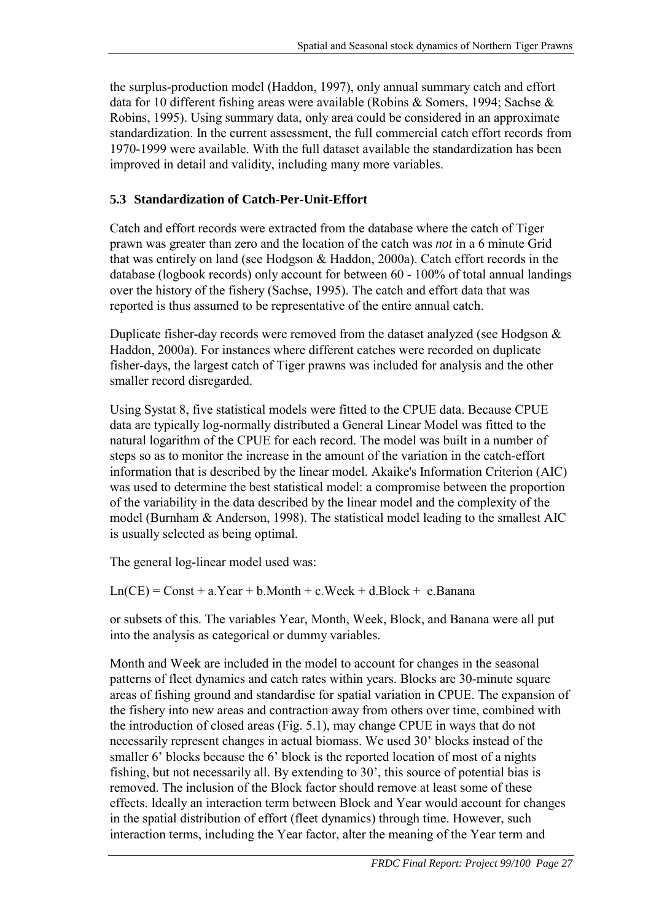the surplus-production model (Haddon, 1997), only annual summary catch and effort data for 10 different fishing areas were available (Robins & Somers, 1994; Sachse & Robins, 1995). Using summary data, only area could be considered in an approximate standardization. In the current assessment, the full commercial catch effort records from 1970-1999 were available. With the full dataset available the standardization has been improved in detail and validity, including many more variables.

### 5.3 Standardization of Catch-Per-Unit-Effort

Catch and effort records were extracted from the database where the catch of Tiger prawn was greater than zero and the location of the catch was *not* in a 6 minute Grid that was entirely on land (see Hodgson & Haddon, 2000a). Catch effort records in the database (logbook records) only account for between 60 - 100% of total annual landings over the history of the fishery (Sachse, 1995). The catch and effort data that was reported is thus assumed to be representative of the entire annual catch.

Duplicate fisher-day records were removed from the dataset analyzed (see Hodgson & Haddon, 2000a). For instances where different catches were recorded on duplicate fisher-days, the largest catch of Tiger prawns was included for analysis and the other smaller record disregarded.

Using Systat 8, five statistical models were fitted to the CPUE data. Because CPUE data are typically log-normally distributed a General Linear Model was fitted to the natural logarithm of the CPUE for each record. The model was built in a number of steps so as to monitor the increase in the amount of the variation in the catch-effort information that is described by the linear model. Akaike's Information Criterion (AIC) was used to determine the best statistical model: a compromise between the proportion of the variability in the data described by the linear model and the complexity of the model (Burnham & Anderson, 1998). The statistical model leading to the smallest AIC is usually selected as being optimal.

The general log-linear model used was:

$$Ln(CE) = Const + a.Year + b.Month + c.Week + d.Block + e.Banana$$

or subsets of this. The variables Year, Month, Week, Block, and Banana were all put into the analysis as categorical or dummy variables.

Month and Week are included in the model to account for changes in the seasonal patterns of fleet dynamics and catch rates within years. Blocks are 30-minute square areas of fishing ground and standardise for spatial variation in CPUE. The expansion of the fishery into new areas and contraction away from others over time, combined with the introduction of closed areas (Fig. 5.1), may change CPUE in ways that do not necessarily represent changes in actual biomass. We used 30' blocks instead of the smaller 6' blocks because the 6' block is the reported location of most of a nights fishing, but not necessarily all. By extending to 30', this source of potential bias is removed. The inclusion of the Block factor should remove at least some of these effects. Ideally an interaction term between Block and Year would account for changes in the spatial distribution of effort (fleet dynamics) through time. However, such interaction terms, including the Year factor, alter the meaning of the Year term and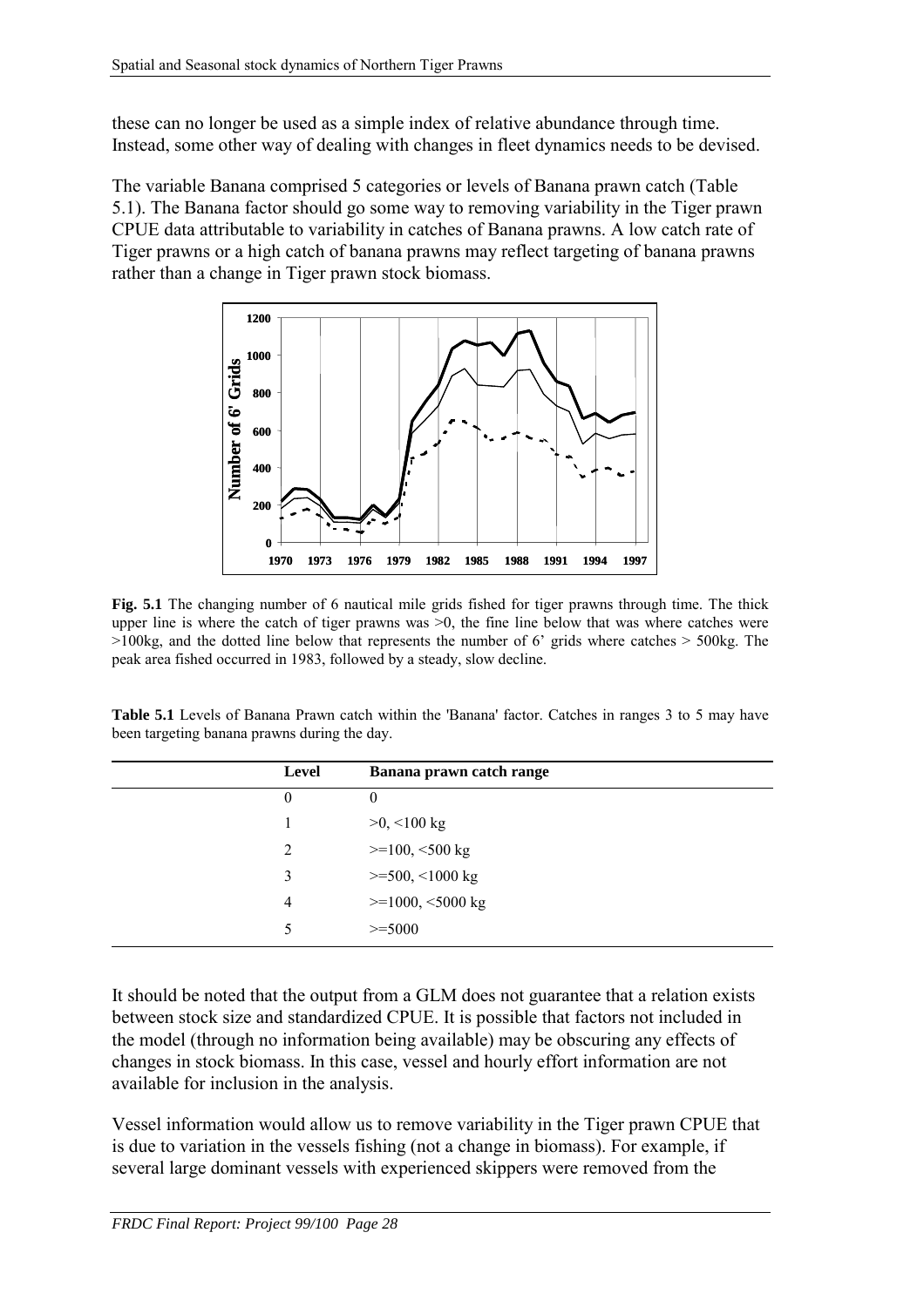these can no longer be used as a simple index of relative abundance through time. Instead, some other way of dealing with changes in fleet dynamics needs to be devised.

The variable Banana comprised 5 categories or levels of Banana prawn catch (Table 5.1). The Banana factor should go some way to removing variability in the Tiger prawn CPUE data attributable to variability in catches of Banana prawns. A low catch rate of Tiger prawns or a high catch of banana prawns may reflect targeting of banana prawns rather than a change in Tiger prawn stock biomass.

**Fig. 5.1** The changing number of 6 nautical mile grids fished for tiger prawns through time. The thick upper line is where the catch of tiger prawns was >0, the fine line below that was where catches were >100kg, and the dotted line below that represents the number of 6' grids where catches > 500kg. The peak area fished occurred in 1983, followed by a steady, slow decline.

**Table 5.1** Levels of Banana Prawn catch within the 'Banana' factor. Catches in ranges 3 to 5 may have been targeting banana prawns during the day.

| Level | Banana prawn catch range |
|---|---|
| 0 | 0 |
| 1 | >0, <100 kg |
| 2 | >=100, <500 kg |
| 3 | >=500, <1000 kg |
| 4 | >=1000, <5000 kg |
| 5 | >=5000 |

It should be noted that the output from a GLM does not guarantee that a relation exists between stock size and standardized CPUE. It is possible that factors not included in the model (through no information being available) may be obscuring any effects of changes in stock biomass. In this case, vessel and hourly effort information are not available for inclusion in the analysis.

Vessel information would allow us to remove variability in the Tiger prawn CPUE that is due to variation in the vessels fishing (not a change in biomass). For example, if several large dominant vessels with experienced skippers were removed from the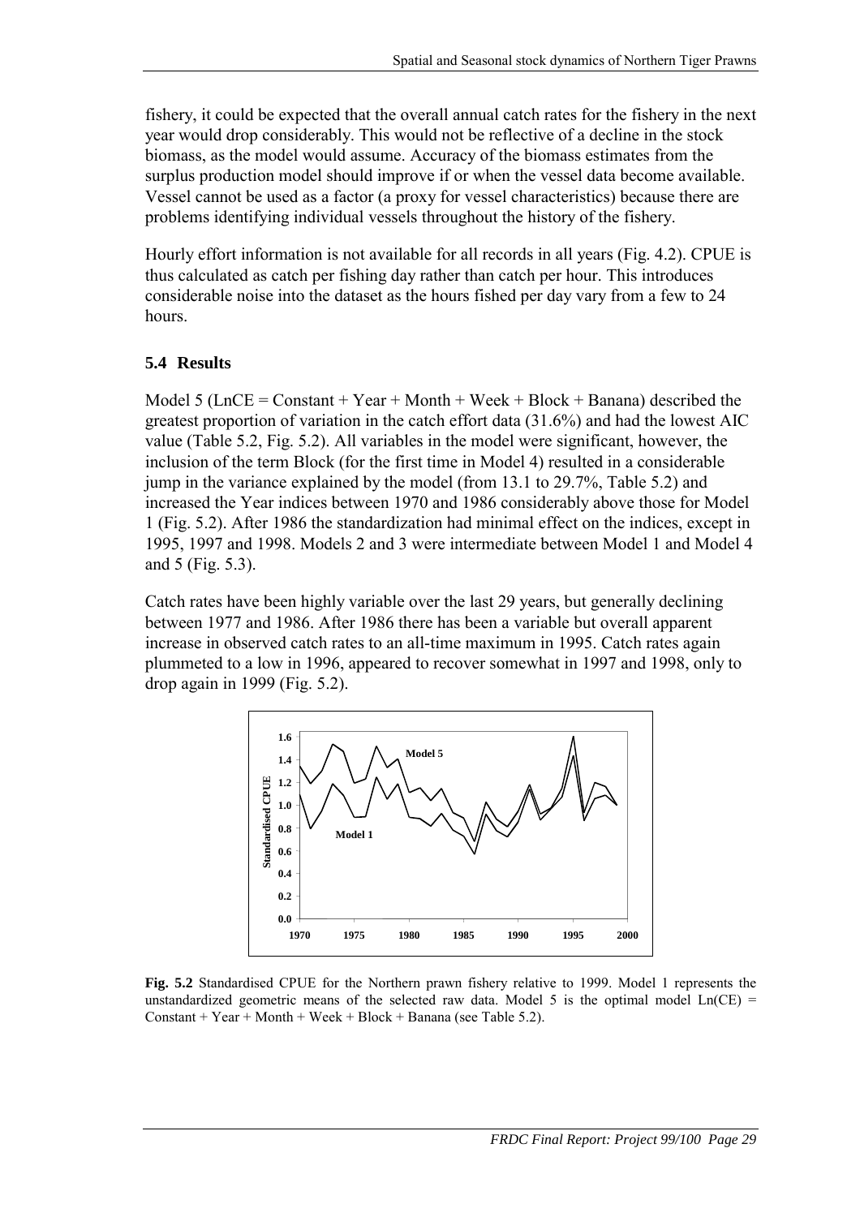fishery, it could be expected that the overall annual catch rates for the fishery in the next year would drop considerably. This would not be reflective of a decline in the stock biomass, as the model would assume. Accuracy of the biomass estimates from the surplus production model should improve if or when the vessel data become available. Vessel cannot be used as a factor (a proxy for vessel characteristics) because there are problems identifying individual vessels throughout the history of the fishery.

Hourly effort information is not available for all records in all years (Fig. 4.2). CPUE is thus calculated as catch per fishing day rather than catch per hour. This introduces considerable noise into the dataset as the hours fished per day vary from a few to 24 hours.

## 5.4 Results

Model 5 (LnCE = Constant + Year + Month + Week + Block + Banana) described the greatest proportion of variation in the catch effort data (31.6%) and had the lowest AIC value (Table 5.2, Fig. 5.2). All variables in the model were significant, however, the inclusion of the term Block (for the first time in Model 4) resulted in a considerable jump in the variance explained by the model (from 13.1 to 29.7%, Table 5.2) and increased the Year indices between 1970 and 1986 considerably above those for Model 1 (Fig. 5.2). After 1986 the standardization had minimal effect on the indices, except in 1995, 1997 and 1998. Models 2 and 3 were intermediate between Model 1 and Model 4 and 5 (Fig. 5.3).

Catch rates have been highly variable over the last 29 years, but generally declining between 1977 and 1986. After 1986 there has been a variable but overall apparent increase in observed catch rates to an all-time maximum in 1995. Catch rates again plummeted to a low in 1996, appeared to recover somewhat in 1997 and 1998, only to drop again in 1999 (Fig. 5.2).

**Fig. 5.2** Standardised CPUE for the Northern prawn fishery relative to 1999. Model 1 represents the unstandardized geometric means of the selected raw data. Model 5 is the optimal model Ln(CE) = Constant + Year + Month + Week + Block + Banana (see Table 5.2).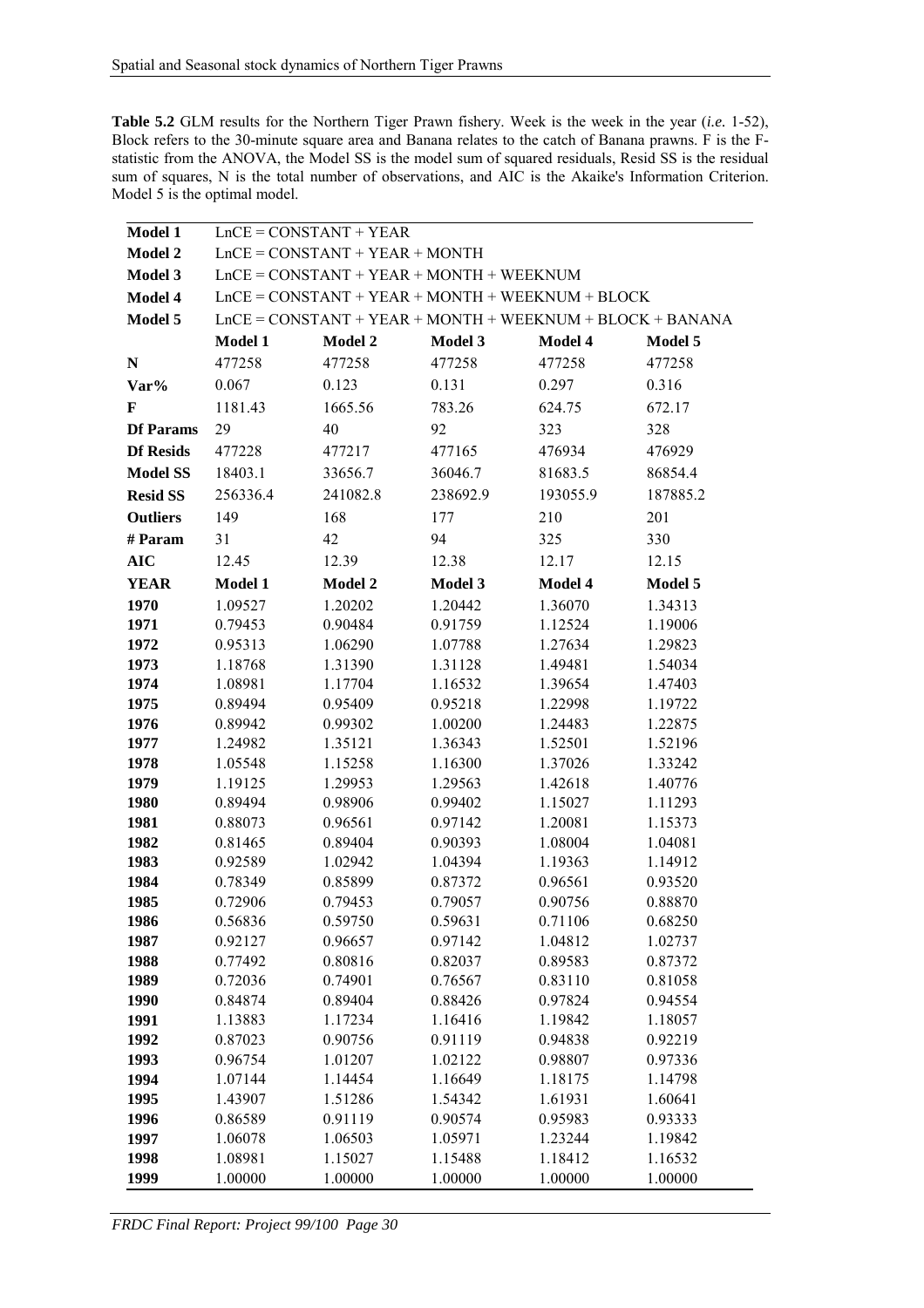**Table 5.2** GLM results for the Northern Tiger Prawn fishery. Week is the week in the year (*i.e.* 1-52), Block refers to the 30-minute square area and Banana relates to the catch of Banana prawns. F is the F-statistic from the ANOVA, the Model SS is the model sum of squared residuals, Resid SS is the residual sum of squares, N is the total number of observations, and AIC is the Akaike's Information Criterion. Model 5 is the optimal model.

| | | | | | |
|---|---|---|---|---|---|
| **Model 1** | LnCE = CONSTANT + YEAR | | | | |
| **Model 2** | LnCE = CONSTANT + YEAR + MONTH | | | | |
| **Model 3** | LnCE = CONSTANT + YEAR + MONTH + WEEKNUM | | | | |
| **Model 4** | LnCE = CONSTANT + YEAR + MONTH + WEEKNUM + BLOCK | | | | |
| **Model 5** | LnCE = CONSTANT + YEAR + MONTH + WEEKNUM + BLOCK + BANANA | | | | |
| | **Model 1** | **Model 2** | **Model 3** | **Model 4** | **Model 5** |
| **N** | 477258 | 477258 | 477258 | 477258 | 477258 |
| **Var%** | 0.067 | 0.123 | 0.131 | 0.297 | 0.316 |
| **F** | 1181.43 | 1665.56 | 783.26 | 624.75 | 672.17 |
| **Df Params** | 29 | 40 | 92 | 323 | 328 |
| **Df Resids** | 477228 | 477217 | 477165 | 476934 | 476929 |
| **Model SS** | 18403.1 | 33656.7 | 36046.7 | 81683.5 | 86854.4 |
| **Resid SS** | 256336.4 | 241082.8 | 238692.9 | 193055.9 | 187885.2 |
| **Outliers** | 149 | 168 | 177 | 210 | 201 |
| **# Param** | 31 | 42 | 94 | 325 | 330 |
| **AIC** | 12.45 | 12.39 | 12.38 | 12.17 | 12.15 |
| **YEAR** | **Model 1** | **Model 2** | **Model 3** | **Model 4** | **Model 5** |
| **1970** | 1.09527 | 1.20202 | 1.20442 | 1.36070 | 1.34313 |
| **1971** | 0.79453 | 0.90484 | 0.91759 | 1.12524 | 1.19006 |
| **1972** | 0.95313 | 1.06290 | 1.07788 | 1.27634 | 1.29823 |
| **1973** | 1.18768 | 1.31390 | 1.31128 | 1.49481 | 1.54034 |
| **1974** | 1.08981 | 1.17704 | 1.16532 | 1.39654 | 1.47403 |
| **1975** | 0.89494 | 0.95409 | 0.95218 | 1.22998 | 1.19722 |
| **1976** | 0.89942 | 0.99302 | 1.00200 | 1.24483 | 1.22875 |
| **1977** | 1.24982 | 1.35121 | 1.36343 | 1.52501 | 1.52196 |
| **1978** | 1.05548 | 1.15258 | 1.16300 | 1.37026 | 1.33242 |
| **1979** | 1.19125 | 1.29953 | 1.29563 | 1.42618 | 1.40776 |
| **1980** | 0.89494 | 0.98906 | 0.99402 | 1.15027 | 1.11293 |
| **1981** | 0.88073 | 0.96561 | 0.97142 | 1.20081 | 1.15373 |
| **1982** | 0.81465 | 0.89404 | 0.90393 | 1.08004 | 1.04081 |
| **1983** | 0.92589 | 1.02942 | 1.04394 | 1.19363 | 1.14912 |
| **1984** | 0.78349 | 0.85899 | 0.87372 | 0.96561 | 0.93520 |
| **1985** | 0.72906 | 0.79453 | 0.79057 | 0.90756 | 0.88870 |
| **1986** | 0.56836 | 0.59750 | 0.59631 | 0.71106 | 0.68250 |
| **1987** | 0.92127 | 0.96657 | 0.97142 | 1.04812 | 1.02737 |
| **1988** | 0.77492 | 0.80816 | 0.82037 | 0.89583 | 0.87372 |
| **1989** | 0.72036 | 0.74901 | 0.76567 | 0.83110 | 0.81058 |
| **1990** | 0.84874 | 0.89404 | 0.88426 | 0.97824 | 0.94554 |
| **1991** | 1.13883 | 1.17234 | 1.16416 | 1.19842 | 1.18057 |
| **1992** | 0.87023 | 0.90756 | 0.91119 | 0.94838 | 0.92219 |
| **1993** | 0.96754 | 1.01207 | 1.02122 | 0.98807 | 0.97336 |
| **1994** | 1.07144 | 1.14454 | 1.16649 | 1.18175 | 1.14798 |
| **1995** | 1.43907 | 1.51286 | 1.54342 | 1.61931 | 1.60641 |
| **1996** | 0.86589 | 0.91119 | 0.90574 | 0.95983 | 0.93333 |
| **1997** | 1.06078 | 1.06503 | 1.05971 | 1.23244 | 1.19842 |
| **1998** | 1.08981 | 1.15027 | 1.15488 | 1.18412 | 1.16532 |
| **1999** | 1.00000 | 1.00000 | 1.00000 | 1.00000 | 1.00000 |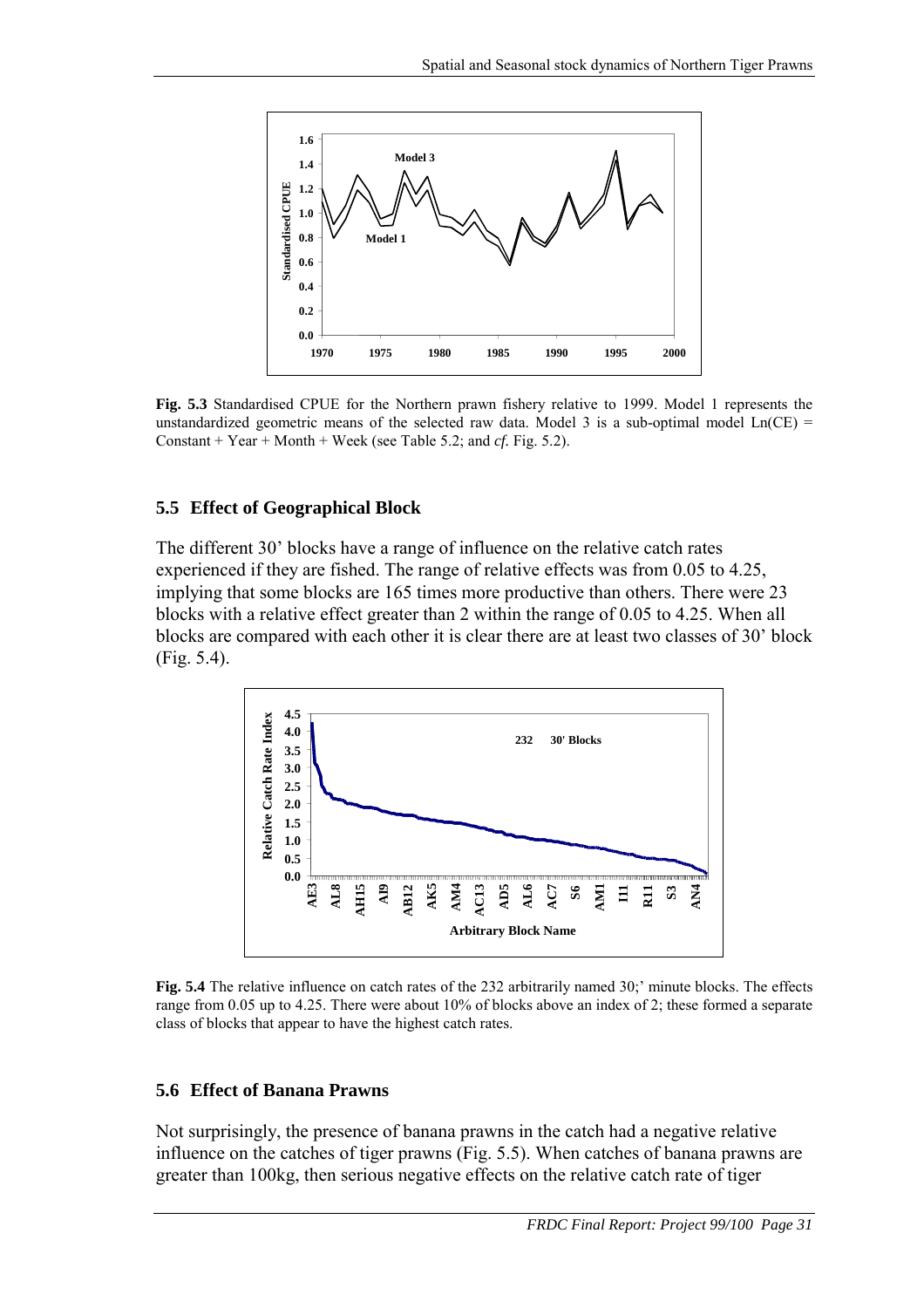**Fig. 5.3** Standardised CPUE for the Northern prawn fishery relative to 1999. Model 1 represents the unstandardized geometric means of the selected raw data. Model 3 is a sub-optimal model Ln(CE) = Constant + Year + Month + Week (see Table 5.2; and *cf.* Fig. 5.2).

## 5.5 Effect of Geographical Block

The different 30' blocks have a range of influence on the relative catch rates experienced if they are fished. The range of relative effects was from 0.05 to 4.25, implying that some blocks are 165 times more productive than others. There were 23 blocks with a relative effect greater than 2 within the range of 0.05 to 4.25. When all blocks are compared with each other it is clear there are at least two classes of 30' block (Fig. 5.4).

**Fig. 5.4** The relative influence on catch rates of the 232 arbitrarily named 30;' minute blocks. The effects range from 0.05 up to 4.25. There were about 10% of blocks above an index of 2; these formed a separate class of blocks that appear to have the highest catch rates.

## 5.6 Effect of Banana Prawns

Not surprisingly, the presence of banana prawns in the catch had a negative relative influence on the catches of tiger prawns (Fig. 5.5). When catches of banana prawns are greater than 100kg, then serious negative effects on the relative catch rate of tiger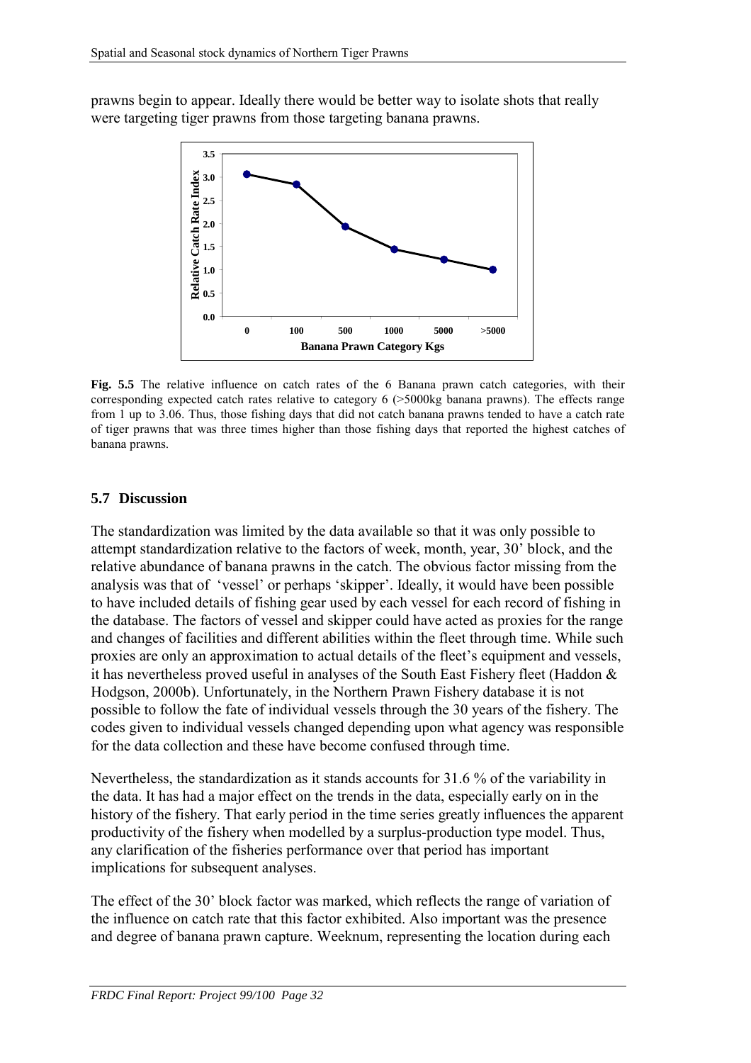prawns begin to appear. Ideally there would be better way to isolate shots that really were targeting tiger prawns from those targeting banana prawns.

**Fig. 5.5** The relative influence on catch rates of the 6 Banana prawn catch categories, with their corresponding expected catch rates relative to category 6 (>5000kg banana prawns). The effects range from 1 up to 3.06. Thus, those fishing days that did not catch banana prawns tended to have a catch rate of tiger prawns that was three times higher than those fishing days that reported the highest catches of banana prawns.

## 5.7 Discussion

The standardization was limited by the data available so that it was only possible to attempt standardization relative to the factors of week, month, year, 30' block, and the relative abundance of banana prawns in the catch. The obvious factor missing from the analysis was that of 'vessel' or perhaps 'skipper'. Ideally, it would have been possible to have included details of fishing gear used by each vessel for each record of fishing in the database. The factors of vessel and skipper could have acted as proxies for the range and changes of facilities and different abilities within the fleet through time. While such proxies are only an approximation to actual details of the fleet's equipment and vessels, it has nevertheless proved useful in analyses of the South East Fishery fleet (Haddon & Hodgson, 2000b). Unfortunately, in the Northern Prawn Fishery database it is not possible to follow the fate of individual vessels through the 30 years of the fishery. The codes given to individual vessels changed depending upon what agency was responsible for the data collection and these have become confused through time.

Nevertheless, the standardization as it stands accounts for 31.6 % of the variability in the data. It has had a major effect on the trends in the data, especially early on in the history of the fishery. That early period in the time series greatly influences the apparent productivity of the fishery when modelled by a surplus-production type model. Thus, any clarification of the fisheries performance over that period has important implications for subsequent analyses.

The effect of the 30' block factor was marked, which reflects the range of variation of the influence on catch rate that this factor exhibited. Also important was the presence and degree of banana prawn capture. Weeknum, representing the location during each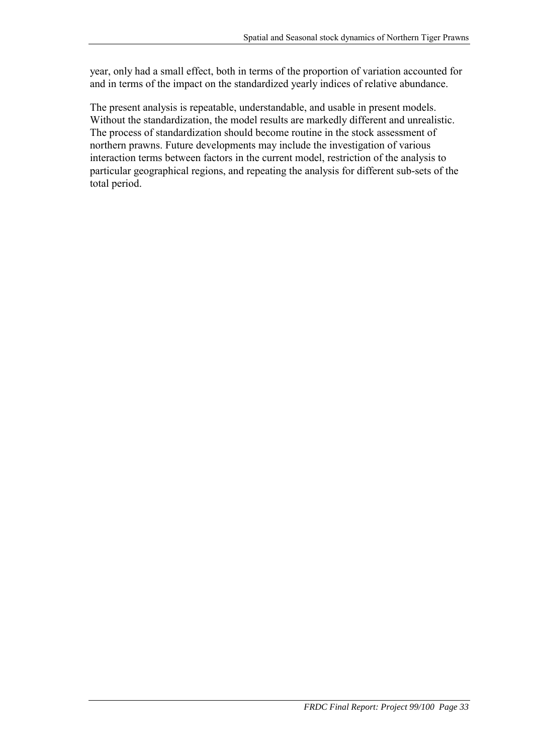year, only had a small effect, both in terms of the proportion of variation accounted for and in terms of the impact on the standardized yearly indices of relative abundance.

The present analysis is repeatable, understandable, and usable in present models. Without the standardization, the model results are markedly different and unrealistic. The process of standardization should become routine in the stock assessment of northern prawns. Future developments may include the investigation of various interaction terms between factors in the current model, restriction of the analysis to particular geographical regions, and repeating the analysis for different sub-sets of the total period.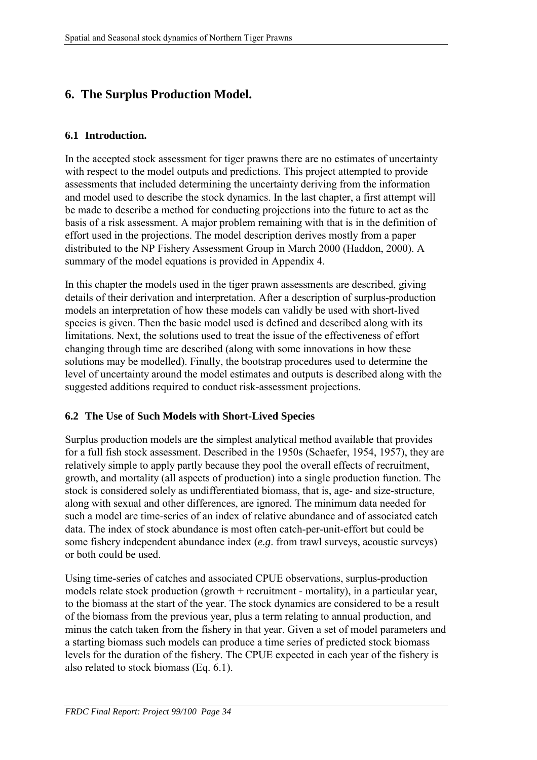# 6. The Surplus Production Model.

## 6.1 Introduction.

In the accepted stock assessment for tiger prawns there are no estimates of uncertainty with respect to the model outputs and predictions. This project attempted to provide assessments that included determining the uncertainty deriving from the information and model used to describe the stock dynamics. In the last chapter, a first attempt will be made to describe a method for conducting projections into the future to act as the basis of a risk assessment. A major problem remaining with that is in the definition of effort used in the projections. The model description derives mostly from a paper distributed to the NP Fishery Assessment Group in March 2000 (Haddon, 2000). A summary of the model equations is provided in Appendix 4.

In this chapter the models used in the tiger prawn assessments are described, giving details of their derivation and interpretation. After a description of surplus-production models an interpretation of how these models can validly be used with short-lived species is given. Then the basic model used is defined and described along with its limitations. Next, the solutions used to treat the issue of the effectiveness of effort changing through time are described (along with some innovations in how these solutions may be modelled). Finally, the bootstrap procedures used to determine the level of uncertainty around the model estimates and outputs is described along with the suggested additions required to conduct risk-assessment projections.

## 6.2 The Use of Such Models with Short-Lived Species

Surplus production models are the simplest analytical method available that provides for a full fish stock assessment. Described in the 1950s (Schaefer, 1954, 1957), they are relatively simple to apply partly because they pool the overall effects of recruitment, growth, and mortality (all aspects of production) into a single production function. The stock is considered solely as undifferentiated biomass, that is, age- and size-structure, along with sexual and other differences, are ignored. The minimum data needed for such a model are time-series of an index of relative abundance and of associated catch data. The index of stock abundance is most often catch-per-unit-effort but could be some fishery independent abundance index (*e.g.* from trawl surveys, acoustic surveys) or both could be used.

Using time-series of catches and associated CPUE observations, surplus-production models relate stock production (growth + recruitment - mortality), in a particular year, to the biomass at the start of the year. The stock dynamics are considered to be a result of the biomass from the previous year, plus a term relating to annual production, and minus the catch taken from the fishery in that year. Given a set of model parameters and a starting biomass such models can produce a time series of predicted stock biomass levels for the duration of the fishery. The CPUE expected in each year of the fishery is also related to stock biomass (Eq. 6.1).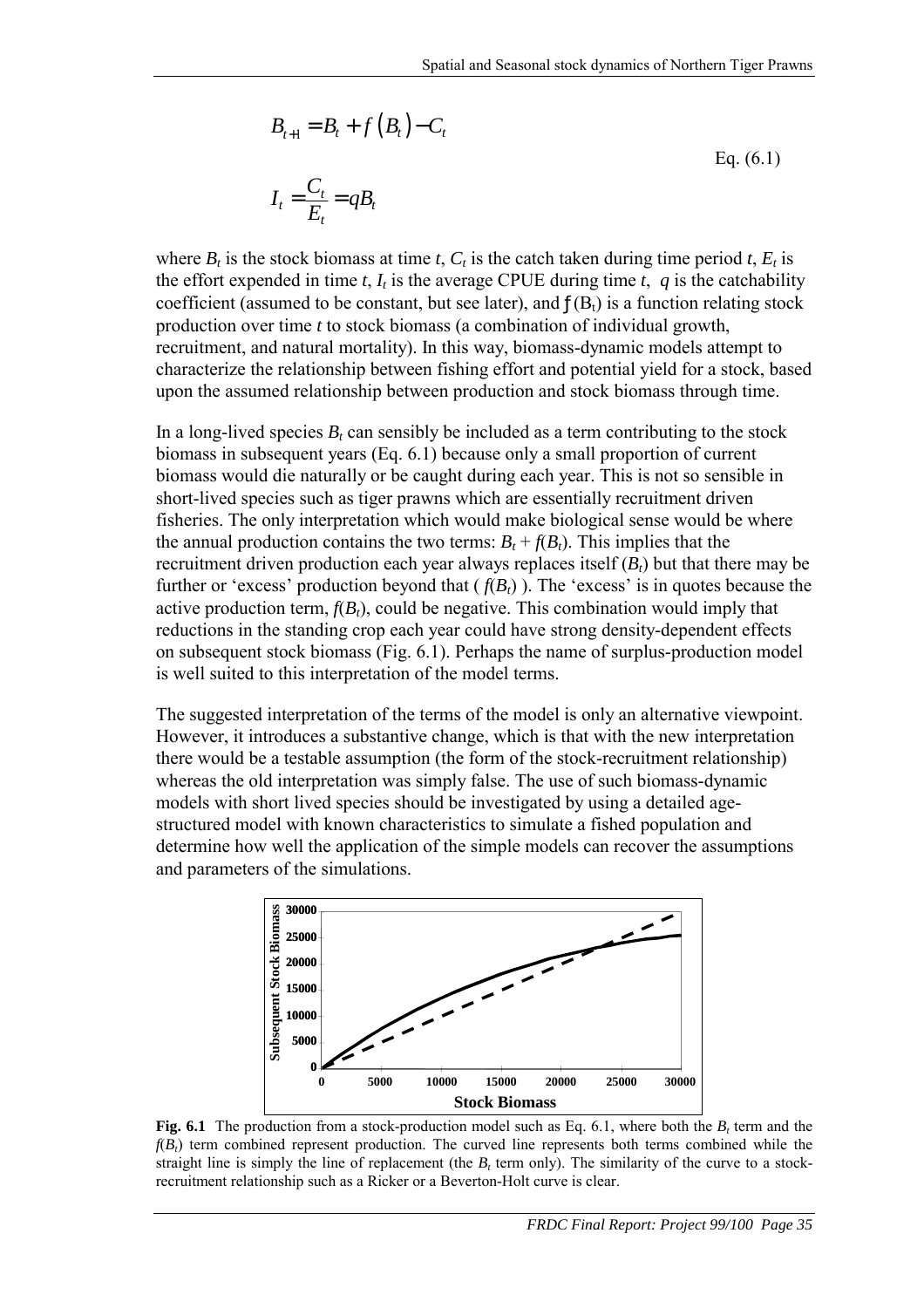$$B_{t+1} = B_t + f\left(B_t\right) - C_t$$

$$I_t = \frac{C_t}{E_t} = qB_t \qquad \text{Eq. (6.1)}$$

where $B_t$ is the stock biomass at time $t$, $C_t$ is the catch taken during time period $t$, $E_t$ is the effort expended in time $t$, $I_t$ is the average CPUE during time $t$, $q$ is the catchability coefficient (assumed to be constant, but see later), and $f(B_t)$ is a function relating stock production over time $t$ to stock biomass (a combination of individual growth, recruitment, and natural mortality). In this way, biomass-dynamic models attempt to characterize the relationship between fishing effort and potential yield for a stock, based upon the assumed relationship between production and stock biomass through time.

In a long-lived species $B_t$ can sensibly be included as a term contributing to the stock biomass in subsequent years (Eq. 6.1) because only a small proportion of current biomass would die naturally or be caught during each year. This is not so sensible in short-lived species such as tiger prawns which are essentially recruitment driven fisheries. The only interpretation which would make biological sense would be where the annual production contains the two terms: $B_t + f(B_t)$. This implies that the recruitment driven production each year always replaces itself ($B_t$) but that there may be further or 'excess' production beyond that ( $f(B_t)$ ). The 'excess' is in quotes because the active production term, $f(B_t)$, could be negative. This combination would imply that reductions in the standing crop each year could have strong density-dependent effects on subsequent stock biomass (Fig. 6.1). Perhaps the name of surplus-production model is well suited to this interpretation of the model terms.

The suggested interpretation of the terms of the model is only an alternative viewpoint. However, it introduces a substantive change, which is that with the new interpretation there would be a testable assumption (the form of the stock-recruitment relationship) whereas the old interpretation was simply false. The use of such biomass-dynamic models with short lived species should be investigated by using a detailed age-structured model with known characteristics to simulate a fished population and determine how well the application of the simple models can recover the assumptions and parameters of the simulations.

**Fig. 6.1** The production from a stock-production model such as Eq. 6.1, where both the $B_t$ term and the $f(B_t)$ term combined represent production. The curved line represents both terms combined while the straight line is simply the line of replacement (the $B_t$ term only). The similarity of the curve to a stock-recruitment relationship such as a Ricker or a Beverton-Holt curve is clear.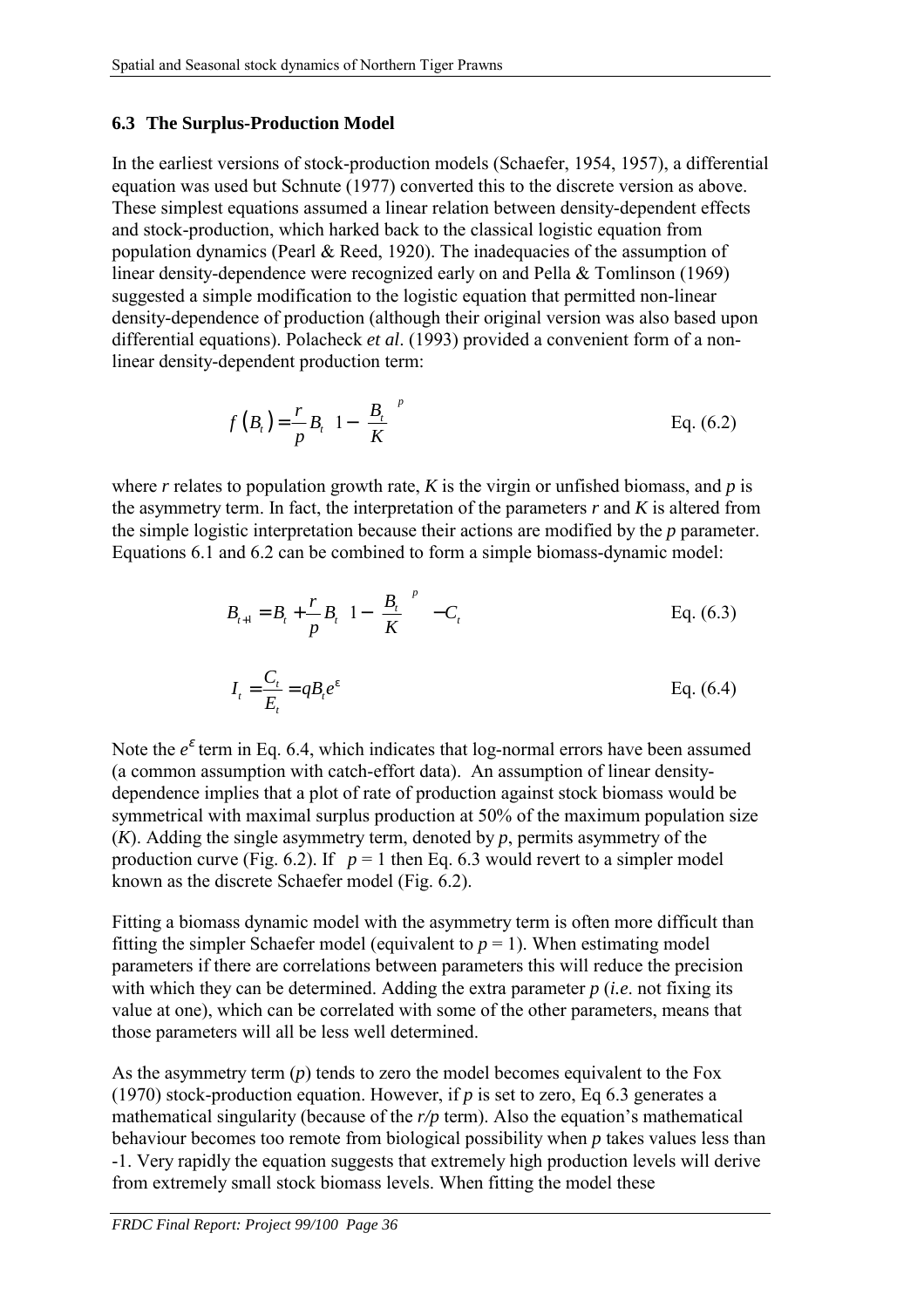## 6.3 The Surplus-Production Model

In the earliest versions of stock-production models (Schaefer, 1954, 1957), a differential equation was used but Schnute (1977) converted this to the discrete version as above. These simplest equations assumed a linear relation between density-dependent effects and stock-production, which harked back to the classical logistic equation from population dynamics (Pearl & Reed, 1920). The inadequacies of the assumption of linear density-dependence were recognized early on and Pella & Tomlinson (1969) suggested a simple modification to the logistic equation that permitted non-linear density-dependence of production (although their original version was also based upon differential equations). Polacheck *et al*. (1993) provided a convenient form of a non-linear density-dependent production term:

$$f\left(B_t\right) = \frac{r}{p} B_t \left(1 - \left(\frac{B_t}{K}\right)^p\right) \qquad \text{Eq. (6.2)}$$

where *r* relates to population growth rate, *K* is the virgin or unfished biomass, and *p* is the asymmetry term. In fact, the interpretation of the parameters *r* and *K* is altered from the simple logistic interpretation because their actions are modified by the *p* parameter. Equations 6.1 and 6.2 can be combined to form a simple biomass-dynamic model:

$$B_{t+1} = B_t + \frac{r}{p} B_t \left(1 - \left(\frac{B_t}{K}\right)^p\right) - C_t \qquad \text{Eq. (6.3)}$$

$$I_t = \frac{C_t}{E_t} = qB_t e^{\varepsilon} \qquad \text{Eq. (6.4)}$$

Note the $e^{\varepsilon}$ term in Eq. 6.4, which indicates that log-normal errors have been assumed (a common assumption with catch-effort data). An assumption of linear density-dependence implies that a plot of rate of production against stock biomass would be symmetrical with maximal surplus production at 50% of the maximum population size (*K*). Adding the single asymmetry term, denoted by *p*, permits asymmetry of the production curve (Fig. 6.2). If $p = 1$ then Eq. 6.3 would revert to a simpler model known as the discrete Schaefer model (Fig. 6.2).

Fitting a biomass dynamic model with the asymmetry term is often more difficult than fitting the simpler Schaefer model (equivalent to $p = 1$). When estimating model parameters if there are correlations between parameters this will reduce the precision with which they can be determined. Adding the extra parameter *p* (*i.e.* not fixing its value at one), which can be correlated with some of the other parameters, means that those parameters will all be less well determined.

As the asymmetry term (*p*) tends to zero the model becomes equivalent to the Fox (1970) stock-production equation. However, if *p* is set to zero, Eq 6.3 generates a mathematical singularity (because of the *r/p* term). Also the equation's mathematical behaviour becomes too remote from biological possibility when *p* takes values less than -1. Very rapidly the equation suggests that extremely high production levels will derive from extremely small stock biomass levels. When fitting the model these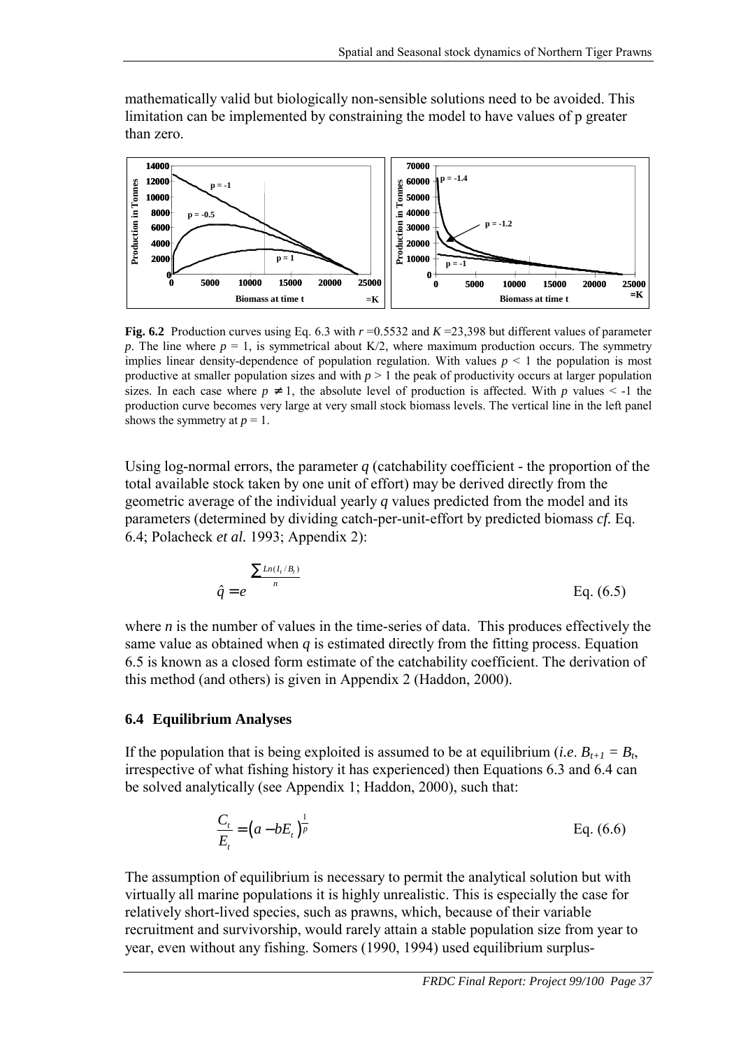mathematically valid but biologically non-sensible solutions need to be avoided. This limitation can be implemented by constraining the model to have values of p greater than zero.

**Fig. 6.2** Production curves using Eq. 6.3 with $r$ =0.5532 and $K$ =23,398 but different values of parameter $p$. The line where $p$ = 1, is symmetrical about K/2, where maximum production occurs. The symmetry implies linear density-dependence of population regulation. With values $p < 1$ the population is most productive at smaller population sizes and with $p > 1$ the peak of productivity occurs at larger population sizes. In each case where $p \neq 1$, the absolute level of production is affected. With $p$ values < -1 the production curve becomes very large at very small stock biomass levels. The vertical line in the left panel shows the symmetry at $p$ = 1.

Using log-normal errors, the parameter $q$ (catchability coefficient - the proportion of the total available stock taken by one unit of effort) may be derived directly from the geometric average of the individual yearly $q$ values predicted from the model and its parameters (determined by dividing catch-per-unit-effort by predicted biomass *cf.* Eq. 6.4; Polacheck *et al.* 1993; Appendix 2):

$$\hat{q} = e^{\frac{\sum Ln(I_t / B_t)}{n}} \qquad \text{Eq. (6.5)}$$

where $n$ is the number of values in the time-series of data. This produces effectively the same value as obtained when $q$ is estimated directly from the fitting process. Equation 6.5 is known as a closed form estimate of the catchability coefficient. The derivation of this method (and others) is given in Appendix 2 (Haddon, 2000).

### 6.4 Equilibrium Analyses

If the population that is being exploited is assumed to be at equilibrium (*i.e.* $B_{t+1} = B_t$, irrespective of what fishing history it has experienced) then Equations 6.3 and 6.4 can be solved analytically (see Appendix 1; Haddon, 2000), such that:

$$\frac{C_t}{E_t} = \left(a - bE_t\right)^{\frac{1}{p}} \qquad \text{Eq. (6.6)}$$

The assumption of equilibrium is necessary to permit the analytical solution but with virtually all marine populations it is highly unrealistic. This is especially the case for relatively short-lived species, such as prawns, which, because of their variable recruitment and survivorship, would rarely attain a stable population size from year to year, even without any fishing. Somers (1990, 1994) used equilibrium surplus-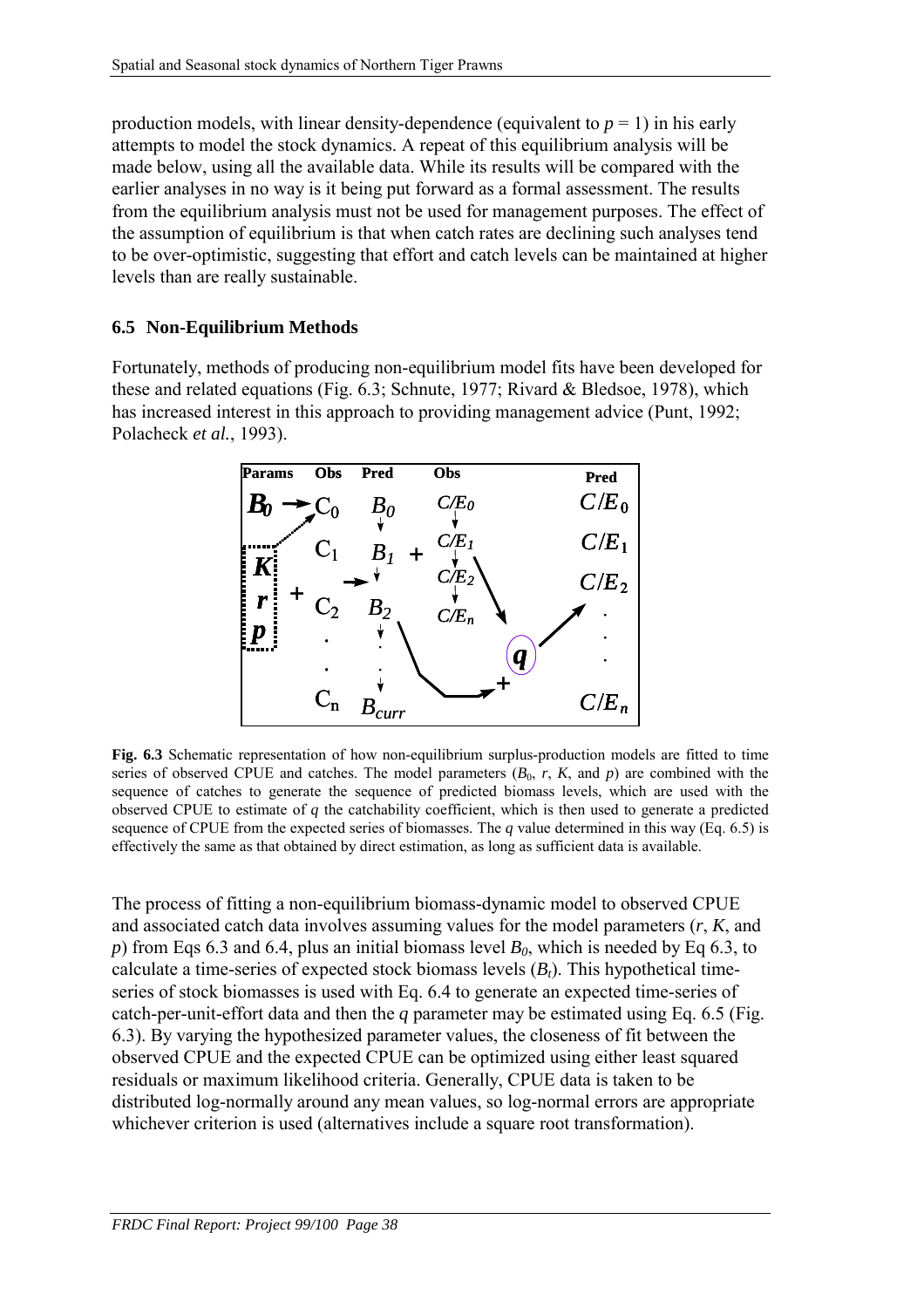production models, with linear density-dependence (equivalent to $p = 1$) in his early attempts to model the stock dynamics. A repeat of this equilibrium analysis will be made below, using all the available data. While its results will be compared with the earlier analyses in no way is it being put forward as a formal assessment. The results from the equilibrium analysis must not be used for management purposes. The effect of the assumption of equilibrium is that when catch rates are declining such analyses tend to be over-optimistic, suggesting that effort and catch levels can be maintained at higher levels than are really sustainable.

## 6.5 Non-Equilibrium Methods

Fortunately, methods of producing non-equilibrium model fits have been developed for these and related equations (Fig. 6.3; Schnute, 1977; Rivard & Bledsoe, 1978), which has increased interest in this approach to providing management advice (Punt, 1992; Polacheck *et al.*, 1993).

**Fig. 6.3** Schematic representation of how non-equilibrium surplus-production models are fitted to time series of observed CPUE and catches. The model parameters ($B_0$, $r$, $K$, and $p$) are combined with the sequence of catches to generate the sequence of predicted biomass levels, which are used with the observed CPUE to estimate of $q$ the catchability coefficient, which is then used to generate a predicted sequence of CPUE from the expected series of biomasses. The $q$ value determined in this way (Eq. 6.5) is effectively the same as that obtained by direct estimation, as long as sufficient data is available.

The process of fitting a non-equilibrium biomass-dynamic model to observed CPUE and associated catch data involves assuming values for the model parameters ($r$, $K$, and $p$) from Eqs 6.3 and 6.4, plus an initial biomass level $B_0$, which is needed by Eq 6.3, to calculate a time-series of expected stock biomass levels ($B_t$). This hypothetical time-series of stock biomasses is used with Eq. 6.4 to generate an expected time-series of catch-per-unit-effort data and then the $q$ parameter may be estimated using Eq. 6.5 (Fig. 6.3). By varying the hypothesized parameter values, the closeness of fit between the observed CPUE and the expected CPUE can be optimized using either least squared residuals or maximum likelihood criteria. Generally, CPUE data is taken to be distributed log-normally around any mean values, so log-normal errors are appropriate whichever criterion is used (alternatives include a square root transformation).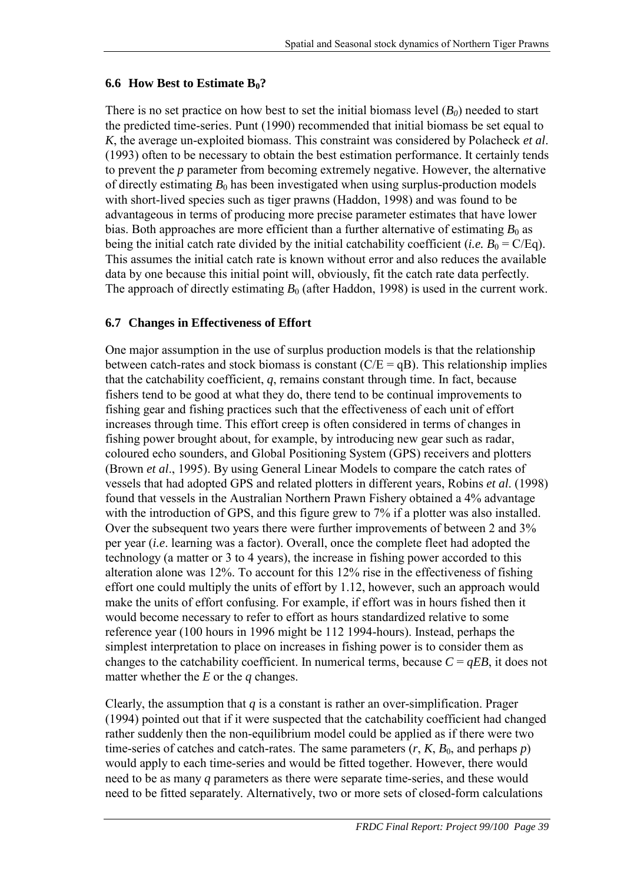## 6.6 How Best to Estimate $B_0$?

There is no set practice on how best to set the initial biomass level ($B_0$) needed to start the predicted time-series. Punt (1990) recommended that initial biomass be set equal to $K$, the average un-exploited biomass. This constraint was considered by Polacheck *et al*. (1993) often to be necessary to obtain the best estimation performance. It certainly tends to prevent the $p$ parameter from becoming extremely negative. However, the alternative of directly estimating $B_0$ has been investigated when using surplus-production models with short-lived species such as tiger prawns (Haddon, 1998) and was found to be advantageous in terms of producing more precise parameter estimates that have lower bias. Both approaches are more efficient than a further alternative of estimating $B_0$ as being the initial catch rate divided by the initial catchability coefficient (*i.e.* $B_0 = C/Eq$). This assumes the initial catch rate is known without error and also reduces the available data by one because this initial point will, obviously, fit the catch rate data perfectly. The approach of directly estimating $B_0$ (after Haddon, 1998) is used in the current work.

## 6.7 Changes in Effectiveness of Effort

One major assumption in the use of surplus production models is that the relationship between catch-rates and stock biomass is constant ($C/E = qB$). This relationship implies that the catchability coefficient, $q$, remains constant through time. In fact, because fishers tend to be good at what they do, there tend to be continual improvements to fishing gear and fishing practices such that the effectiveness of each unit of effort increases through time. This effort creep is often considered in terms of changes in fishing power brought about, for example, by introducing new gear such as radar, coloured echo sounders, and Global Positioning System (GPS) receivers and plotters (Brown *et al*., 1995). By using General Linear Models to compare the catch rates of vessels that had adopted GPS and related plotters in different years, Robins *et al*. (1998) found that vessels in the Australian Northern Prawn Fishery obtained a 4% advantage with the introduction of GPS, and this figure grew to 7% if a plotter was also installed. Over the subsequent two years there were further improvements of between 2 and 3% per year (*i.e*. learning was a factor). Overall, once the complete fleet had adopted the technology (a matter or 3 to 4 years), the increase in fishing power accorded to this alteration alone was 12%. To account for this 12% rise in the effectiveness of fishing effort one could multiply the units of effort by 1.12, however, such an approach would make the units of effort confusing. For example, if effort was in hours fished then it would become necessary to refer to effort as hours standardized relative to some reference year (100 hours in 1996 might be 112 1994-hours). Instead, perhaps the simplest interpretation to place on increases in fishing power is to consider them as changes to the catchability coefficient. In numerical terms, because $C = qEB$, it does not matter whether the $E$ or the $q$ changes.

Clearly, the assumption that $q$ is a constant is rather an over-simplification. Prager (1994) pointed out that if it were suspected that the catchability coefficient had changed rather suddenly then the non-equilibrium model could be applied as if there were two time-series of catches and catch-rates. The same parameters ($r$, $K$, $B_0$, and perhaps $p$) would apply to each time-series and would be fitted together. However, there would need to be as many $q$ parameters as there were separate time-series, and these would need to be fitted separately. Alternatively, two or more sets of closed-form calculations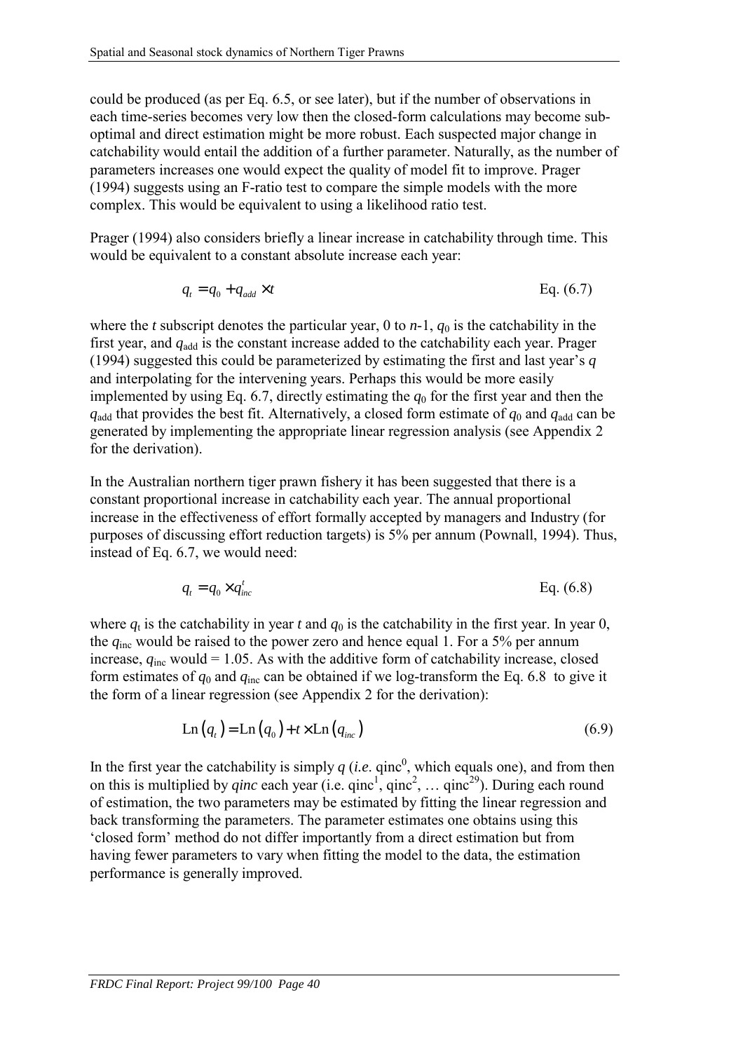could be produced (as per Eq. 6.5, or see later), but if the number of observations in each time-series becomes very low then the closed-form calculations may become sub-optimal and direct estimation might be more robust. Each suspected major change in catchability would entail the addition of a further parameter. Naturally, as the number of parameters increases one would expect the quality of model fit to improve. Prager (1994) suggests using an F-ratio test to compare the simple models with the more complex. This would be equivalent to using a likelihood ratio test.

Prager (1994) also considers briefly a linear increase in catchability through time. This would be equivalent to a constant absolute increase each year:

$$q_t = q_0 + q_{add} \times t \qquad \text{Eq. (6.7)}$$

where the *t* subscript denotes the particular year, 0 to *n*-1, $q_0$ is the catchability in the first year, and $q_{add}$ is the constant increase added to the catchability each year. Prager (1994) suggested this could be parameterized by estimating the first and last year's *q* and interpolating for the intervening years. Perhaps this would be more easily implemented by using Eq. 6.7, directly estimating the $q_0$ for the first year and then the $q_{add}$ that provides the best fit. Alternatively, a closed form estimate of $q_0$ and $q_{add}$ can be generated by implementing the appropriate linear regression analysis (see Appendix 2 for the derivation).

In the Australian northern tiger prawn fishery it has been suggested that there is a constant proportional increase in catchability each year. The annual proportional increase in the effectiveness of effort formally accepted by managers and Industry (for purposes of discussing effort reduction targets) is 5% per annum (Pownall, 1994). Thus, instead of Eq. 6.7, we would need:

$$q_t = q_0 \times q_{inc}^t \qquad \text{Eq. (6.8)}$$

where $q_t$ is the catchability in year *t* and $q_0$ is the catchability in the first year. In year 0, the $q_{inc}$ would be raised to the power zero and hence equal 1. For a 5% per annum increase, $q_{inc}$ would = 1.05. As with the additive form of catchability increase, closed form estimates of $q_0$ and $q_{inc}$ can be obtained if we log-transform the Eq. 6.8 to give it the form of a linear regression (see Appendix 2 for the derivation):

$$\text{Ln}\left(q_t\right) = \text{Ln}\left(q_0\right) + t \times \text{Ln}\left(q_{inc}\right) \qquad (6.9)$$

In the first year the catchability is simply *q* (*i.e.* $qinc^0$, which equals one), and from then on this is multiplied by *qinc* each year (i.e. $qinc^1$, $qinc^2$, … $qinc^{29}$). During each round of estimation, the two parameters may be estimated by fitting the linear regression and back transforming the parameters. The parameter estimates one obtains using this 'closed form' method do not differ importantly from a direct estimation but from having fewer parameters to vary when fitting the model to the data, the estimation performance is generally improved.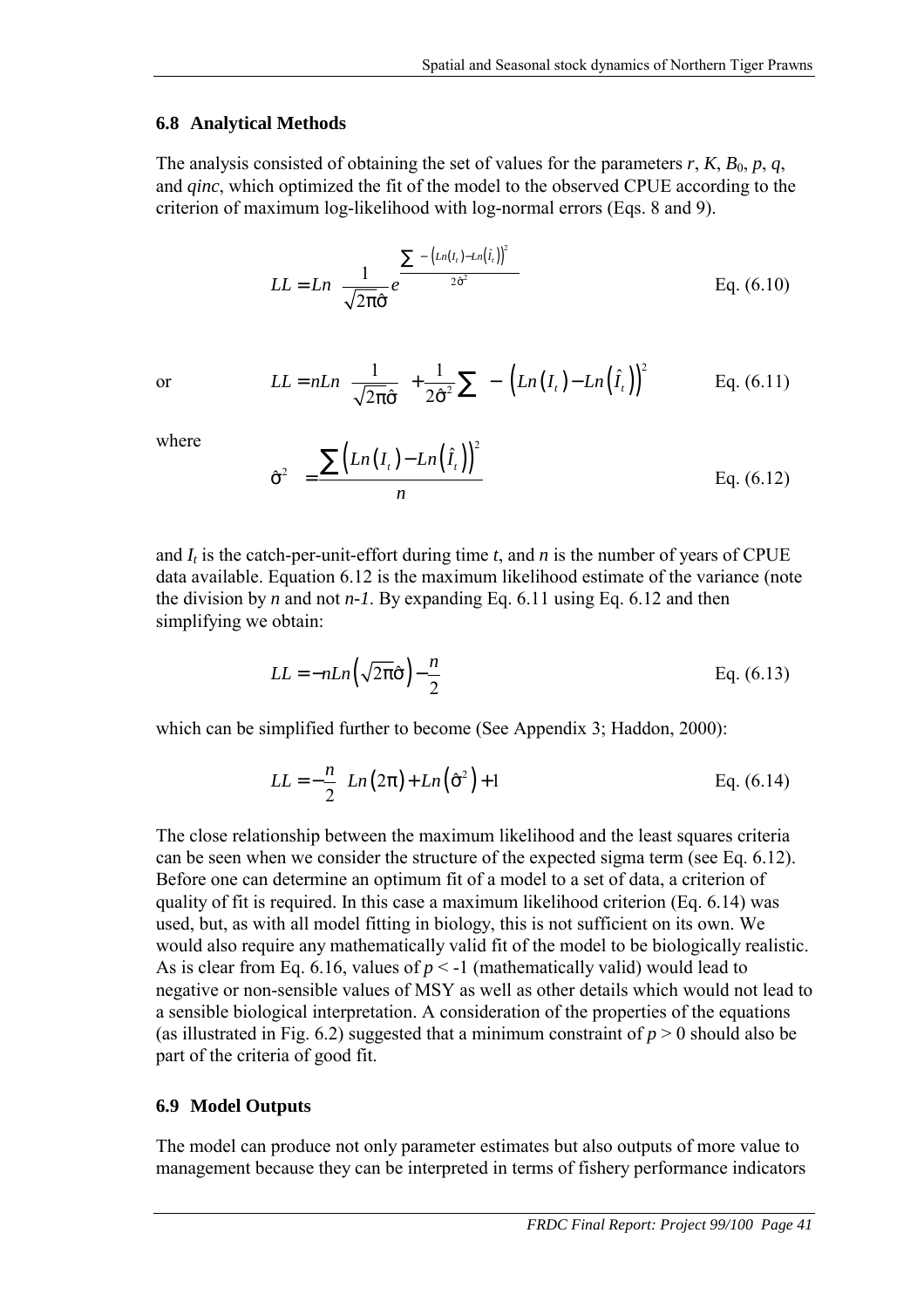## 6.8 Analytical Methods

The analysis consisted of obtaining the set of values for the parameters $r$, $K$, $B_0$, $p$, $q$, and *qinc*, which optimized the fit of the model to the observed CPUE according to the criterion of maximum log-likelihood with log-normal errors (Eqs. 8 and 9).

$$LL = Ln\left(\frac{1}{\sqrt{2\pi}\hat{\sigma}} e^{\frac{\sum -\left(Ln(I_t) - Ln(\hat{I}_t)\right)^2}{2\hat{\sigma}^2}}\right) \qquad \text{Eq. (6.10)}$$

or

$$LL = nLn\left(\frac{1}{\sqrt{2\pi}\hat{\sigma}}\right) + \frac{1}{2\hat{\sigma}^2}\sum -\left(Ln(I_t) - Ln(\hat{I}_t)\right)^2 \qquad \text{Eq. (6.11)}$$

where

$$\hat{\sigma}^2 = \frac{\sum\left(Ln(I_t) - Ln(\hat{I}_t)\right)^2}{n} \qquad \text{Eq. (6.12)}$$

and $I_t$ is the catch-per-unit-effort during time $t$, and $n$ is the number of years of CPUE data available. Equation 6.12 is the maximum likelihood estimate of the variance (note the division by $n$ and not $n-1$. By expanding Eq. 6.11 using Eq. 6.12 and then simplifying we obtain:

$$LL = -nLn\left(\sqrt{2\pi}\hat{\sigma}\right) - \frac{n}{2} \qquad \text{Eq. (6.13)}$$

which can be simplified further to become (See Appendix 3; Haddon, 2000):

$$LL = -\frac{n}{2}\left(Ln(2\pi) + Ln\left(\hat{\sigma}^2\right) + 1\right) \qquad \text{Eq. (6.14)}$$

The close relationship between the maximum likelihood and the least squares criteria can be seen when we consider the structure of the expected sigma term (see Eq. 6.12). Before one can determine an optimum fit of a model to a set of data, a criterion of quality of fit is required. In this case a maximum likelihood criterion (Eq. 6.14) was used, but, as with all model fitting in biology, this is not sufficient on its own. We would also require any mathematically valid fit of the model to be biologically realistic. As is clear from Eq. 6.16, values of $p < -1$ (mathematically valid) would lead to negative or non-sensible values of MSY as well as other details which would not lead to a sensible biological interpretation. A consideration of the properties of the equations (as illustrated in Fig. 6.2) suggested that a minimum constraint of $p > 0$ should also be part of the criteria of good fit.

## 6.9 Model Outputs

The model can produce not only parameter estimates but also outputs of more value to management because they can be interpreted in terms of fishery performance indicators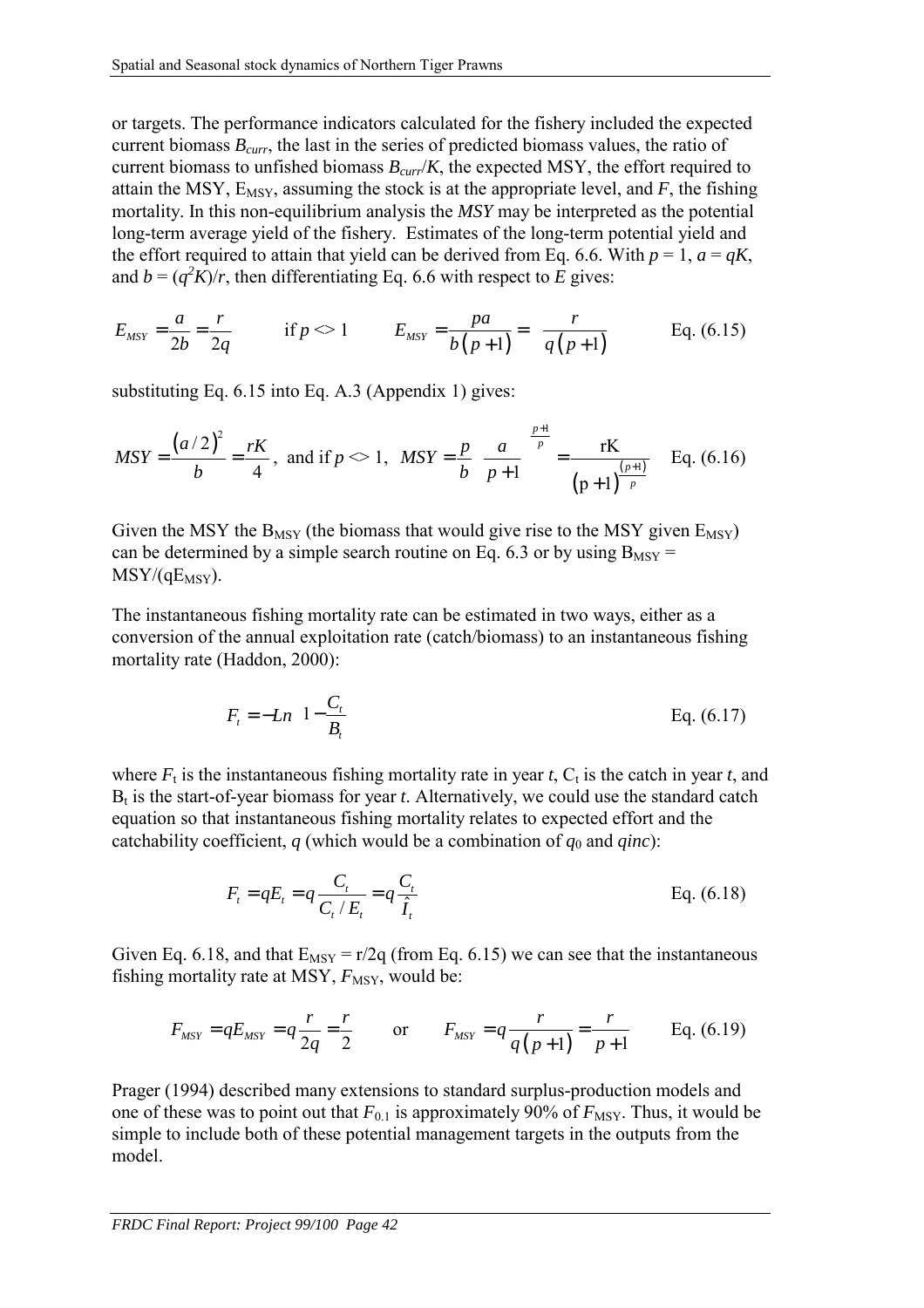or targets. The performance indicators calculated for the fishery included the expected current biomass $B_{curr}$, the last in the series of predicted biomass values, the ratio of current biomass to unfished biomass $B_{curr}/K$, the expected MSY, the effort required to attain the MSY, $E_{MSY}$, assuming the stock is at the appropriate level, and $F$, the fishing mortality. In this non-equilibrium analysis the *MSY* may be interpreted as the potential long-term average yield of the fishery. Estimates of the long-term potential yield and the effort required to attain that yield can be derived from Eq. 6.6. With $p = 1$, $a = qK$, and $b = (q^2K)/r$, then differentiating Eq. 6.6 with respect to $E$ gives:

$$E_{MSY} = \frac{a}{2b} = \frac{r}{2q} \qquad \text{if } p <> 1 \qquad E_{MSY} = \frac{pa}{b\left(p+1\right)} = \frac{r}{q\left(p+1\right)} \qquad \text{Eq. (6.15)}$$

substituting Eq. 6.15 into Eq. A.3 (Appendix 1) gives:

$$MSY = \frac{\left(a/2\right)^2}{b} = \frac{rK}{4}, \text{ and if } p <> 1, \;\; MSY = \frac{p}{b}\left(\frac{a}{p+1}\right)^{\frac{p+1}{p}} = \frac{\mathrm{rK}}{\left(\mathrm{p}+1\right)^{\frac{(p+1)}{p}}} \qquad \text{Eq. (6.16)}$$

Given the MSY the $B_{MSY}$ (the biomass that would give rise to the MSY given $E_{MSY}$) can be determined by a simple search routine on Eq. 6.3 or by using $B_{MSY} = MSY/(qE_{MSY})$.

The instantaneous fishing mortality rate can be estimated in two ways, either as a conversion of the annual exploitation rate (catch/biomass) to an instantaneous fishing mortality rate (Haddon, 2000):

$$F_t = -Ln\left(1 - \frac{C_t}{B_t}\right) \qquad \text{Eq. (6.17)}$$

where $F_t$ is the instantaneous fishing mortality rate in year $t$, $C_t$ is the catch in year $t$, and $B_t$ is the start-of-year biomass for year $t$. Alternatively, we could use the standard catch equation so that instantaneous fishing mortality relates to expected effort and the catchability coefficient, $q$ (which would be a combination of $q_0$ and $qinc$):

$$F_t = qE_t = q\frac{C_t}{C_t/E_t} = q\frac{C_t}{\hat{I}_t} \qquad \text{Eq. (6.18)}$$

Given Eq. 6.18, and that $E_{MSY} = r/2q$ (from Eq. 6.15) we can see that the instantaneous fishing mortality rate at MSY, $F_{MSY}$, would be:

$$F_{MSY} = qE_{MSY} = q\frac{r}{2q} = \frac{r}{2} \qquad \text{or} \qquad F_{MSY} = q\frac{r}{q\left(p+1\right)} = \frac{r}{p+1} \qquad \text{Eq. (6.19)}$$

Prager (1994) described many extensions to standard surplus-production models and one of these was to point out that $F_{0.1}$ is approximately 90% of $F_{MSY}$. Thus, it would be simple to include both of these potential management targets in the outputs from the model.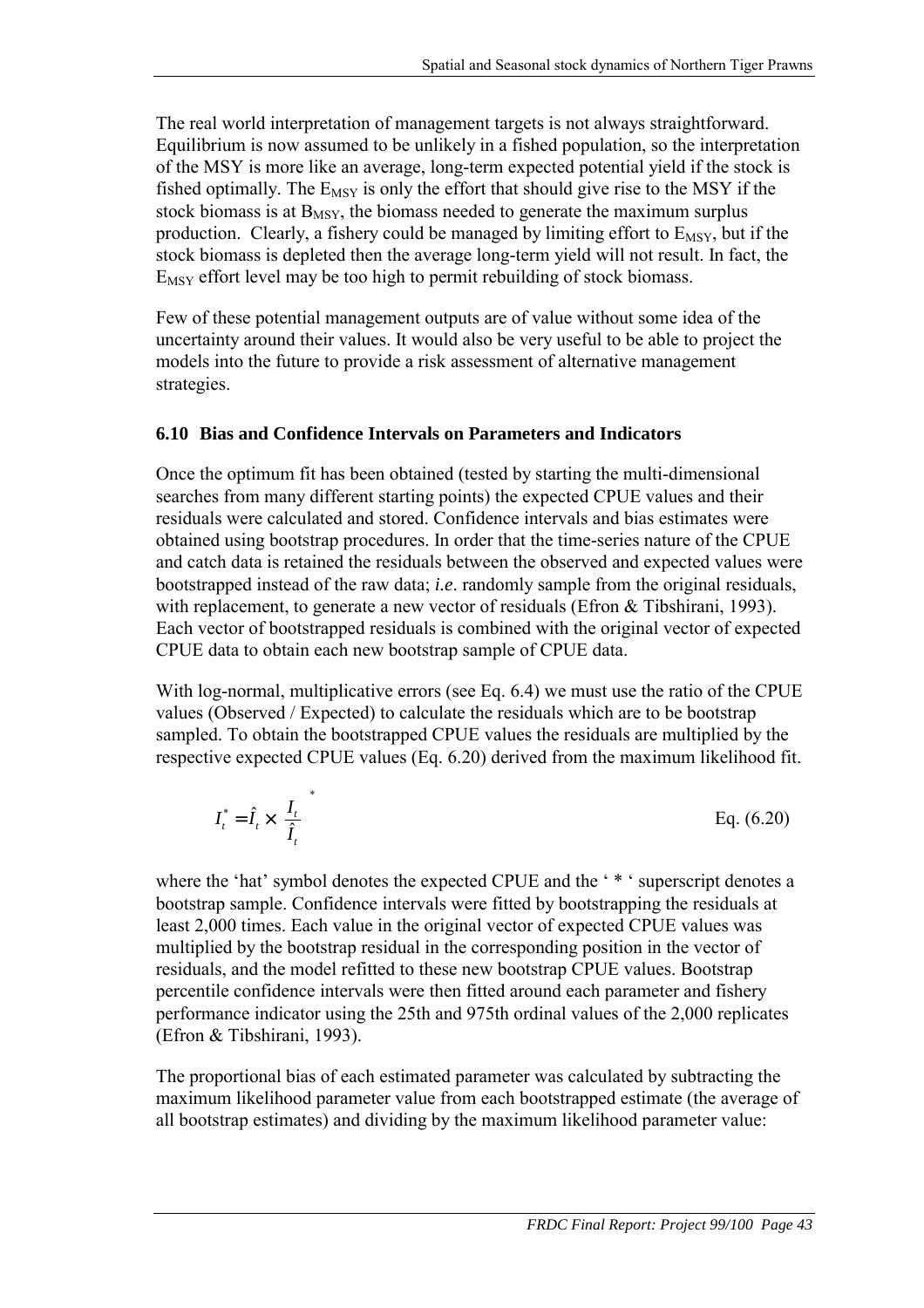The real world interpretation of management targets is not always straightforward. Equilibrium is now assumed to be unlikely in a fished population, so the interpretation of the MSY is more like an average, long-term expected potential yield if the stock is fished optimally. The $E_{MSY}$ is only the effort that should give rise to the MSY if the stock biomass is at $B_{MSY}$, the biomass needed to generate the maximum surplus production. Clearly, a fishery could be managed by limiting effort to $E_{MSY}$, but if the stock biomass is depleted then the average long-term yield will not result. In fact, the $E_{MSY}$ effort level may be too high to permit rebuilding of stock biomass.

Few of these potential management outputs are of value without some idea of the uncertainty around their values. It would also be very useful to be able to project the models into the future to provide a risk assessment of alternative management strategies.

### 6.10 Bias and Confidence Intervals on Parameters and Indicators

Once the optimum fit has been obtained (tested by starting the multi-dimensional searches from many different starting points) the expected CPUE values and their residuals were calculated and stored. Confidence intervals and bias estimates were obtained using bootstrap procedures. In order that the time-series nature of the CPUE and catch data is retained the residuals between the observed and expected values were bootstrapped instead of the raw data; *i.e*. randomly sample from the original residuals, with replacement, to generate a new vector of residuals (Efron & Tibshirani, 1993). Each vector of bootstrapped residuals is combined with the original vector of expected CPUE data to obtain each new bootstrap sample of CPUE data.

With log-normal, multiplicative errors (see Eq. 6.4) we must use the ratio of the CPUE values (Observed / Expected) to calculate the residuals which are to be bootstrap sampled. To obtain the bootstrapped CPUE values the residuals are multiplied by the respective expected CPUE values (Eq. 6.20) derived from the maximum likelihood fit.

$$I_t^* = \hat{I}_t \times \left(\frac{I_t}{\hat{I}_t}\right)^* \qquad \text{Eq. (6.20)}$$

where the 'hat' symbol denotes the expected CPUE and the ' * ' superscript denotes a bootstrap sample. Confidence intervals were fitted by bootstrapping the residuals at least 2,000 times. Each value in the original vector of expected CPUE values was multiplied by the bootstrap residual in the corresponding position in the vector of residuals, and the model refitted to these new bootstrap CPUE values. Bootstrap percentile confidence intervals were then fitted around each parameter and fishery performance indicator using the 25th and 975th ordinal values of the 2,000 replicates (Efron & Tibshirani, 1993).

The proportional bias of each estimated parameter was calculated by subtracting the maximum likelihood parameter value from each bootstrapped estimate (the average of all bootstrap estimates) and dividing by the maximum likelihood parameter value: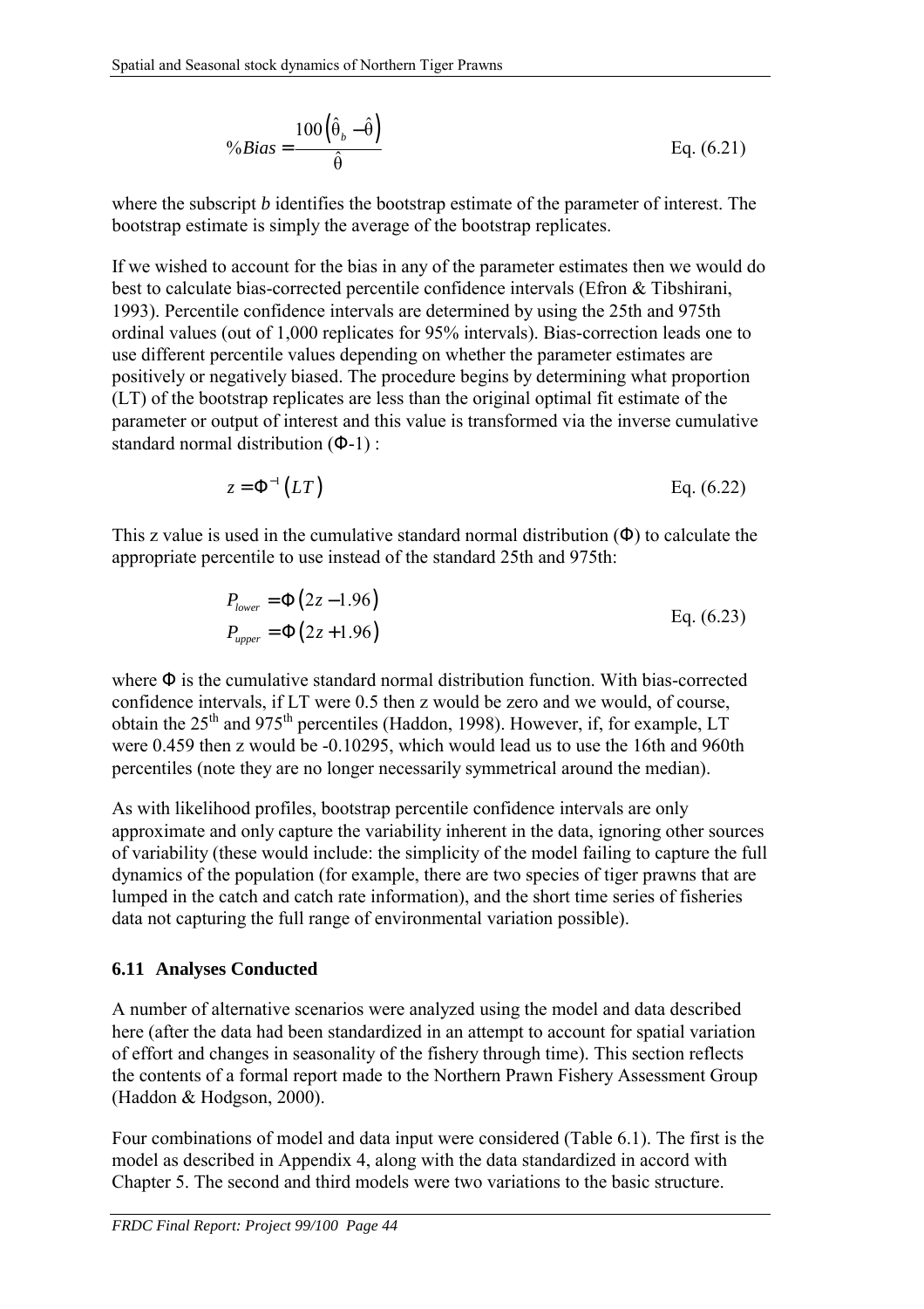$$\%Bias = \frac{100\left(\hat{\theta}_b - \hat{\theta}\right)}{\hat{\theta}} \qquad \text{Eq. (6.21)}$$

where the subscript *b* identifies the bootstrap estimate of the parameter of interest. The bootstrap estimate is simply the average of the bootstrap replicates.

If we wished to account for the bias in any of the parameter estimates then we would do best to calculate bias-corrected percentile confidence intervals (Efron & Tibshirani, 1993). Percentile confidence intervals are determined by using the 25th and 975th ordinal values (out of 1,000 replicates for 95% intervals). Bias-correction leads one to use different percentile values depending on whether the parameter estimates are positively or negatively biased. The procedure begins by determining what proportion (LT) of the bootstrap replicates are less than the original optimal fit estimate of the parameter or output of interest and this value is transformed via the inverse cumulative standard normal distribution ($\Phi$-1) :

$$z = \Phi^{-1}\left(LT\right) \qquad \text{Eq. (6.22)}$$

This z value is used in the cumulative standard normal distribution ($\Phi$) to calculate the appropriate percentile to use instead of the standard 25th and 975th:

$$\begin{aligned} P_{lower} &= \Phi\left(2z - 1.96\right) \\ P_{upper} &= \Phi\left(2z + 1.96\right) \end{aligned} \qquad \text{Eq. (6.23)}$$

where $\Phi$ is the cumulative standard normal distribution function. With bias-corrected confidence intervals, if LT were 0.5 then z would be zero and we would, of course, obtain the $25^{th}$ and $975^{th}$ percentiles (Haddon, 1998). However, if, for example, LT were 0.459 then z would be -0.10295, which would lead us to use the 16th and 960th percentiles (note they are no longer necessarily symmetrical around the median).

As with likelihood profiles, bootstrap percentile confidence intervals are only approximate and only capture the variability inherent in the data, ignoring other sources of variability (these would include: the simplicity of the model failing to capture the full dynamics of the population (for example, there are two species of tiger prawns that are lumped in the catch and catch rate information), and the short time series of fisheries data not capturing the full range of environmental variation possible).

## 6.11 Analyses Conducted

A number of alternative scenarios were analyzed using the model and data described here (after the data had been standardized in an attempt to account for spatial variation of effort and changes in seasonality of the fishery through time). This section reflects the contents of a formal report made to the Northern Prawn Fishery Assessment Group (Haddon & Hodgson, 2000).

Four combinations of model and data input were considered (Table 6.1). The first is the model as described in Appendix 4, along with the data standardized in accord with Chapter 5. The second and third models were two variations to the basic structure.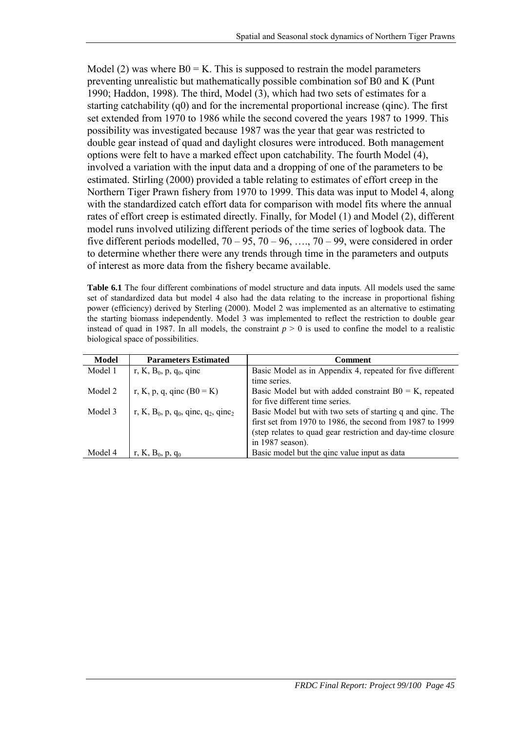Model (2) was where $B0 = K$. This is supposed to restrain the model parameters preventing unrealistic but mathematically possible combination sof B0 and K (Punt 1990; Haddon, 1998). The third, Model (3), which had two sets of estimates for a starting catchability (q0) and for the incremental proportional increase (qinc). The first set extended from 1970 to 1986 while the second covered the years 1987 to 1999. This possibility was investigated because 1987 was the year that gear was restricted to double gear instead of quad and daylight closures were introduced. Both management options were felt to have a marked effect upon catchability. The fourth Model (4), involved a variation with the input data and a dropping of one of the parameters to be estimated. Stirling (2000) provided a table relating to estimates of effort creep in the Northern Tiger Prawn fishery from 1970 to 1999. This data was input to Model 4, along with the standardized catch effort data for comparison with model fits where the annual rates of effort creep is estimated directly. Finally, for Model (1) and Model (2), different model runs involved utilizing different periods of the time series of logbook data. The five different periods modelled, 70 – 95, 70 – 96, …., 70 – 99, were considered in order to determine whether there were any trends through time in the parameters and outputs of interest as more data from the fishery became available.

**Table 6.1** The four different combinations of model structure and data inputs. All models used the same set of standardized data but model 4 also had the data relating to the increase in proportional fishing power (efficiency) derived by Sterling (2000). Model 2 was implemented as an alternative to estimating the starting biomass independently. Model 3 was implemented to reflect the restriction to double gear instead of quad in 1987. In all models, the constraint $p > 0$ is used to confine the model to a realistic biological space of possibilities.

| Model | Parameters Estimated | Comment |
|---|---|---|
| Model 1 | r, K, $B_0$, p, $q_0$, qinc | Basic Model as in Appendix 4, repeated for five different time series. |
| Model 2 | r, K, p, q, qinc ($B0 = K$) | Basic Model but with added constraint $B0 = K$, repeated for five different time series. |
| Model 3 | r, K, $B_0$, p, $q_0$, qinc, $q_2$, $qinc_2$ | Basic Model but with two sets of starting q and qinc. The first set from 1970 to 1986, the second from 1987 to 1999 (step relates to quad gear restriction and day-time closure in 1987 season). |
| Model 4 | r, K, $B_0$, p, $q_0$ | Basic model but the qinc value input as data |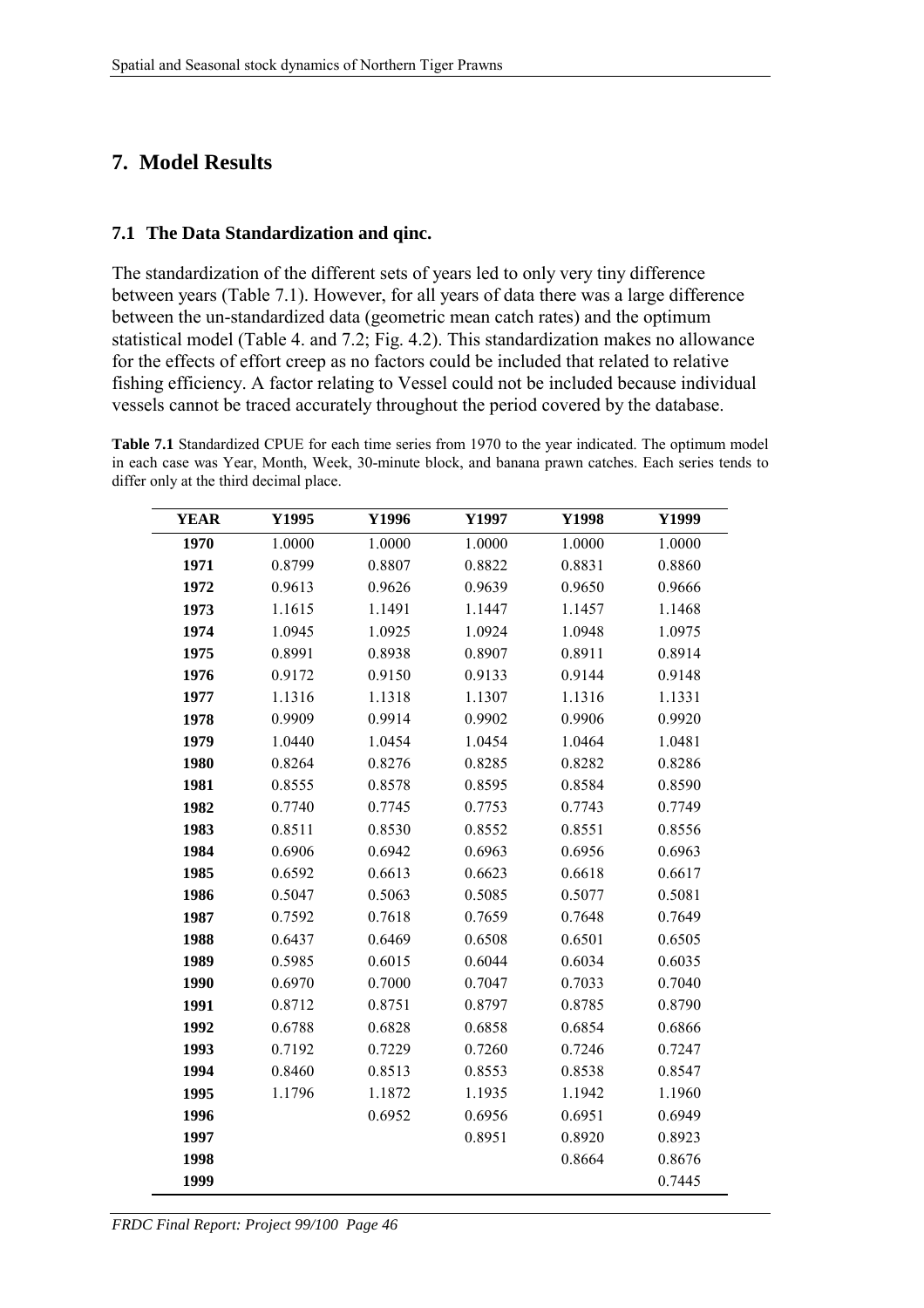# 7. Model Results

## 7.1 The Data Standardization and qinc.

The standardization of the different sets of years led to only very tiny difference between years (Table 7.1). However, for all years of data there was a large difference between the un-standardized data (geometric mean catch rates) and the optimum statistical model (Table 4. and 7.2; Fig. 4.2). This standardization makes no allowance for the effects of effort creep as no factors could be included that related to relative fishing efficiency. A factor relating to Vessel could not be included because individual vessels cannot be traced accurately throughout the period covered by the database.

**Table 7.1** Standardized CPUE for each time series from 1970 to the year indicated. The optimum model in each case was Year, Month, Week, 30-minute block, and banana prawn catches. Each series tends to differ only at the third decimal place.

| YEAR | Y1995 | Y1996 | Y1997 | Y1998 | Y1999 |
|---|---|---|---|---|---|
| **1970** | 1.0000 | 1.0000 | 1.0000 | 1.0000 | 1.0000 |
| **1971** | 0.8799 | 0.8807 | 0.8822 | 0.8831 | 0.8860 |
| **1972** | 0.9613 | 0.9626 | 0.9639 | 0.9650 | 0.9666 |
| **1973** | 1.1615 | 1.1491 | 1.1447 | 1.1457 | 1.1468 |
| **1974** | 1.0945 | 1.0925 | 1.0924 | 1.0948 | 1.0975 |
| **1975** | 0.8991 | 0.8938 | 0.8907 | 0.8911 | 0.8914 |
| **1976** | 0.9172 | 0.9150 | 0.9133 | 0.9144 | 0.9148 |
| **1977** | 1.1316 | 1.1318 | 1.1307 | 1.1316 | 1.1331 |
| **1978** | 0.9909 | 0.9914 | 0.9902 | 0.9906 | 0.9920 |
| **1979** | 1.0440 | 1.0454 | 1.0454 | 1.0464 | 1.0481 |
| **1980** | 0.8264 | 0.8276 | 0.8285 | 0.8282 | 0.8286 |
| **1981** | 0.8555 | 0.8578 | 0.8595 | 0.8584 | 0.8590 |
| **1982** | 0.7740 | 0.7745 | 0.7753 | 0.7743 | 0.7749 |
| **1983** | 0.8511 | 0.8530 | 0.8552 | 0.8551 | 0.8556 |
| **1984** | 0.6906 | 0.6942 | 0.6963 | 0.6956 | 0.6963 |
| **1985** | 0.6592 | 0.6613 | 0.6623 | 0.6618 | 0.6617 |
| **1986** | 0.5047 | 0.5063 | 0.5085 | 0.5077 | 0.5081 |
| **1987** | 0.7592 | 0.7618 | 0.7659 | 0.7648 | 0.7649 |
| **1988** | 0.6437 | 0.6469 | 0.6508 | 0.6501 | 0.6505 |
| **1989** | 0.5985 | 0.6015 | 0.6044 | 0.6034 | 0.6035 |
| **1990** | 0.6970 | 0.7000 | 0.7047 | 0.7033 | 0.7040 |
| **1991** | 0.8712 | 0.8751 | 0.8797 | 0.8785 | 0.8790 |
| **1992** | 0.6788 | 0.6828 | 0.6858 | 0.6854 | 0.6866 |
| **1993** | 0.7192 | 0.7229 | 0.7260 | 0.7246 | 0.7247 |
| **1994** | 0.8460 | 0.8513 | 0.8553 | 0.8538 | 0.8547 |
| **1995** | 1.1796 | 1.1872 | 1.1935 | 1.1942 | 1.1960 |
| **1996** | | 0.6952 | 0.6956 | 0.6951 | 0.6949 |
| **1997** | | | 0.8951 | 0.8920 | 0.8923 |
| **1998** | | | | 0.8664 | 0.8676 |
| **1999** | | | | | 0.7445 |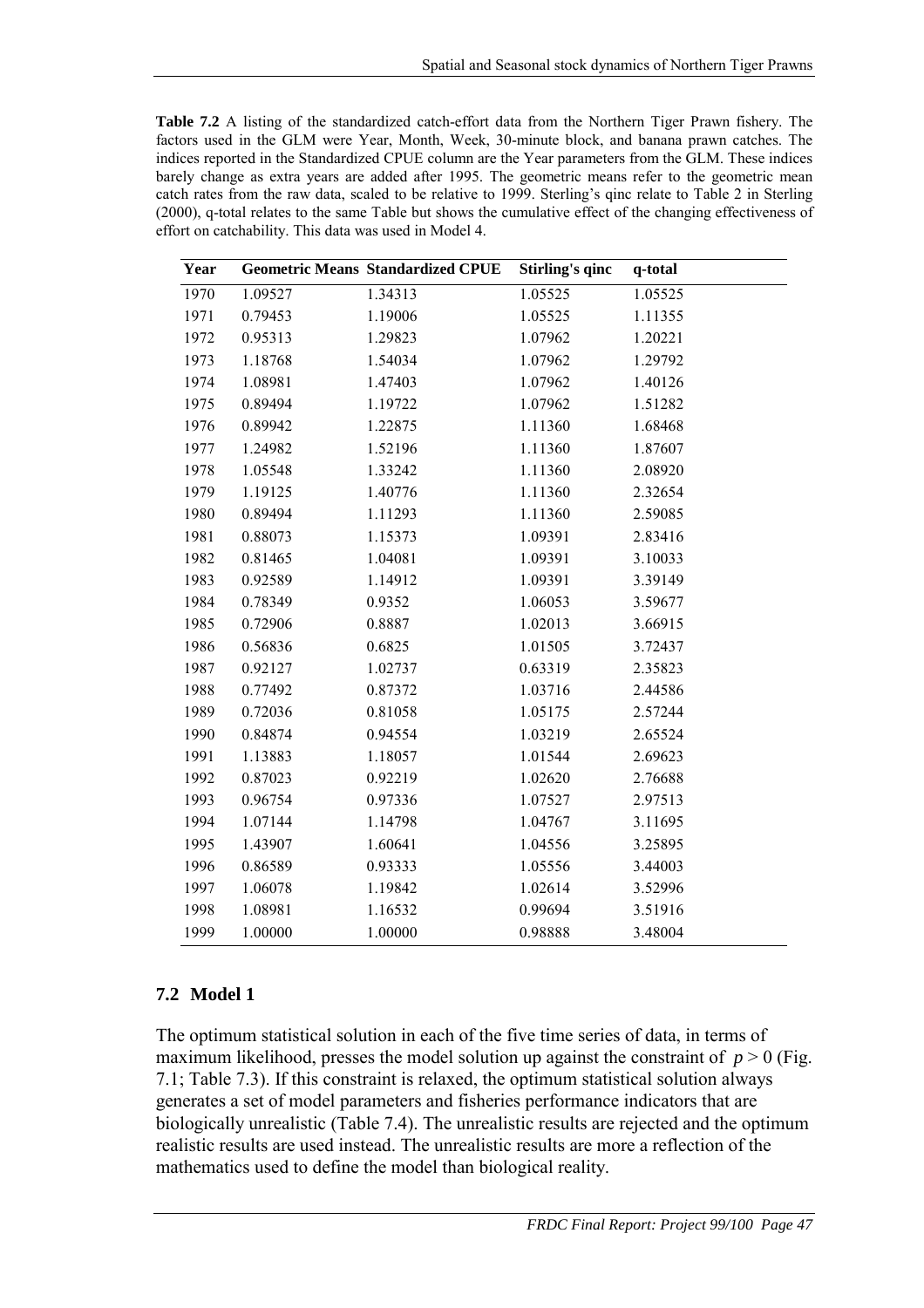**Table 7.2** A listing of the standardized catch-effort data from the Northern Tiger Prawn fishery. The factors used in the GLM were Year, Month, Week, 30-minute block, and banana prawn catches. The indices reported in the Standardized CPUE column are the Year parameters from the GLM. These indices barely change as extra years are added after 1995. The geometric means refer to the geometric mean catch rates from the raw data, scaled to be relative to 1999. Sterling's qinc relate to Table 2 in Sterling (2000), q-total relates to the same Table but shows the cumulative effect of the changing effectiveness of effort on catchability. This data was used in Model 4.

| Year | Geometric Means | Standardized CPUE | Sterling's qinc | q-total |
|---|---|---|---|---|
| 1970 | 1.09527 | 1.34313 | 1.05525 | 1.05525 |
| 1971 | 0.79453 | 1.19006 | 1.05525 | 1.11355 |
| 1972 | 0.95313 | 1.29823 | 1.07962 | 1.20221 |
| 1973 | 1.18768 | 1.54034 | 1.07962 | 1.29792 |
| 1974 | 1.08981 | 1.47403 | 1.07962 | 1.40126 |
| 1975 | 0.89494 | 1.19722 | 1.07962 | 1.51282 |
| 1976 | 0.89942 | 1.22875 | 1.11360 | 1.68468 |
| 1977 | 1.24982 | 1.52196 | 1.11360 | 1.87607 |
| 1978 | 1.05548 | 1.33242 | 1.11360 | 2.08920 |
| 1979 | 1.19125 | 1.40776 | 1.11360 | 2.32654 |
| 1980 | 0.89494 | 1.11293 | 1.11360 | 2.59085 |
| 1981 | 0.88073 | 1.15373 | 1.09391 | 2.83416 |
| 1982 | 0.81465 | 1.04081 | 1.09391 | 3.10033 |
| 1983 | 0.92589 | 1.14912 | 1.09391 | 3.39149 |
| 1984 | 0.78349 | 0.9352 | 1.06053 | 3.59677 |
| 1985 | 0.72906 | 0.8887 | 1.02013 | 3.66915 |
| 1986 | 0.56836 | 0.6825 | 1.01505 | 3.72437 |
| 1987 | 0.92127 | 1.02737 | 0.63319 | 2.35823 |
| 1988 | 0.77492 | 0.87372 | 1.03716 | 2.44586 |
| 1989 | 0.72036 | 0.81058 | 1.05175 | 2.57244 |
| 1990 | 0.84874 | 0.94554 | 1.03219 | 2.65524 |
| 1991 | 1.13883 | 1.18057 | 1.01544 | 2.69623 |
| 1992 | 0.87023 | 0.92219 | 1.02620 | 2.76688 |
| 1993 | 0.96754 | 0.97336 | 1.07527 | 2.97513 |
| 1994 | 1.07144 | 1.14798 | 1.04767 | 3.11695 |
| 1995 | 1.43907 | 1.60641 | 1.04556 | 3.25895 |
| 1996 | 0.86589 | 0.93333 | 1.05556 | 3.44003 |
| 1997 | 1.06078 | 1.19842 | 1.02614 | 3.52996 |
| 1998 | 1.08981 | 1.16532 | 0.99694 | 3.51916 |
| 1999 | 1.00000 | 1.00000 | 0.98888 | 3.48004 |

## 7.2 Model 1

The optimum statistical solution in each of the five time series of data, in terms of maximum likelihood, presses the model solution up against the constraint of $p > 0$ (Fig. 7.1; Table 7.3). If this constraint is relaxed, the optimum statistical solution always generates a set of model parameters and fisheries performance indicators that are biologically unrealistic (Table 7.4). The unrealistic results are rejected and the optimum realistic results are used instead. The unrealistic results are more a reflection of the mathematics used to define the model than biological reality.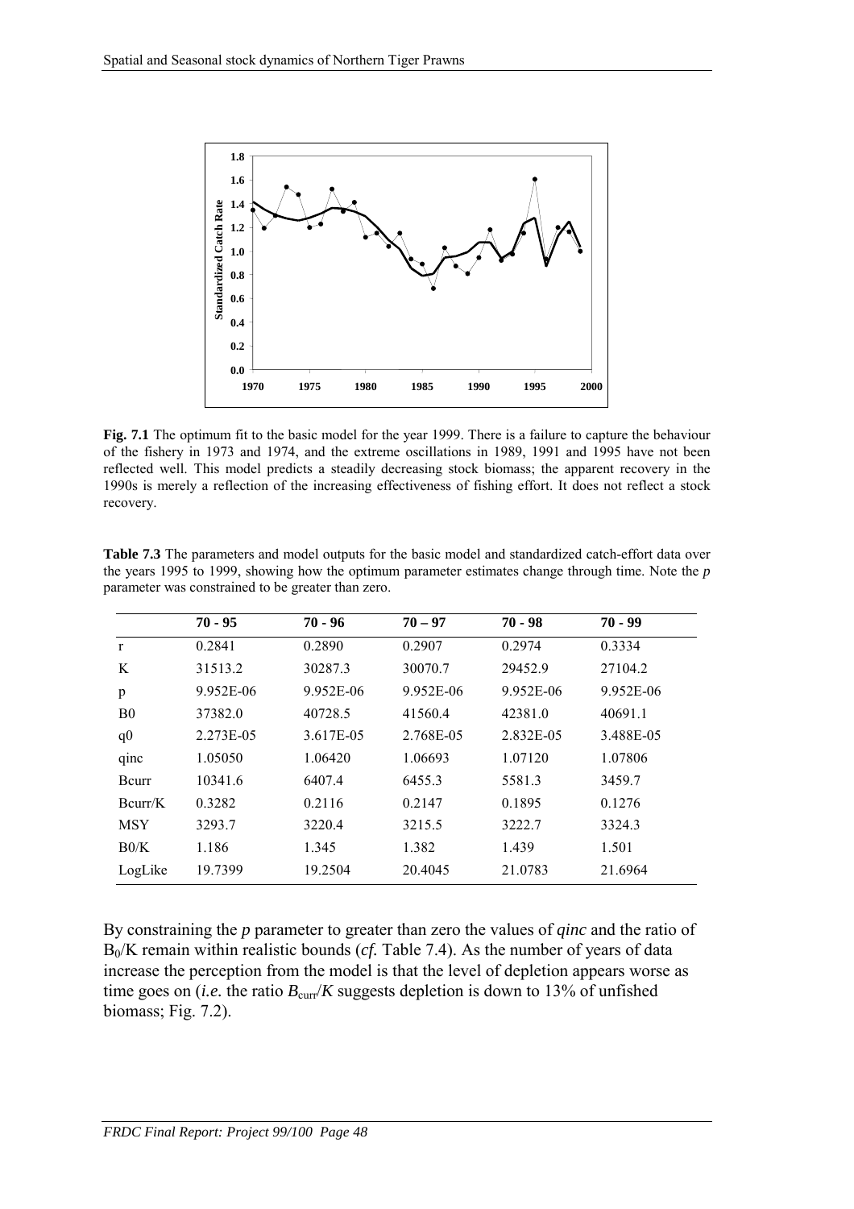**Fig. 7.1** The optimum fit to the basic model for the year 1999. There is a failure to capture the behaviour of the fishery in 1973 and 1974, and the extreme oscillations in 1989, 1991 and 1995 have not been reflected well. This model predicts a steadily decreasing stock biomass; the apparent recovery in the 1990s is merely a reflection of the increasing effectiveness of fishing effort. It does not reflect a stock recovery.

**Table 7.3** The parameters and model outputs for the basic model and standardized catch-effort data over the years 1995 to 1999, showing how the optimum parameter estimates change through time. Note the *p* parameter was constrained to be greater than zero.

| | 70 - 95 | 70 - 96 | 70 – 97 | 70 - 98 | 70 - 99 |
|---|---|---|---|---|---|
| r | 0.2841 | 0.2890 | 0.2907 | 0.2974 | 0.3334 |
| K | 31513.2 | 30287.3 | 30070.7 | 29452.9 | 27104.2 |
| p | 9.952E-06 | 9.952E-06 | 9.952E-06 | 9.952E-06 | 9.952E-06 |
| B0 | 37382.0 | 40728.5 | 41560.4 | 42381.0 | 40691.1 |
| q0 | 2.273E-05 | 3.617E-05 | 2.768E-05 | 2.832E-05 | 3.488E-05 |
| qinc | 1.05050 | 1.06420 | 1.06693 | 1.07120 | 1.07806 |
| Bcurr | 10341.6 | 6407.4 | 6455.3 | 5581.3 | 3459.7 |
| Bcurr/K | 0.3282 | 0.2116 | 0.2147 | 0.1895 | 0.1276 |
| MSY | 3293.7 | 3220.4 | 3215.5 | 3222.7 | 3324.3 |
| B0/K | 1.186 | 1.345 | 1.382 | 1.439 | 1.501 |
| LogLike | 19.7399 | 19.2504 | 20.4045 | 21.0783 | 21.6964 |

By constraining the *p* parameter to greater than zero the values of *qinc* and the ratio of $B_0/K$ remain within realistic bounds (*cf.* Table 7.4). As the number of years of data increase the perception from the model is that the level of depletion appears worse as time goes on (*i.e.* the ratio $B_{curr}/K$ suggests depletion is down to 13% of unfished biomass; Fig. 7.2).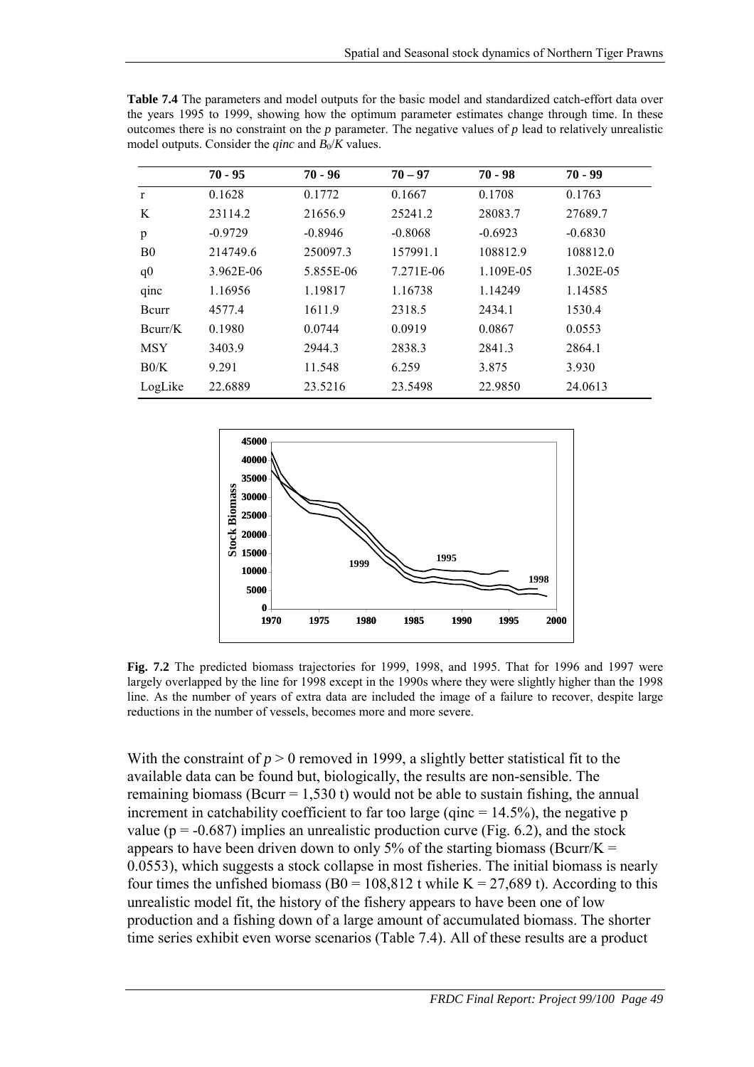**Table 7.4** The parameters and model outputs for the basic model and standardized catch-effort data over the years 1995 to 1999, showing how the optimum parameter estimates change through time. In these outcomes there is no constraint on the *p* parameter. The negative values of *p* lead to relatively unrealistic model outputs. Consider the *qinc* and $B_0/K$ values.

| | 70 - 95 | 70 - 96 | 70 – 97 | 70 - 98 | 70 - 99 |
|---|---|---|---|---|---|
| r | 0.1628 | 0.1772 | 0.1667 | 0.1708 | 0.1763 |
| K | 23114.2 | 21656.9 | 25241.2 | 28083.7 | 27689.7 |
| p | -0.9729 | -0.8946 | -0.8068 | -0.6923 | -0.6830 |
| B0 | 214749.6 | 250097.3 | 157991.1 | 108812.9 | 108812.0 |
| q0 | 3.962E-06 | 5.855E-06 | 7.271E-06 | 1.109E-05 | 1.302E-05 |
| qinc | 1.16956 | 1.19817 | 1.16738 | 1.14249 | 1.14585 |
| Bcurr | 4577.4 | 1611.9 | 2318.5 | 2434.1 | 1530.4 |
| Bcurr/K | 0.1980 | 0.0744 | 0.0919 | 0.0867 | 0.0553 |
| MSY | 3403.9 | 2944.3 | 2838.3 | 2841.3 | 2864.1 |
| B0/K | 9.291 | 11.548 | 6.259 | 3.875 | 3.930 |
| LogLike | 22.6889 | 23.5216 | 23.5498 | 22.9850 | 24.0613 |

**Fig. 7.2** The predicted biomass trajectories for 1999, 1998, and 1995. That for 1996 and 1997 were largely overlapped by the line for 1998 except in the 1990s where they were slightly higher than the 1998 line. As the number of years of extra data are included the image of a failure to recover, despite large reductions in the number of vessels, becomes more and more severe.

With the constraint of $p > 0$ removed in 1999, a slightly better statistical fit to the available data can be found but, biologically, the results are non-sensible. The remaining biomass (Bcurr = 1,530 t) would not be able to sustain fishing, the annual increment in catchability coefficient to far too large (qinc = 14.5%), the negative p value ($p = -0.687$) implies an unrealistic production curve (Fig. 6.2), and the stock appears to have been driven down to only 5% of the starting biomass (Bcurr/K = 0.0553), which suggests a stock collapse in most fisheries. The initial biomass is nearly four times the unfished biomass (B0 = 108,812 t while K = 27,689 t). According to this unrealistic model fit, the history of the fishery appears to have been one of low production and a fishing down of a large amount of accumulated biomass. The shorter time series exhibit even worse scenarios (Table 7.4). All of these results are a product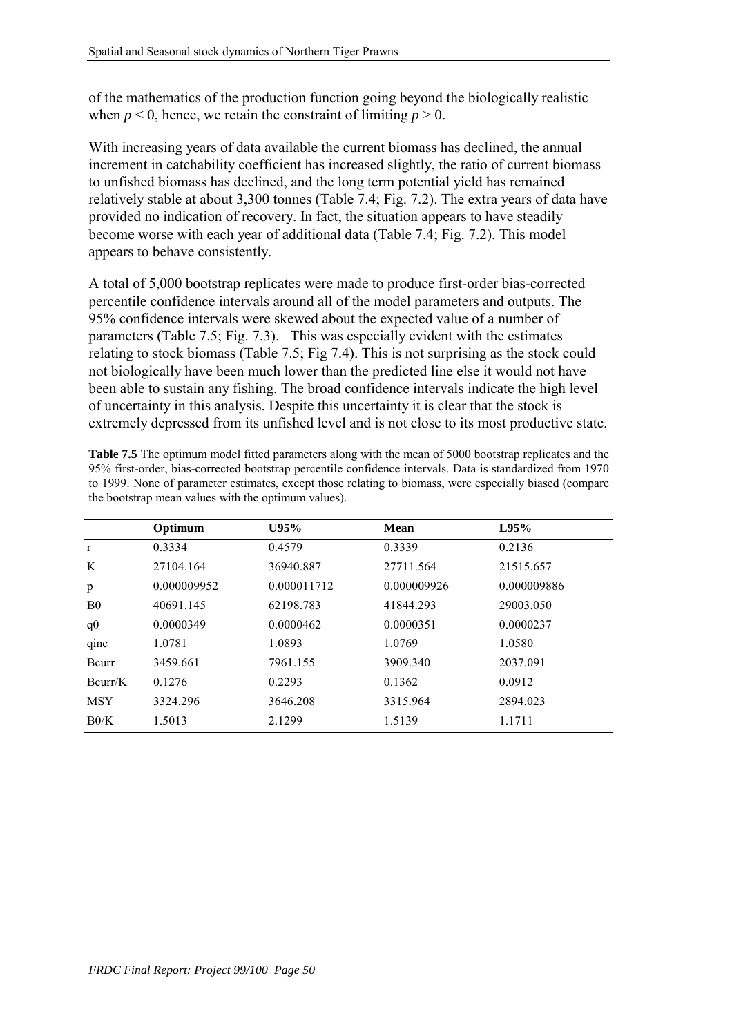of the mathematics of the production function going beyond the biologically realistic when $p < 0$, hence, we retain the constraint of limiting $p > 0$.

With increasing years of data available the current biomass has declined, the annual increment in catchability coefficient has increased slightly, the ratio of current biomass to unfished biomass has declined, and the long term potential yield has remained relatively stable at about 3,300 tonnes (Table 7.4; Fig. 7.2). The extra years of data have provided no indication of recovery. In fact, the situation appears to have steadily become worse with each year of additional data (Table 7.4; Fig. 7.2). This model appears to behave consistently.

A total of 5,000 bootstrap replicates were made to produce first-order bias-corrected percentile confidence intervals around all of the model parameters and outputs. The 95% confidence intervals were skewed about the expected value of a number of parameters (Table 7.5; Fig. 7.3). This was especially evident with the estimates relating to stock biomass (Table 7.5; Fig 7.4). This is not surprising as the stock could not biologically have been much lower than the predicted line else it would not have been able to sustain any fishing. The broad confidence intervals indicate the high level of uncertainty in this analysis. Despite this uncertainty it is clear that the stock is extremely depressed from its unfished level and is not close to its most productive state.

**Table 7.5** The optimum model fitted parameters along with the mean of 5000 bootstrap replicates and the 95% first-order, bias-corrected bootstrap percentile confidence intervals. Data is standardized from 1970 to 1999. None of parameter estimates, except those relating to biomass, were especially biased (compare the bootstrap mean values with the optimum values).

| | Optimum | U95% | Mean | L95% |
|---|---|---|---|---|
| r | 0.3334 | 0.4579 | 0.3339 | 0.2136 |
| K | 27104.164 | 36940.887 | 27711.564 | 21515.657 |
| p | 0.000009952 | 0.000011712 | 0.000009926 | 0.000009886 |
| B0 | 40691.145 | 62198.783 | 41844.293 | 29003.050 |
| q0 | 0.0000349 | 0.0000462 | 0.0000351 | 0.0000237 |
| qinc | 1.0781 | 1.0893 | 1.0769 | 1.0580 |
| Bcurr | 3459.661 | 7961.155 | 3909.340 | 2037.091 |
| Bcurr/K | 0.1276 | 0.2293 | 0.1362 | 0.0912 |
| MSY | 3324.296 | 3646.208 | 3315.964 | 2894.023 |
| B0/K | 1.5013 | 2.1299 | 1.5139 | 1.1711 |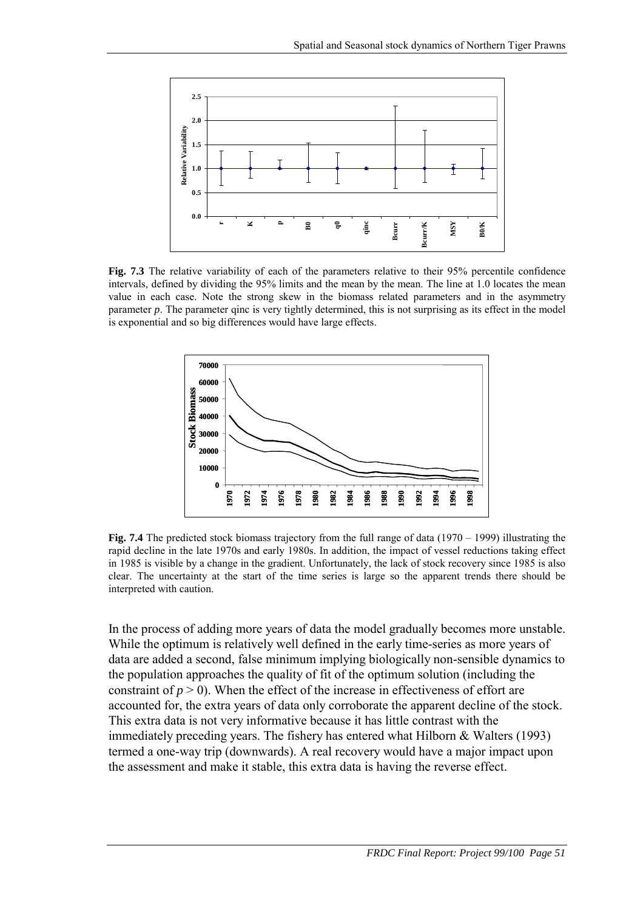**Fig. 7.3** The relative variability of each of the parameters relative to their 95% percentile confidence intervals, defined by dividing the 95% limits and the mean by the mean. The line at 1.0 locates the mean value in each case. Note the strong skew in the biomass related parameters and in the asymmetry parameter $p$. The parameter qinc is very tightly determined, this is not surprising as its effect in the model is exponential and so big differences would have large effects.

**Fig. 7.4** The predicted stock biomass trajectory from the full range of data (1970 – 1999) illustrating the rapid decline in the late 1970s and early 1980s. In addition, the impact of vessel reductions taking effect in 1985 is visible by a change in the gradient. Unfortunately, the lack of stock recovery since 1985 is also clear. The uncertainty at the start of the time series is large so the apparent trends there should be interpreted with caution.

In the process of adding more years of data the model gradually becomes more unstable. While the optimum is relatively well defined in the early time-series as more years of data are added a second, false minimum implying biologically non-sensible dynamics to the population approaches the quality of fit of the optimum solution (including the constraint of $p > 0$). When the effect of the increase in effectiveness of effort are accounted for, the extra years of data only corroborate the apparent decline of the stock. This extra data is not very informative because it has little contrast with the immediately preceding years. The fishery has entered what Hilborn & Walters (1993) termed a one-way trip (downwards). A real recovery would have a major impact upon the assessment and make it stable, this extra data is having the reverse effect.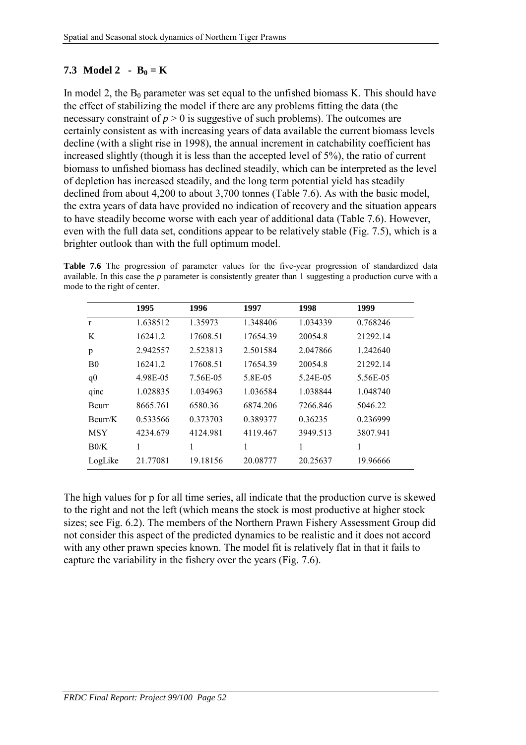### 7.3 Model 2 - $B_0 = K$

In model 2, the $B_0$ parameter was set equal to the unfished biomass K. This should have the effect of stabilizing the model if there are any problems fitting the data (the necessary constraint of $p > 0$ is suggestive of such problems). The outcomes are certainly consistent as with increasing years of data available the current biomass levels decline (with a slight rise in 1998), the annual increment in catchability coefficient has increased slightly (though it is less than the accepted level of 5%), the ratio of current biomass to unfished biomass has declined steadily, which can be interpreted as the level of depletion has increased steadily, and the long term potential yield has steadily declined from about 4,200 to about 3,700 tonnes (Table 7.6). As with the basic model, the extra years of data have provided no indication of recovery and the situation appears to have steadily become worse with each year of additional data (Table 7.6). However, even with the full data set, conditions appear to be relatively stable (Fig. 7.5), which is a brighter outlook than with the full optimum model.

**Table 7.6** The progression of parameter values for the five-year progression of standardized data available. In this case the *p* parameter is consistently greater than 1 suggesting a production curve with a mode to the right of center.

| | 1995 | 1996 | 1997 | 1998 | 1999 |
|---|---|---|---|---|---|
| r | 1.638512 | 1.35973 | 1.348406 | 1.034339 | 0.768246 |
| K | 16241.2 | 17608.51 | 17654.39 | 20054.8 | 21292.14 |
| p | 2.942557 | 2.523813 | 2.501584 | 2.047866 | 1.242640 |
| B0 | 16241.2 | 17608.51 | 17654.39 | 20054.8 | 21292.14 |
| q0 | 4.98E-05 | 7.56E-05 | 5.8E-05 | 5.24E-05 | 5.56E-05 |
| qinc | 1.028835 | 1.034963 | 1.036584 | 1.038844 | 1.048740 |
| Bcurr | 8665.761 | 6580.36 | 6874.206 | 7266.846 | 5046.22 |
| Bcurr/K | 0.533566 | 0.373703 | 0.389377 | 0.36235 | 0.236999 |
| MSY | 4234.679 | 4124.981 | 4119.467 | 3949.513 | 3807.941 |
| B0/K | 1 | 1 | 1 | 1 | 1 |
| LogLike | 21.77081 | 19.18156 | 20.08777 | 20.25637 | 19.96666 |

The high values for p for all time series, all indicate that the production curve is skewed to the right and not the left (which means the stock is most productive at higher stock sizes; see Fig. 6.2). The members of the Northern Prawn Fishery Assessment Group did not consider this aspect of the predicted dynamics to be realistic and it does not accord with any other prawn species known. The model fit is relatively flat in that it fails to capture the variability in the fishery over the years (Fig. 7.6).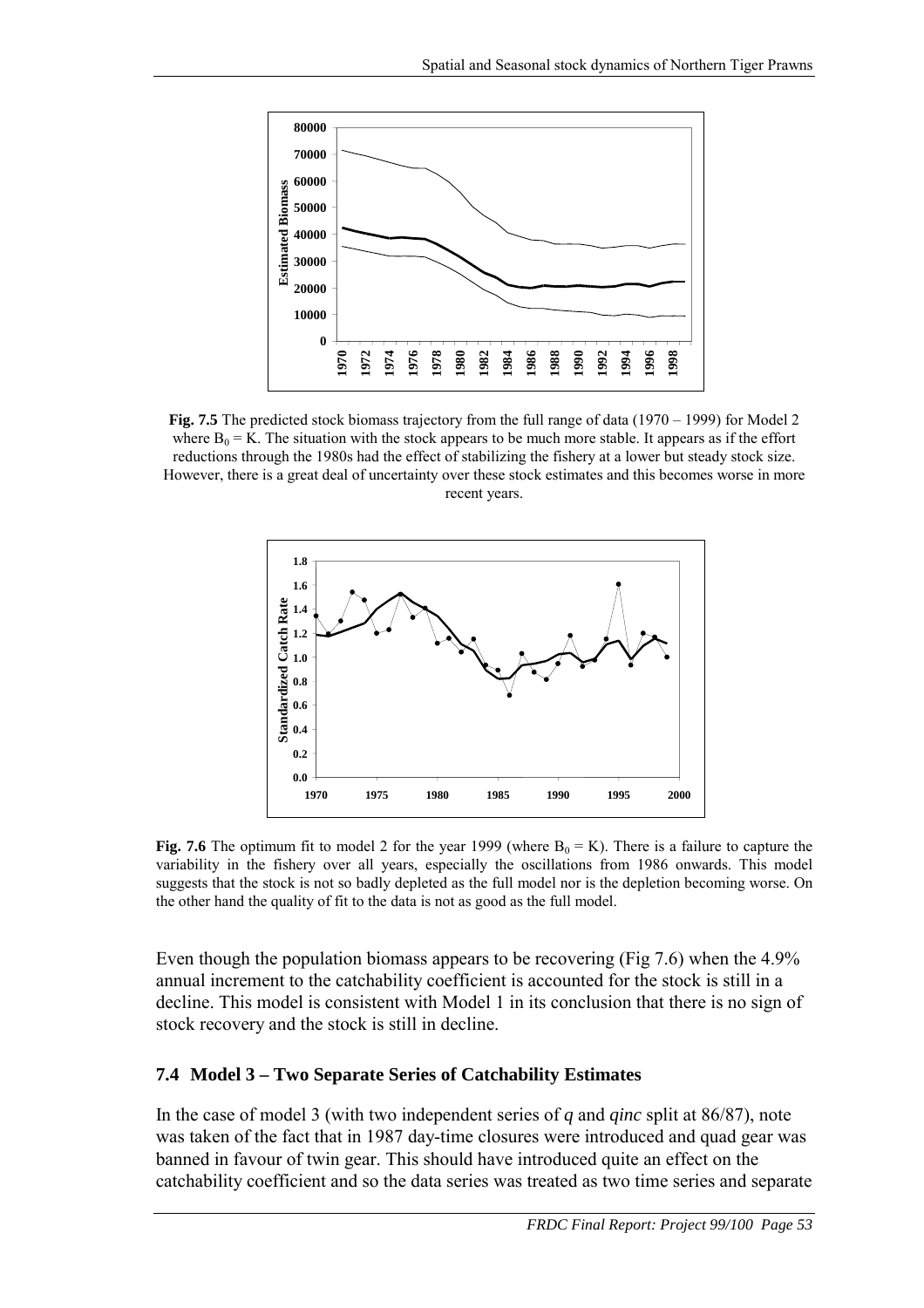**Fig. 7.5** The predicted stock biomass trajectory from the full range of data (1970 – 1999) for Model 2 where $B_0 = K$. The situation with the stock appears to be much more stable. It appears as if the effort reductions through the 1980s had the effect of stabilizing the fishery at a lower but steady stock size. However, there is a great deal of uncertainty over these stock estimates and this becomes worse in more recent years.

**Fig. 7.6** The optimum fit to model 2 for the year 1999 (where $B_0 = K$). There is a failure to capture the variability in the fishery over all years, especially the oscillations from 1986 onwards. This model suggests that the stock is not so badly depleted as the full model nor is the depletion becoming worse. On the other hand the quality of fit to the data is not as good as the full model.

Even though the population biomass appears to be recovering (Fig 7.6) when the 4.9% annual increment to the catchability coefficient is accounted for the stock is still in a decline. This model is consistent with Model 1 in its conclusion that there is no sign of stock recovery and the stock is still in decline.

## 7.4 Model 3 – Two Separate Series of Catchability Estimates

In the case of model 3 (with two independent series of *q* and *qinc* split at 86/87), note was taken of the fact that in 1987 day-time closures were introduced and quad gear was banned in favour of twin gear. This should have introduced quite an effect on the catchability coefficient and so the data series was treated as two time series and separate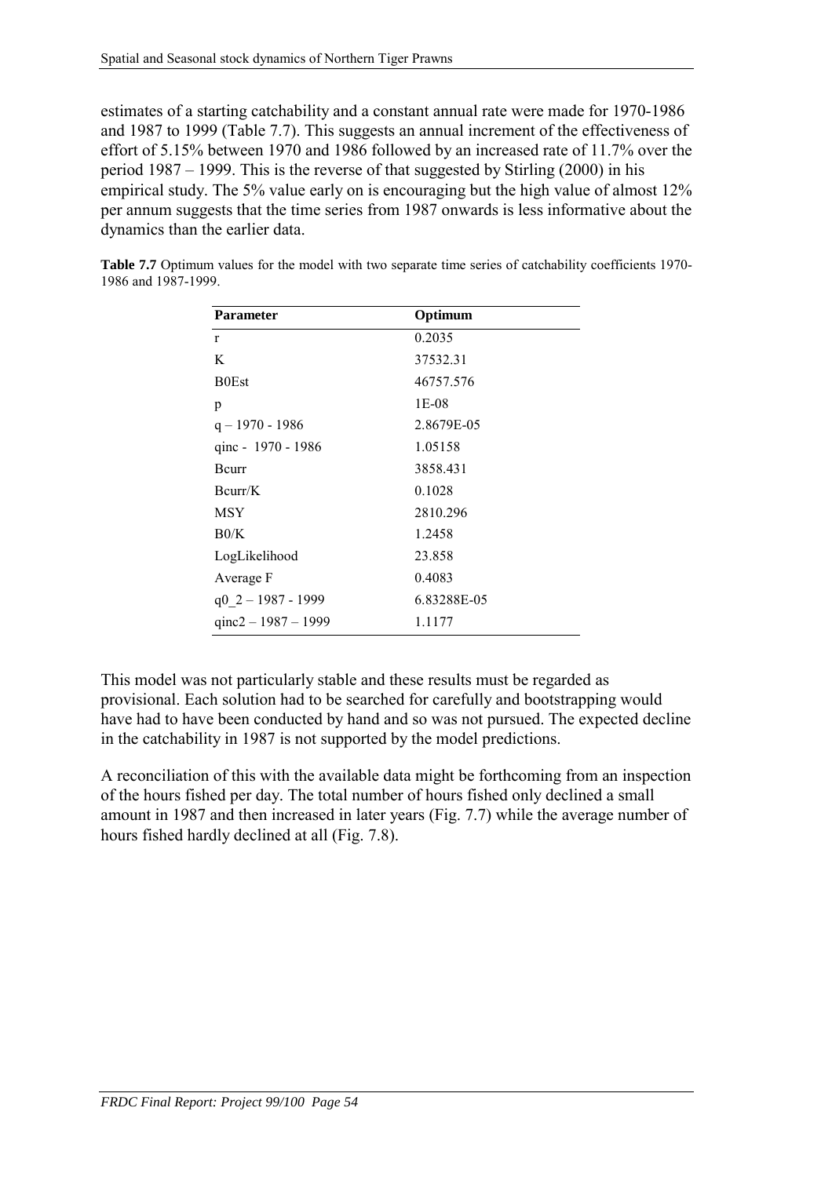estimates of a starting catchability and a constant annual rate were made for 1970-1986 and 1987 to 1999 (Table 7.7). This suggests an annual increment of the effectiveness of effort of 5.15% between 1970 and 1986 followed by an increased rate of 11.7% over the period 1987 – 1999. This is the reverse of that suggested by Stirling (2000) in his empirical study. The 5% value early on is encouraging but the high value of almost 12% per annum suggests that the time series from 1987 onwards is less informative about the dynamics than the earlier data.

**Table 7.7** Optimum values for the model with two separate time series of catchability coefficients 1970-1986 and 1987-1999.

| Parameter | Optimum |
|---|---|
| r | 0.2035 |
| K | 37532.31 |
| B0Est | 46757.576 |
| p | 1E-08 |
| q – 1970 - 1986 | 2.8679E-05 |
| qinc - 1970 - 1986 | 1.05158 |
| Bcurr | 3858.431 |
| Bcurr/K | 0.1028 |
| MSY | 2810.296 |
| B0/K | 1.2458 |
| LogLikelihood | 23.858 |
| Average F | 0.4083 |
| q0_2 – 1987 - 1999 | 6.83288E-05 |
| qinc2 – 1987 – 1999 | 1.1177 |

This model was not particularly stable and these results must be regarded as provisional. Each solution had to be searched for carefully and bootstrapping would have had to have been conducted by hand and so was not pursued. The expected decline in the catchability in 1987 is not supported by the model predictions.

A reconciliation of this with the available data might be forthcoming from an inspection of the hours fished per day. The total number of hours fished only declined a small amount in 1987 and then increased in later years (Fig. 7.7) while the average number of hours fished hardly declined at all (Fig. 7.8).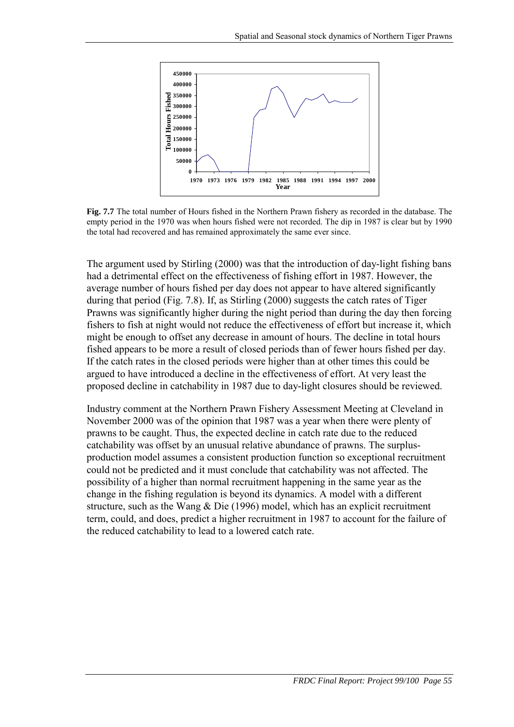**Fig. 7.7** The total number of Hours fished in the Northern Prawn fishery as recorded in the database. The empty period in the 1970 was when hours fished were not recorded. The dip in 1987 is clear but by 1990 the total had recovered and has remained approximately the same ever since.

The argument used by Stirling (2000) was that the introduction of day-light fishing bans had a detrimental effect on the effectiveness of fishing effort in 1987. However, the average number of hours fished per day does not appear to have altered significantly during that period (Fig. 7.8). If, as Stirling (2000) suggests the catch rates of Tiger Prawns was significantly higher during the night period than during the day then forcing fishers to fish at night would not reduce the effectiveness of effort but increase it, which might be enough to offset any decrease in amount of hours. The decline in total hours fished appears to be more a result of closed periods than of fewer hours fished per day. If the catch rates in the closed periods were higher than at other times this could be argued to have introduced a decline in the effectiveness of effort. At very least the proposed decline in catchability in 1987 due to day-light closures should be reviewed.

Industry comment at the Northern Prawn Fishery Assessment Meeting at Cleveland in November 2000 was of the opinion that 1987 was a year when there were plenty of prawns to be caught. Thus, the expected decline in catch rate due to the reduced catchability was offset by an unusual relative abundance of prawns. The surplus-production model assumes a consistent production function so exceptional recruitment could not be predicted and it must conclude that catchability was not affected. The possibility of a higher than normal recruitment happening in the same year as the change in the fishing regulation is beyond its dynamics. A model with a different structure, such as the Wang & Die (1996) model, which has an explicit recruitment term, could, and does, predict a higher recruitment in 1987 to account for the failure of the reduced catchability to lead to a lowered catch rate.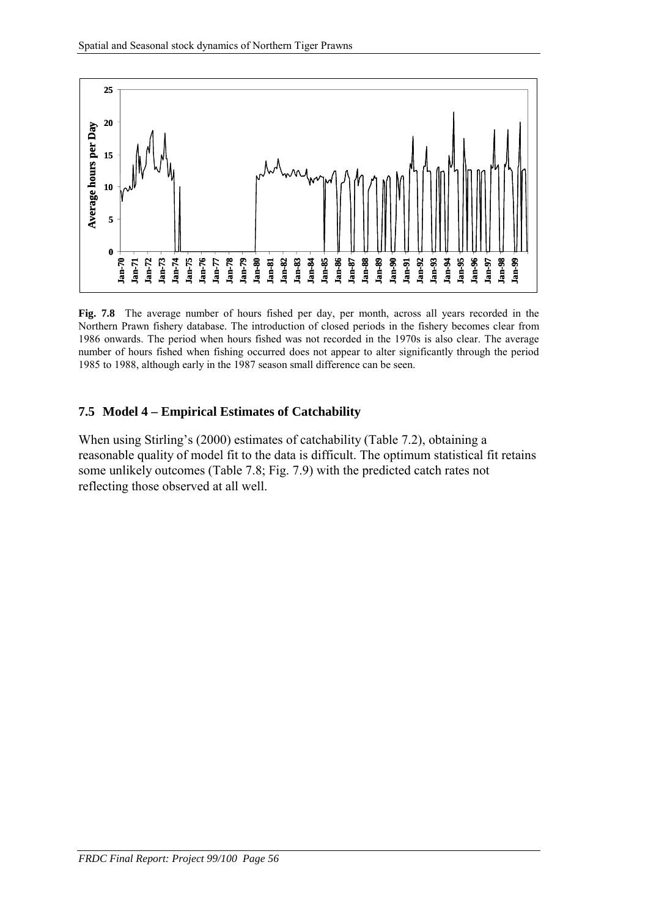**Fig. 7.8** The average number of hours fished per day, per month, across all years recorded in the Northern Prawn fishery database. The introduction of closed periods in the fishery becomes clear from 1986 onwards. The period when hours fished was not recorded in the 1970s is also clear. The average number of hours fished when fishing occurred does not appear to alter significantly through the period 1985 to 1988, although early in the 1987 season small difference can be seen.

## 7.5 Model 4 – Empirical Estimates of Catchability

When using Stirling's (2000) estimates of catchability (Table 7.2), obtaining a reasonable quality of model fit to the data is difficult. The optimum statistical fit retains some unlikely outcomes (Table 7.8; Fig. 7.9) with the predicted catch rates not reflecting those observed at all well.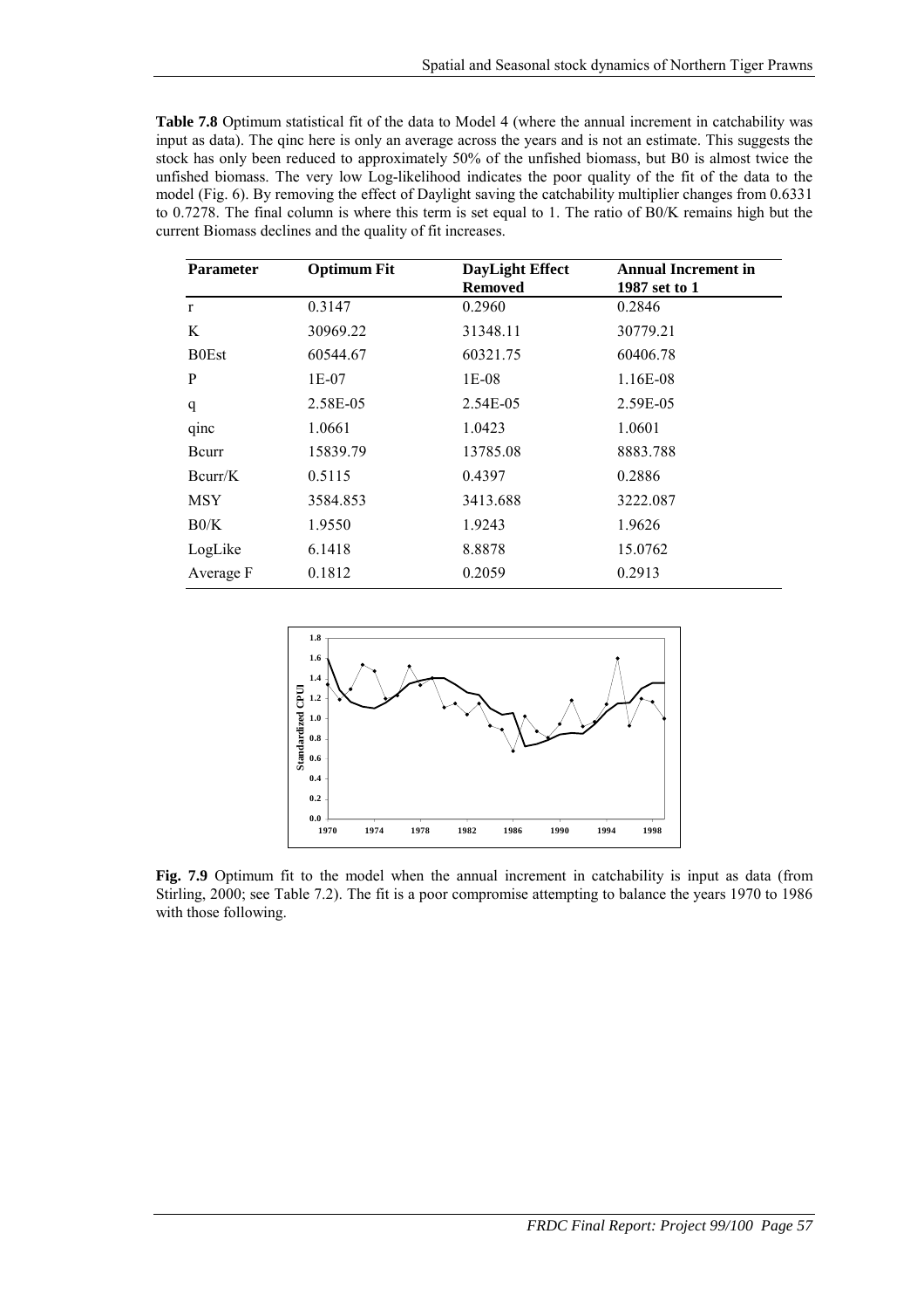**Table 7.8** Optimum statistical fit of the data to Model 4 (where the annual increment in catchability was input as data). The qinc here is only an average across the years and is not an estimate. This suggests the stock has only been reduced to approximately 50% of the unfished biomass, but B0 is almost twice the unfished biomass. The very low Log-likelihood indicates the poor quality of the fit of the data to the model (Fig. 6). By removing the effect of Daylight saving the catchability multiplier changes from 0.6331 to 0.7278. The final column is where this term is set equal to 1. The ratio of B0/K remains high but the current Biomass declines and the quality of fit increases.

| Parameter | Optimum Fit | DayLight Effect Removed | Annual Increment in 1987 set to 1 |
|---|---|---|---|
| r | 0.3147 | 0.2960 | 0.2846 |
| K | 30969.22 | 31348.11 | 30779.21 |
| B0Est | 60544.67 | 60321.75 | 60406.78 |
| P | 1E-07 | 1E-08 | 1.16E-08 |
| q | 2.58E-05 | 2.54E-05 | 2.59E-05 |
| qinc | 1.0661 | 1.0423 | 1.0601 |
| Bcurr | 15839.79 | 13785.08 | 8883.788 |
| Bcurr/K | 0.5115 | 0.4397 | 0.2886 |
| MSY | 3584.853 | 3413.688 | 3222.087 |
| B0/K | 1.9550 | 1.9243 | 1.9626 |
| LogLike | 6.1418 | 8.8878 | 15.0762 |
| Average F | 0.1812 | 0.2059 | 0.2913 |

**Fig. 7.9** Optimum fit to the model when the annual increment in catchability is input as data (from Stirling, 2000; see Table 7.2). The fit is a poor compromise attempting to balance the years 1970 to 1986 with those following.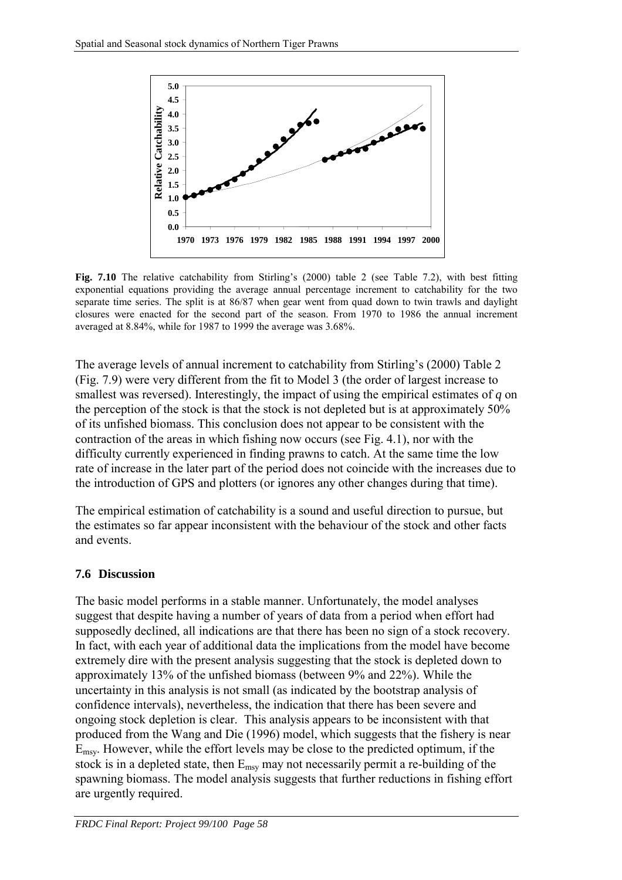**Fig. 7.10** The relative catchability from Stirling's (2000) table 2 (see Table 7.2), with best fitting exponential equations providing the average annual percentage increment to catchability for the two separate time series. The split is at 86/87 when gear went from quad down to twin trawls and daylight closures were enacted for the second part of the season. From 1970 to 1986 the annual increment averaged at 8.84%, while for 1987 to 1999 the average was 3.68%.

The average levels of annual increment to catchability from Stirling's (2000) Table 2 (Fig. 7.9) were very different from the fit to Model 3 (the order of largest increase to smallest was reversed). Interestingly, the impact of using the empirical estimates of *q* on the perception of the stock is that the stock is not depleted but is at approximately 50% of its unfished biomass. This conclusion does not appear to be consistent with the contraction of the areas in which fishing now occurs (see Fig. 4.1), nor with the difficulty currently experienced in finding prawns to catch. At the same time the low rate of increase in the later part of the period does not coincide with the increases due to the introduction of GPS and plotters (or ignores any other changes during that time).

The empirical estimation of catchability is a sound and useful direction to pursue, but the estimates so far appear inconsistent with the behaviour of the stock and other facts and events.

### 7.6 Discussion

The basic model performs in a stable manner. Unfortunately, the model analyses suggest that despite having a number of years of data from a period when effort had supposedly declined, all indications are that there has been no sign of a stock recovery. In fact, with each year of additional data the implications from the model have become extremely dire with the present analysis suggesting that the stock is depleted down to approximately 13% of the unfished biomass (between 9% and 22%). While the uncertainty in this analysis is not small (as indicated by the bootstrap analysis of confidence intervals), nevertheless, the indication that there has been severe and ongoing stock depletion is clear. This analysis appears to be inconsistent with that produced from the Wang and Die (1996) model, which suggests that the fishery is near $E_{msy}$. However, while the effort levels may be close to the predicted optimum, if the stock is in a depleted state, then $E_{msy}$ may not necessarily permit a re-building of the spawning biomass. The model analysis suggests that further reductions in fishing effort are urgently required.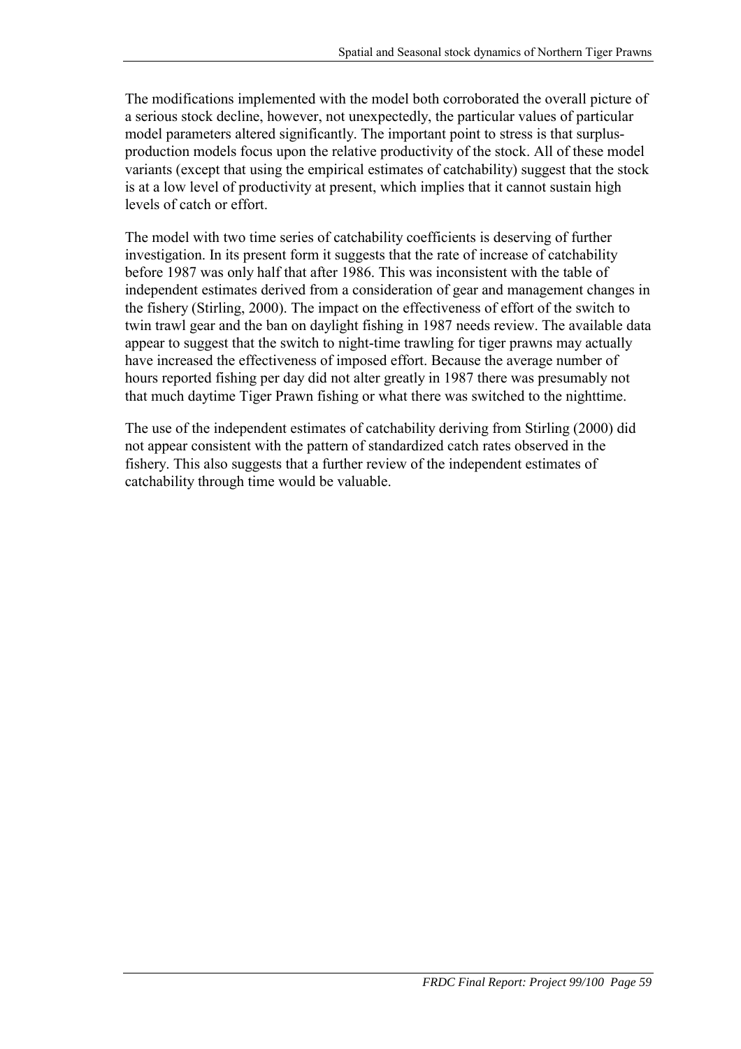The modifications implemented with the model both corroborated the overall picture of a serious stock decline, however, not unexpectedly, the particular values of particular model parameters altered significantly. The important point to stress is that surplus-production models focus upon the relative productivity of the stock. All of these model variants (except that using the empirical estimates of catchability) suggest that the stock is at a low level of productivity at present, which implies that it cannot sustain high levels of catch or effort.

The model with two time series of catchability coefficients is deserving of further investigation. In its present form it suggests that the rate of increase of catchability before 1987 was only half that after 1986. This was inconsistent with the table of independent estimates derived from a consideration of gear and management changes in the fishery (Stirling, 2000). The impact on the effectiveness of effort of the switch to twin trawl gear and the ban on daylight fishing in 1987 needs review. The available data appear to suggest that the switch to night-time trawling for tiger prawns may actually have increased the effectiveness of imposed effort. Because the average number of hours reported fishing per day did not alter greatly in 1987 there was presumably not that much daytime Tiger Prawn fishing or what there was switched to the nighttime.

The use of the independent estimates of catchability deriving from Stirling (2000) did not appear consistent with the pattern of standardized catch rates observed in the fishery. This also suggests that a further review of the independent estimates of catchability through time would be valuable.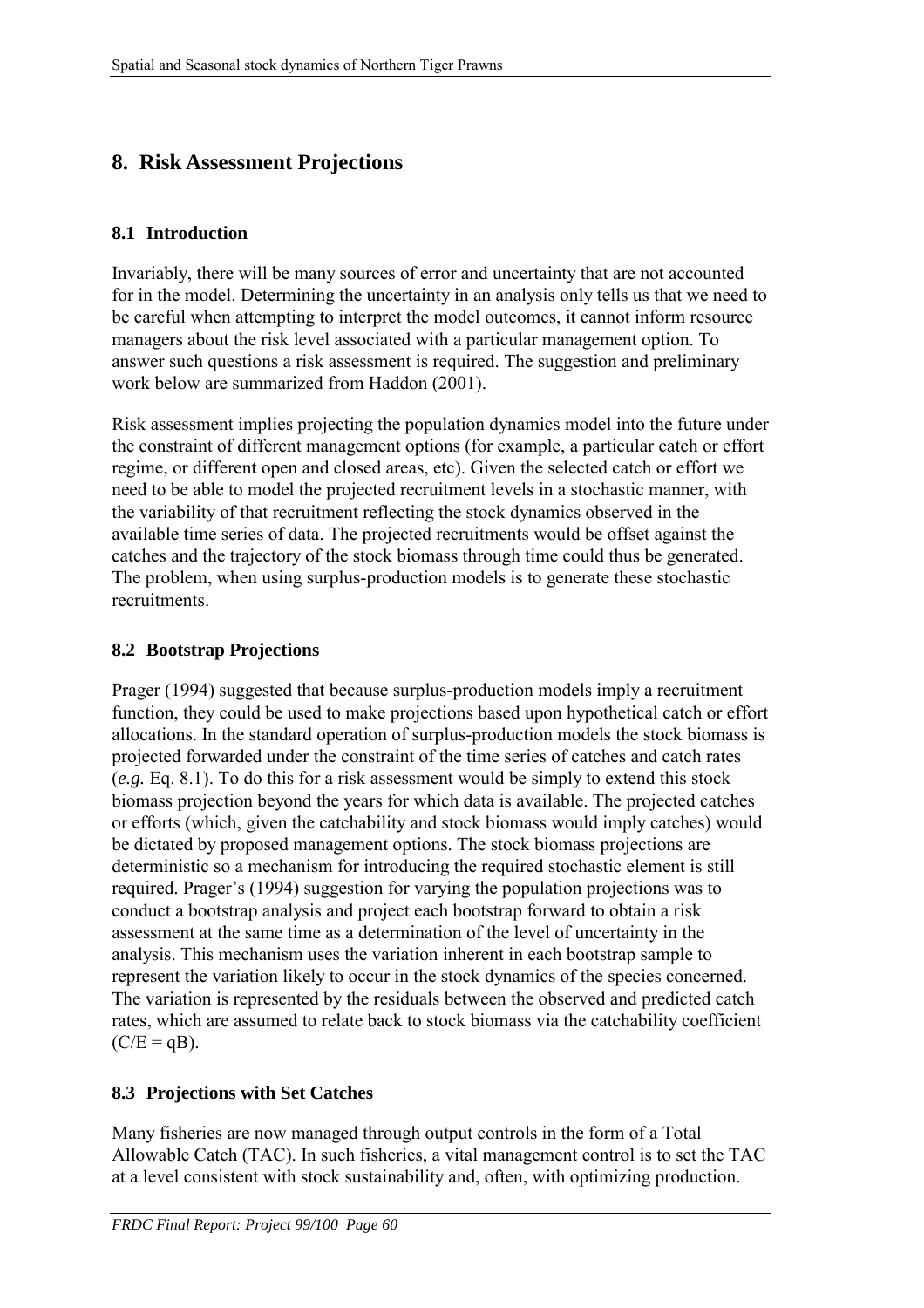# 8. Risk Assessment Projections

## 8.1 Introduction

Invariably, there will be many sources of error and uncertainty that are not accounted for in the model. Determining the uncertainty in an analysis only tells us that we need to be careful when attempting to interpret the model outcomes, it cannot inform resource managers about the risk level associated with a particular management option. To answer such questions a risk assessment is required. The suggestion and preliminary work below are summarized from Haddon (2001).

Risk assessment implies projecting the population dynamics model into the future under the constraint of different management options (for example, a particular catch or effort regime, or different open and closed areas, etc). Given the selected catch or effort we need to be able to model the projected recruitment levels in a stochastic manner, with the variability of that recruitment reflecting the stock dynamics observed in the available time series of data. The projected recruitments would be offset against the catches and the trajectory of the stock biomass through time could thus be generated. The problem, when using surplus-production models is to generate these stochastic recruitments.

## 8.2 Bootstrap Projections

Prager (1994) suggested that because surplus-production models imply a recruitment function, they could be used to make projections based upon hypothetical catch or effort allocations. In the standard operation of surplus-production models the stock biomass is projected forwarded under the constraint of the time series of catches and catch rates (*e.g.* Eq. 8.1). To do this for a risk assessment would be simply to extend this stock biomass projection beyond the years for which data is available. The projected catches or efforts (which, given the catchability and stock biomass would imply catches) would be dictated by proposed management options. The stock biomass projections are deterministic so a mechanism for introducing the required stochastic element is still required. Prager's (1994) suggestion for varying the population projections was to conduct a bootstrap analysis and project each bootstrap forward to obtain a risk assessment at the same time as a determination of the level of uncertainty in the analysis. This mechanism uses the variation inherent in each bootstrap sample to represent the variation likely to occur in the stock dynamics of the species concerned. The variation is represented by the residuals between the observed and predicted catch rates, which are assumed to relate back to stock biomass via the catchability coefficient ($C/E = qB$).

## 8.3 Projections with Set Catches

Many fisheries are now managed through output controls in the form of a Total Allowable Catch (TAC). In such fisheries, a vital management control is to set the TAC at a level consistent with stock sustainability and, often, with optimizing production.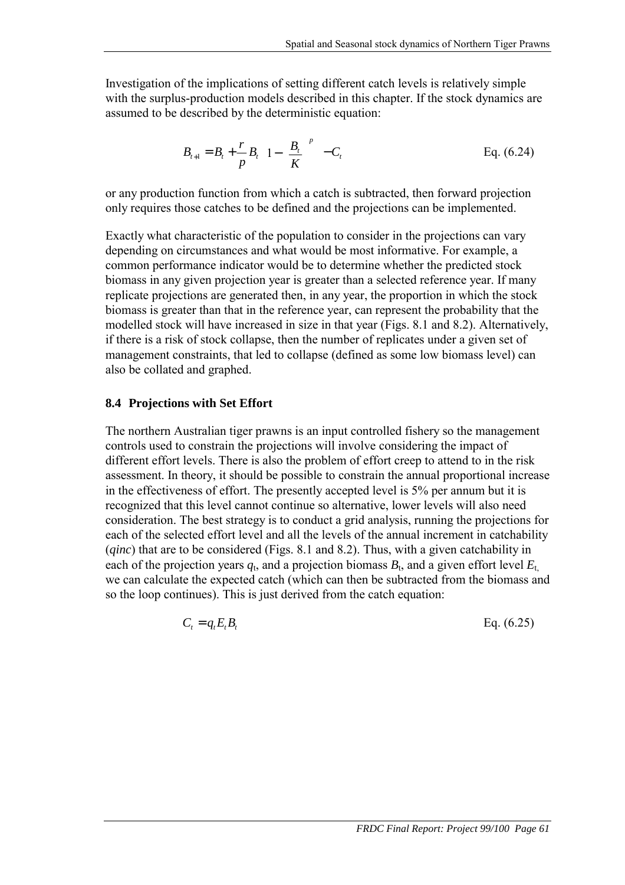Investigation of the implications of setting different catch levels is relatively simple with the surplus-production models described in this chapter. If the stock dynamics are assumed to be described by the deterministic equation:

$$B_{t+1} = B_t + \frac{r}{p} B_t \left(1 - \left(\frac{B_t}{K}\right)^p\right) - C_t \qquad \text{Eq. (6.24)}$$

or any production function from which a catch is subtracted, then forward projection only requires those catches to be defined and the projections can be implemented.

Exactly what characteristic of the population to consider in the projections can vary depending on circumstances and what would be most informative. For example, a common performance indicator would be to determine whether the predicted stock biomass in any given projection year is greater than a selected reference year. If many replicate projections are generated then, in any year, the proportion in which the stock biomass is greater than that in the reference year, can represent the probability that the modelled stock will have increased in size in that year (Figs. 8.1 and 8.2). Alternatively, if there is a risk of stock collapse, then the number of replicates under a given set of management constraints, that led to collapse (defined as some low biomass level) can also be collated and graphed.

## 8.4 Projections with Set Effort

The northern Australian tiger prawns is an input controlled fishery so the management controls used to constrain the projections will involve considering the impact of different effort levels. There is also the problem of effort creep to attend to in the risk assessment. In theory, it should be possible to constrain the annual proportional increase in the effectiveness of effort. The presently accepted level is 5% per annum but it is recognized that this level cannot continue so alternative, lower levels will also need consideration. The best strategy is to conduct a grid analysis, running the projections for each of the selected effort level and all the levels of the annual increment in catchability (*qinc*) that are to be considered (Figs. 8.1 and 8.2). Thus, with a given catchability in each of the projection years $q_t$, and a projection biomass $B_t$, and a given effort level $E_t$, we can calculate the expected catch (which can then be subtracted from the biomass and so the loop continues). This is just derived from the catch equation:

$$C_t = q_t E_t B_t \qquad \text{Eq. (6.25)}$$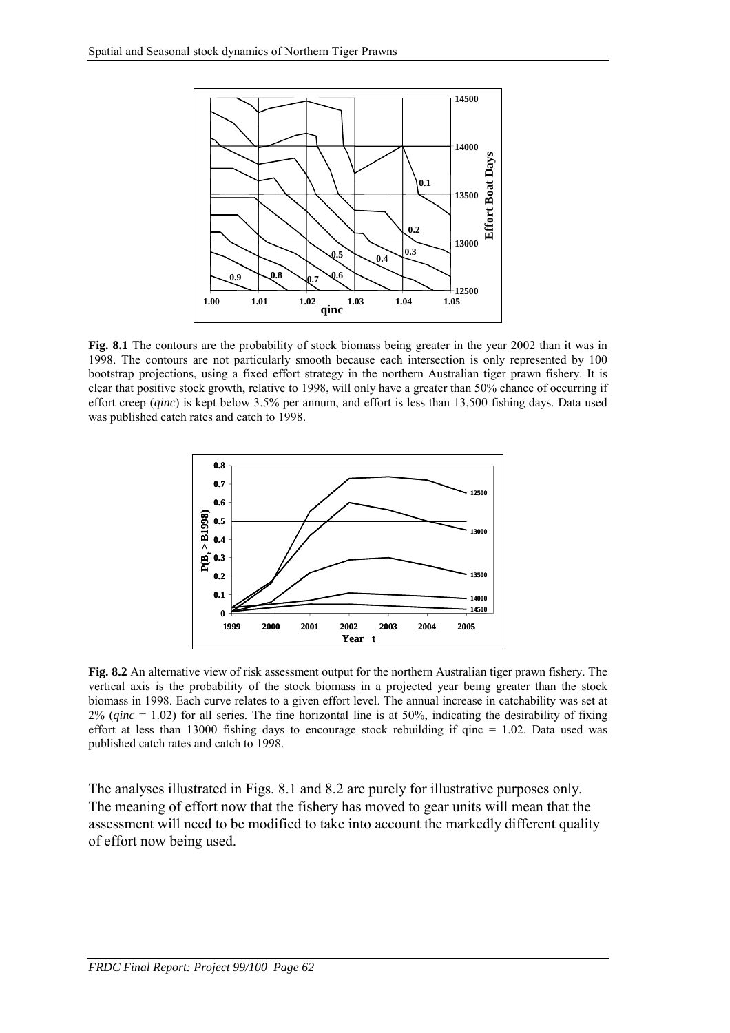**Fig. 8.1** The contours are the probability of stock biomass being greater in the year 2002 than it was in 1998. The contours are not particularly smooth because each intersection is only represented by 100 bootstrap projections, using a fixed effort strategy in the northern Australian tiger prawn fishery. It is clear that positive stock growth, relative to 1998, will only have a greater than 50% chance of occurring if effort creep (*qinc*) is kept below 3.5% per annum, and effort is less than 13,500 fishing days. Data used was published catch rates and catch to 1998.

**Fig. 8.2** An alternative view of risk assessment output for the northern Australian tiger prawn fishery. The vertical axis is the probability of the stock biomass in a projected year being greater than the stock biomass in 1998. Each curve relates to a given effort level. The annual increase in catchability was set at 2% (*qinc* = 1.02) for all series. The fine horizontal line is at 50%, indicating the desirability of fixing effort at less than 13000 fishing days to encourage stock rebuilding if qinc = 1.02. Data used was published catch rates and catch to 1998.

The analyses illustrated in Figs. 8.1 and 8.2 are purely for illustrative purposes only. The meaning of effort now that the fishery has moved to gear units will mean that the assessment will need to be modified to take into account the markedly different quality of effort now being used.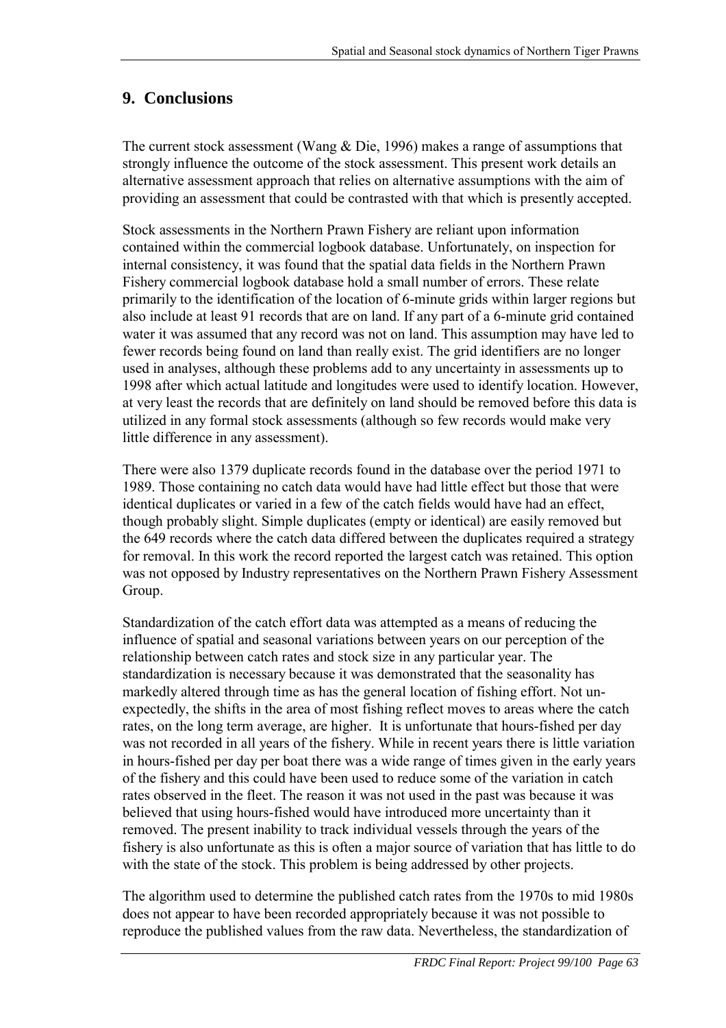## 9. Conclusions

The current stock assessment (Wang & Die, 1996) makes a range of assumptions that strongly influence the outcome of the stock assessment. This present work details an alternative assessment approach that relies on alternative assumptions with the aim of providing an assessment that could be contrasted with that which is presently accepted.

Stock assessments in the Northern Prawn Fishery are reliant upon information contained within the commercial logbook database. Unfortunately, on inspection for internal consistency, it was found that the spatial data fields in the Northern Prawn Fishery commercial logbook database hold a small number of errors. These relate primarily to the identification of the location of 6-minute grids within larger regions but also include at least 91 records that are on land. If any part of a 6-minute grid contained water it was assumed that any record was not on land. This assumption may have led to fewer records being found on land than really exist. The grid identifiers are no longer used in analyses, although these problems add to any uncertainty in assessments up to 1998 after which actual latitude and longitudes were used to identify location. However, at very least the records that are definitely on land should be removed before this data is utilized in any formal stock assessments (although so few records would make very little difference in any assessment).

There were also 1379 duplicate records found in the database over the period 1971 to 1989. Those containing no catch data would have had little effect but those that were identical duplicates or varied in a few of the catch fields would have had an effect, though probably slight. Simple duplicates (empty or identical) are easily removed but the 649 records where the catch data differed between the duplicates required a strategy for removal. In this work the record reported the largest catch was retained. This option was not opposed by Industry representatives on the Northern Prawn Fishery Assessment Group.

Standardization of the catch effort data was attempted as a means of reducing the influence of spatial and seasonal variations between years on our perception of the relationship between catch rates and stock size in any particular year. The standardization is necessary because it was demonstrated that the seasonality has markedly altered through time as has the general location of fishing effort. Not un-expectedly, the shifts in the area of most fishing reflect moves to areas where the catch rates, on the long term average, are higher. It is unfortunate that hours-fished per day was not recorded in all years of the fishery. While in recent years there is little variation in hours-fished per day per boat there was a wide range of times given in the early years of the fishery and this could have been used to reduce some of the variation in catch rates observed in the fleet. The reason it was not used in the past was because it was believed that using hours-fished would have introduced more uncertainty than it removed. The present inability to track individual vessels through the years of the fishery is also unfortunate as this is often a major source of variation that has little to do with the state of the stock. This problem is being addressed by other projects.

The algorithm used to determine the published catch rates from the 1970s to mid 1980s does not appear to have been recorded appropriately because it was not possible to reproduce the published values from the raw data. Nevertheless, the standardization of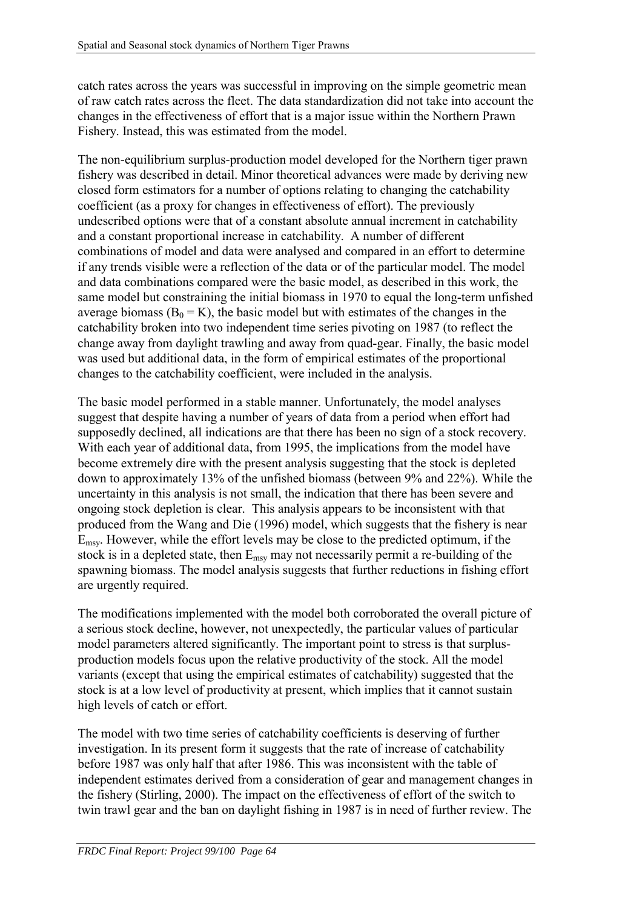catch rates across the years was successful in improving on the simple geometric mean of raw catch rates across the fleet. The data standardization did not take into account the changes in the effectiveness of effort that is a major issue within the Northern Prawn Fishery. Instead, this was estimated from the model.

The non-equilibrium surplus-production model developed for the Northern tiger prawn fishery was described in detail. Minor theoretical advances were made by deriving new closed form estimators for a number of options relating to changing the catchability coefficient (as a proxy for changes in effectiveness of effort). The previously undescribed options were that of a constant absolute annual increment in catchability and a constant proportional increase in catchability. A number of different combinations of model and data were analysed and compared in an effort to determine if any trends visible were a reflection of the data or of the particular model. The model and data combinations compared were the basic model, as described in this work, the same model but constraining the initial biomass in 1970 to equal the long-term unfished average biomass ($B_0 = K$), the basic model but with estimates of the changes in the catchability broken into two independent time series pivoting on 1987 (to reflect the change away from daylight trawling and away from quad-gear. Finally, the basic model was used but additional data, in the form of empirical estimates of the proportional changes to the catchability coefficient, were included in the analysis.

The basic model performed in a stable manner. Unfortunately, the model analyses suggest that despite having a number of years of data from a period when effort had supposedly declined, all indications are that there has been no sign of a stock recovery. With each year of additional data, from 1995, the implications from the model have become extremely dire with the present analysis suggesting that the stock is depleted down to approximately 13% of the unfished biomass (between 9% and 22%). While the uncertainty in this analysis is not small, the indication that there has been severe and ongoing stock depletion is clear. This analysis appears to be inconsistent with that produced from the Wang and Die (1996) model, which suggests that the fishery is near $E_{msy}$. However, while the effort levels may be close to the predicted optimum, if the stock is in a depleted state, then $E_{msy}$ may not necessarily permit a re-building of the spawning biomass. The model analysis suggests that further reductions in fishing effort are urgently required.

The modifications implemented with the model both corroborated the overall picture of a serious stock decline, however, not unexpectedly, the particular values of particular model parameters altered significantly. The important point to stress is that surplus-production models focus upon the relative productivity of the stock. All the model variants (except that using the empirical estimates of catchability) suggested that the stock is at a low level of productivity at present, which implies that it cannot sustain high levels of catch or effort.

The model with two time series of catchability coefficients is deserving of further investigation. In its present form it suggests that the rate of increase of catchability before 1987 was only half that after 1986. This was inconsistent with the table of independent estimates derived from a consideration of gear and management changes in the fishery (Stirling, 2000). The impact on the effectiveness of effort of the switch to twin trawl gear and the ban on daylight fishing in 1987 is in need of further review. The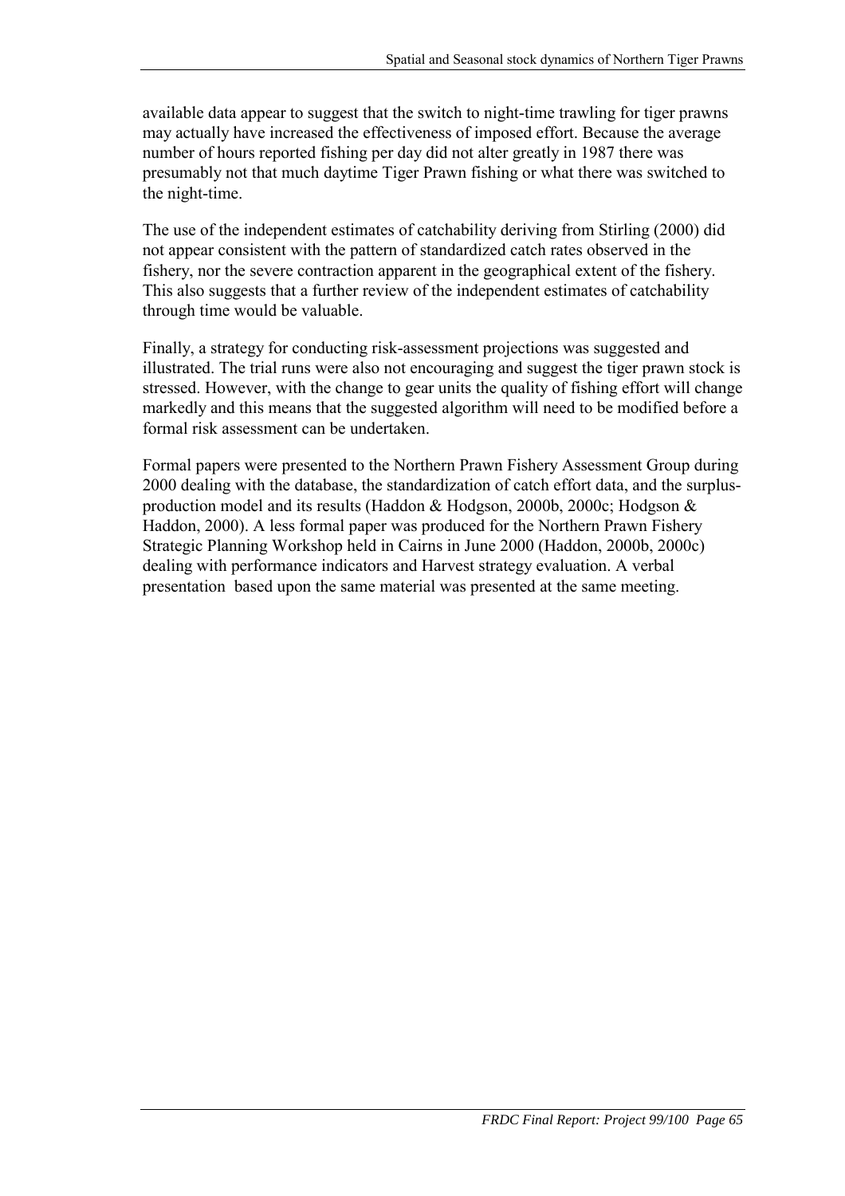available data appear to suggest that the switch to night-time trawling for tiger prawns may actually have increased the effectiveness of imposed effort. Because the average number of hours reported fishing per day did not alter greatly in 1987 there was presumably not that much daytime Tiger Prawn fishing or what there was switched to the night-time.

The use of the independent estimates of catchability deriving from Stirling (2000) did not appear consistent with the pattern of standardized catch rates observed in the fishery, nor the severe contraction apparent in the geographical extent of the fishery. This also suggests that a further review of the independent estimates of catchability through time would be valuable.

Finally, a strategy for conducting risk-assessment projections was suggested and illustrated. The trial runs were also not encouraging and suggest the tiger prawn stock is stressed. However, with the change to gear units the quality of fishing effort will change markedly and this means that the suggested algorithm will need to be modified before a formal risk assessment can be undertaken.

Formal papers were presented to the Northern Prawn Fishery Assessment Group during 2000 dealing with the database, the standardization of catch effort data, and the surplus-production model and its results (Haddon & Hodgson, 2000b, 2000c; Hodgson & Haddon, 2000). A less formal paper was produced for the Northern Prawn Fishery Strategic Planning Workshop held in Cairns in June 2000 (Haddon, 2000b, 2000c) dealing with performance indicators and Harvest strategy evaluation. A verbal presentation based upon the same material was presented at the same meeting.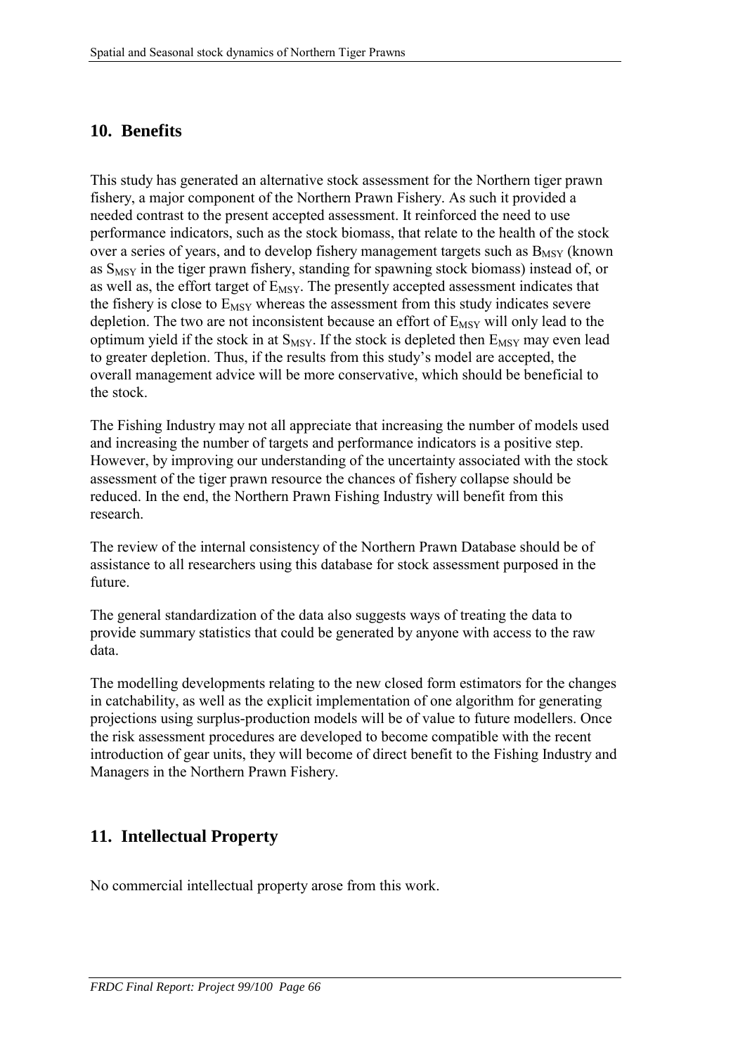## 10. Benefits

This study has generated an alternative stock assessment for the Northern tiger prawn fishery, a major component of the Northern Prawn Fishery. As such it provided a needed contrast to the present accepted assessment. It reinforced the need to use performance indicators, such as the stock biomass, that relate to the health of the stock over a series of years, and to develop fishery management targets such as $B_{MSY}$ (known as $S_{MSY}$ in the tiger prawn fishery, standing for spawning stock biomass) instead of, or as well as, the effort target of $E_{MSY}$. The presently accepted assessment indicates that the fishery is close to $E_{MSY}$ whereas the assessment from this study indicates severe depletion. The two are not inconsistent because an effort of $E_{MSY}$ will only lead to the optimum yield if the stock in at $S_{MSY}$. If the stock is depleted then $E_{MSY}$ may even lead to greater depletion. Thus, if the results from this study's model are accepted, the overall management advice will be more conservative, which should be beneficial to the stock.

The Fishing Industry may not all appreciate that increasing the number of models used and increasing the number of targets and performance indicators is a positive step. However, by improving our understanding of the uncertainty associated with the stock assessment of the tiger prawn resource the chances of fishery collapse should be reduced. In the end, the Northern Prawn Fishing Industry will benefit from this research.

The review of the internal consistency of the Northern Prawn Database should be of assistance to all researchers using this database for stock assessment purposed in the future.

The general standardization of the data also suggests ways of treating the data to provide summary statistics that could be generated by anyone with access to the raw data.

The modelling developments relating to the new closed form estimators for the changes in catchability, as well as the explicit implementation of one algorithm for generating projections using surplus-production models will be of value to future modellers. Once the risk assessment procedures are developed to become compatible with the recent introduction of gear units, they will become of direct benefit to the Fishing Industry and Managers in the Northern Prawn Fishery.

## 11. Intellectual Property

No commercial intellectual property arose from this work.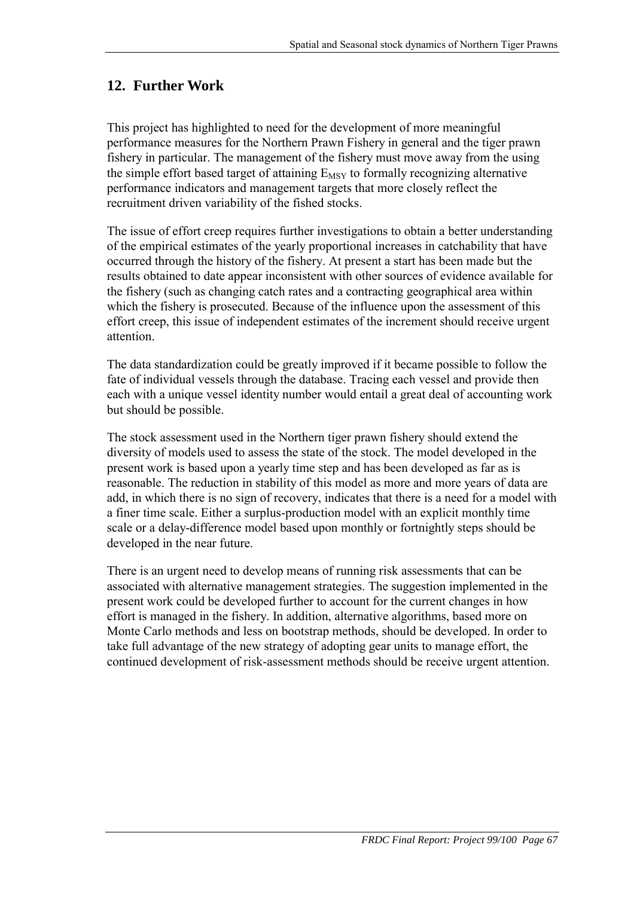## 12. Further Work

This project has highlighted to need for the development of more meaningful performance measures for the Northern Prawn Fishery in general and the tiger prawn fishery in particular. The management of the fishery must move away from the using the simple effort based target of attaining $E_{MSY}$ to formally recognizing alternative performance indicators and management targets that more closely reflect the recruitment driven variability of the fished stocks.

The issue of effort creep requires further investigations to obtain a better understanding of the empirical estimates of the yearly proportional increases in catchability that have occurred through the history of the fishery. At present a start has been made but the results obtained to date appear inconsistent with other sources of evidence available for the fishery (such as changing catch rates and a contracting geographical area within which the fishery is prosecuted. Because of the influence upon the assessment of this effort creep, this issue of independent estimates of the increment should receive urgent attention.

The data standardization could be greatly improved if it became possible to follow the fate of individual vessels through the database. Tracing each vessel and provide then each with a unique vessel identity number would entail a great deal of accounting work but should be possible.

The stock assessment used in the Northern tiger prawn fishery should extend the diversity of models used to assess the state of the stock. The model developed in the present work is based upon a yearly time step and has been developed as far as is reasonable. The reduction in stability of this model as more and more years of data are add, in which there is no sign of recovery, indicates that there is a need for a model with a finer time scale. Either a surplus-production model with an explicit monthly time scale or a delay-difference model based upon monthly or fortnightly steps should be developed in the near future.

There is an urgent need to develop means of running risk assessments that can be associated with alternative management strategies. The suggestion implemented in the present work could be developed further to account for the current changes in how effort is managed in the fishery. In addition, alternative algorithms, based more on Monte Carlo methods and less on bootstrap methods, should be developed. In order to take full advantage of the new strategy of adopting gear units to manage effort, the continued development of risk-assessment methods should be receive urgent attention.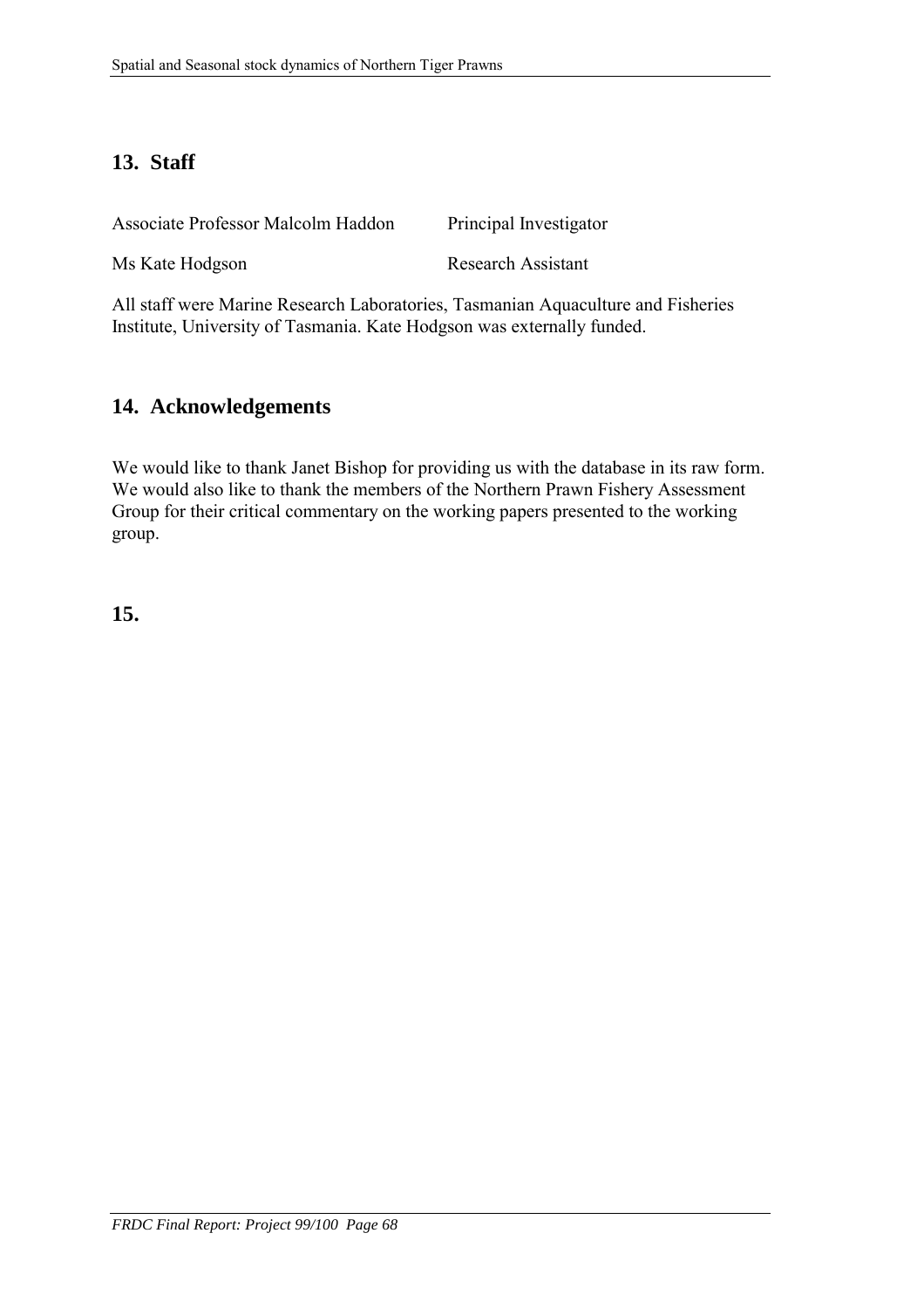## 13. Staff

| | |
|---|---|
| Associate Professor Malcolm Haddon | Principal Investigator |
| Ms Kate Hodgson | Research Assistant |

All staff were Marine Research Laboratories, Tasmanian Aquaculture and Fisheries Institute, University of Tasmania. Kate Hodgson was externally funded.

## 14. Acknowledgements

We would like to thank Janet Bishop for providing us with the database in its raw form. We would also like to thank the members of the Northern Prawn Fishery Assessment Group for their critical commentary on the working papers presented to the working group.

## 15.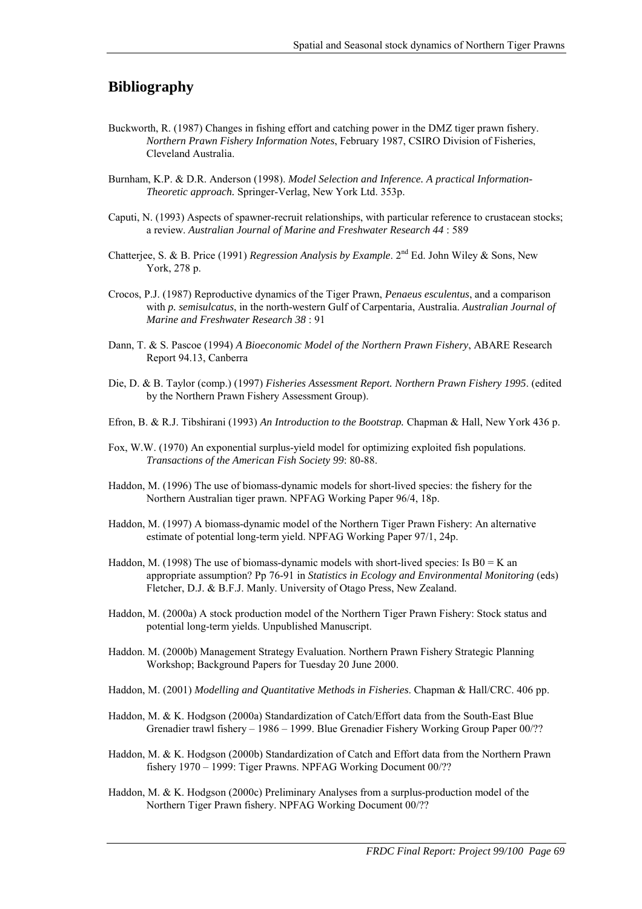## Bibliography

Buckworth, R. (1987) Changes in fishing effort and catching power in the DMZ tiger prawn fishery. *Northern Prawn Fishery Information Notes*, February 1987, CSIRO Division of Fisheries, Cleveland Australia.

Burnham, K.P. & D.R. Anderson (1998). *Model Selection and Inference. A practical Information-Theoretic approach.* Springer-Verlag, New York Ltd. 353p.

Caputi, N. (1993) Aspects of spawner-recruit relationships, with particular reference to crustacean stocks; a review. *Australian Journal of Marine and Freshwater Research 44* : 589

Chatterjee, S. & B. Price (1991) *Regression Analysis by Example*. 2nd Ed. John Wiley & Sons, New York, 278 p.

Crocos, P.J. (1987) Reproductive dynamics of the Tiger Prawn, *Penaeus esculentus*, and a comparison with *p. semisulcatus*, in the north-western Gulf of Carpentaria, Australia. *Australian Journal of Marine and Freshwater Research 38* : 91

Dann, T. & S. Pascoe (1994) *A Bioeconomic Model of the Northern Prawn Fishery*, ABARE Research Report 94.13, Canberra

Die, D. & B. Taylor (comp.) (1997) *Fisheries Assessment Report. Northern Prawn Fishery 1995*. (edited by the Northern Prawn Fishery Assessment Group).

Efron, B. & R.J. Tibshirani (1993) *An Introduction to the Bootstrap.* Chapman & Hall, New York 436 p.

Fox, W.W. (1970) An exponential surplus-yield model for optimizing exploited fish populations. *Transactions of the American Fish Society 99*: 80-88.

Haddon, M. (1996) The use of biomass-dynamic models for short-lived species: the fishery for the Northern Australian tiger prawn. NPFAG Working Paper 96/4, 18p.

Haddon, M. (1997) A biomass-dynamic model of the Northern Tiger Prawn Fishery: An alternative estimate of potential long-term yield. NPFAG Working Paper 97/1, 24p.

Haddon, M. (1998) The use of biomass-dynamic models with short-lived species: Is B0 = K an appropriate assumption? Pp 76-91 in *Statistics in Ecology and Environmental Monitoring* (eds) Fletcher, D.J. & B.F.J. Manly. University of Otago Press, New Zealand.

Haddon, M. (2000a) A stock production model of the Northern Tiger Prawn Fishery: Stock status and potential long-term yields. Unpublished Manuscript.

Haddon. M. (2000b) Management Strategy Evaluation. Northern Prawn Fishery Strategic Planning Workshop; Background Papers for Tuesday 20 June 2000.

Haddon, M. (2001) *Modelling and Quantitative Methods in Fisheries*. Chapman & Hall/CRC. 406 pp.

Haddon, M. & K. Hodgson (2000a) Standardization of Catch/Effort data from the South-East Blue Grenadier trawl fishery – 1986 – 1999. Blue Grenadier Fishery Working Group Paper 00/??

Haddon, M. & K. Hodgson (2000b) Standardization of Catch and Effort data from the Northern Prawn fishery 1970 – 1999: Tiger Prawns. NPFAG Working Document 00/??

Haddon, M. & K. Hodgson (2000c) Preliminary Analyses from a surplus-production model of the Northern Tiger Prawn fishery. NPFAG Working Document 00/??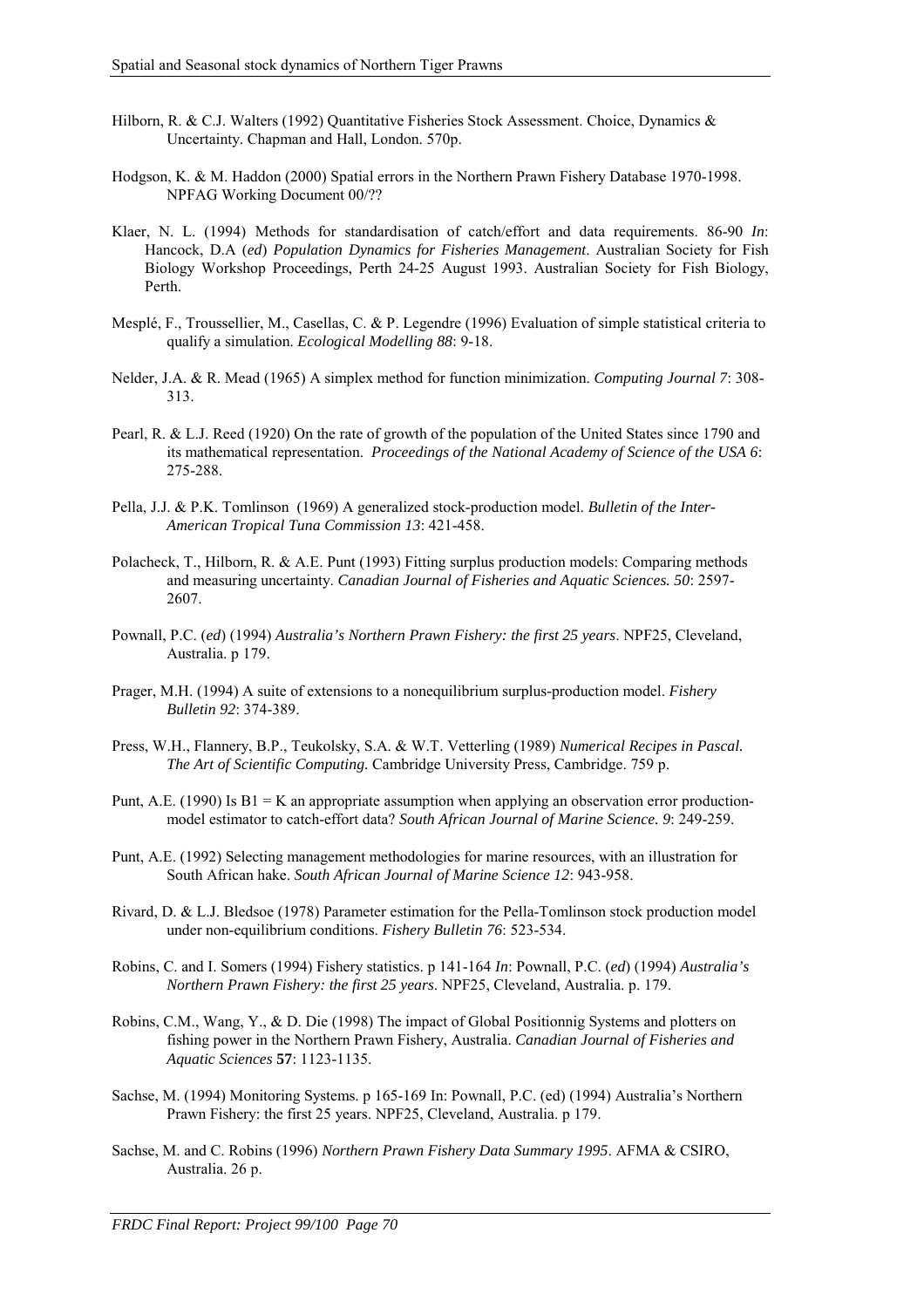Hilborn, R. & C.J. Walters (1992) Quantitative Fisheries Stock Assessment. Choice, Dynamics & Uncertainty. Chapman and Hall, London. 570p.

Hodgson, K. & M. Haddon (2000) Spatial errors in the Northern Prawn Fishery Database 1970-1998. NPFAG Working Document 00/??

Klaer, N. L. (1994) Methods for standardisation of catch/effort and data requirements. 86-90 *In*: Hancock, D.A (*ed*) *Population Dynamics for Fisheries Management*. Australian Society for Fish Biology Workshop Proceedings, Perth 24-25 August 1993. Australian Society for Fish Biology, Perth.

Mesplé, F., Troussellier, M., Casellas, C. & P. Legendre (1996) Evaluation of simple statistical criteria to qualify a simulation. *Ecological Modelling 88*: 9-18.

Nelder, J.A. & R. Mead (1965) A simplex method for function minimization. *Computing Journal 7*: 308-313.

Pearl, R. & L.J. Reed (1920) On the rate of growth of the population of the United States since 1790 and its mathematical representation. *Proceedings of the National Academy of Science of the USA 6*: 275-288.

Pella, J.J. & P.K. Tomlinson (1969) A generalized stock-production model. *Bulletin of the Inter-American Tropical Tuna Commission 13*: 421-458.

Polacheck, T., Hilborn, R. & A.E. Punt (1993) Fitting surplus production models: Comparing methods and measuring uncertainty. *Canadian Journal of Fisheries and Aquatic Sciences. 50*: 2597-2607.

Pownall, P.C. (*ed*) (1994) *Australia's Northern Prawn Fishery: the first 25 years*. NPF25, Cleveland, Australia. p 179.

Prager, M.H. (1994) A suite of extensions to a nonequilibrium surplus-production model. *Fishery Bulletin 92*: 374-389.

Press, W.H., Flannery, B.P., Teukolsky, S.A. & W.T. Vetterling (1989) *Numerical Recipes in Pascal. The Art of Scientific Computing.* Cambridge University Press, Cambridge. 759 p.

Punt, A.E. (1990) Is B1 = K an appropriate assumption when applying an observation error production-model estimator to catch-effort data? *South African Journal of Marine Science. 9*: 249-259.

Punt, A.E. (1992) Selecting management methodologies for marine resources, with an illustration for South African hake. *South African Journal of Marine Science 12*: 943-958.

Rivard, D. & L.J. Bledsoe (1978) Parameter estimation for the Pella-Tomlinson stock production model under non-equilibrium conditions. *Fishery Bulletin 76*: 523-534.

Robins, C. and I. Somers (1994) Fishery statistics. p 141-164 *In*: Pownall, P.C. (*ed*) (1994) *Australia's Northern Prawn Fishery: the first 25 years*. NPF25, Cleveland, Australia. p. 179.

Robins, C.M., Wang, Y., & D. Die (1998) The impact of Global Positionnig Systems and plotters on fishing power in the Northern Prawn Fishery, Australia. *Canadian Journal of Fisheries and Aquatic Sciences* **57**: 1123-1135.

Sachse, M. (1994) Monitoring Systems. p 165-169 In: Pownall, P.C. (ed) (1994) Australia's Northern Prawn Fishery: the first 25 years. NPF25, Cleveland, Australia. p 179.

Sachse, M. and C. Robins (1996) *Northern Prawn Fishery Data Summary 1995*. AFMA & CSIRO, Australia. 26 p.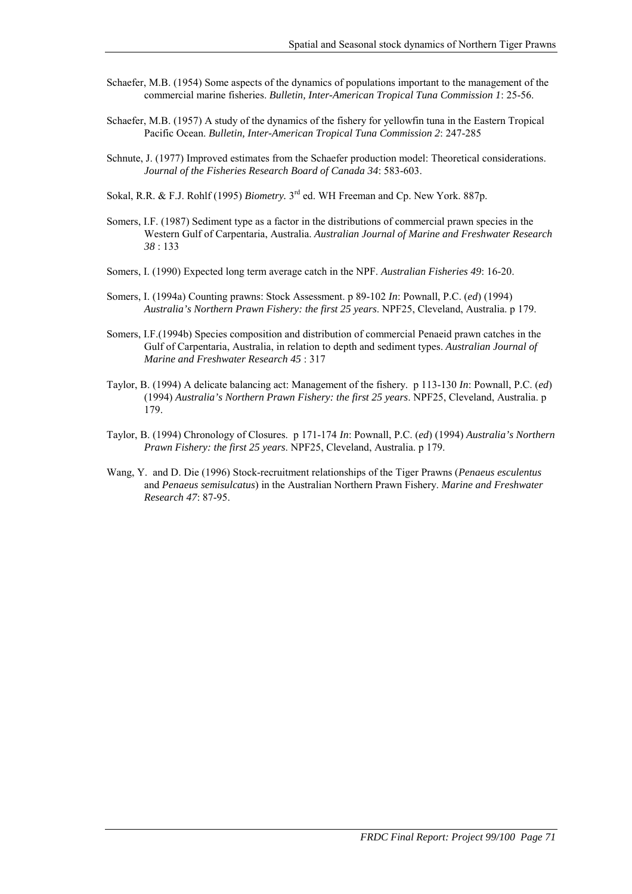Schaefer, M.B. (1954) Some aspects of the dynamics of populations important to the management of the commercial marine fisheries. *Bulletin, Inter-American Tropical Tuna Commission 1*: 25-56.

Schaefer, M.B. (1957) A study of the dynamics of the fishery for yellowfin tuna in the Eastern Tropical Pacific Ocean. *Bulletin, Inter-American Tropical Tuna Commission 2*: 247-285

Schnute, J. (1977) Improved estimates from the Schaefer production model: Theoretical considerations. *Journal of the Fisheries Research Board of Canada 34*: 583-603.

Sokal, R.R. & F.J. Rohlf (1995) *Biometry.* 3rd ed. WH Freeman and Cp. New York. 887p.

Somers, I.F. (1987) Sediment type as a factor in the distributions of commercial prawn species in the Western Gulf of Carpentaria, Australia. *Australian Journal of Marine and Freshwater Research 38* : 133

Somers, I. (1990) Expected long term average catch in the NPF. *Australian Fisheries 49*: 16-20.

Somers, I. (1994a) Counting prawns: Stock Assessment. p 89-102 *In*: Pownall, P.C. (*ed*) (1994) *Australia's Northern Prawn Fishery: the first 25 years*. NPF25, Cleveland, Australia. p 179.

Somers, I.F.(1994b) Species composition and distribution of commercial Penaeid prawn catches in the Gulf of Carpentaria, Australia, in relation to depth and sediment types. *Australian Journal of Marine and Freshwater Research 45* : 317

Taylor, B. (1994) A delicate balancing act: Management of the fishery. p 113-130 *In*: Pownall, P.C. (*ed*) (1994) *Australia's Northern Prawn Fishery: the first 25 years*. NPF25, Cleveland, Australia. p 179.

Taylor, B. (1994) Chronology of Closures. p 171-174 *In*: Pownall, P.C. (*ed*) (1994) *Australia's Northern Prawn Fishery: the first 25 years*. NPF25, Cleveland, Australia. p 179.

Wang, Y. and D. Die (1996) Stock-recruitment relationships of the Tiger Prawns (*Penaeus esculentus* and *Penaeus semisulcatus*) in the Australian Northern Prawn Fishery. *Marine and Freshwater Research 47*: 87-95.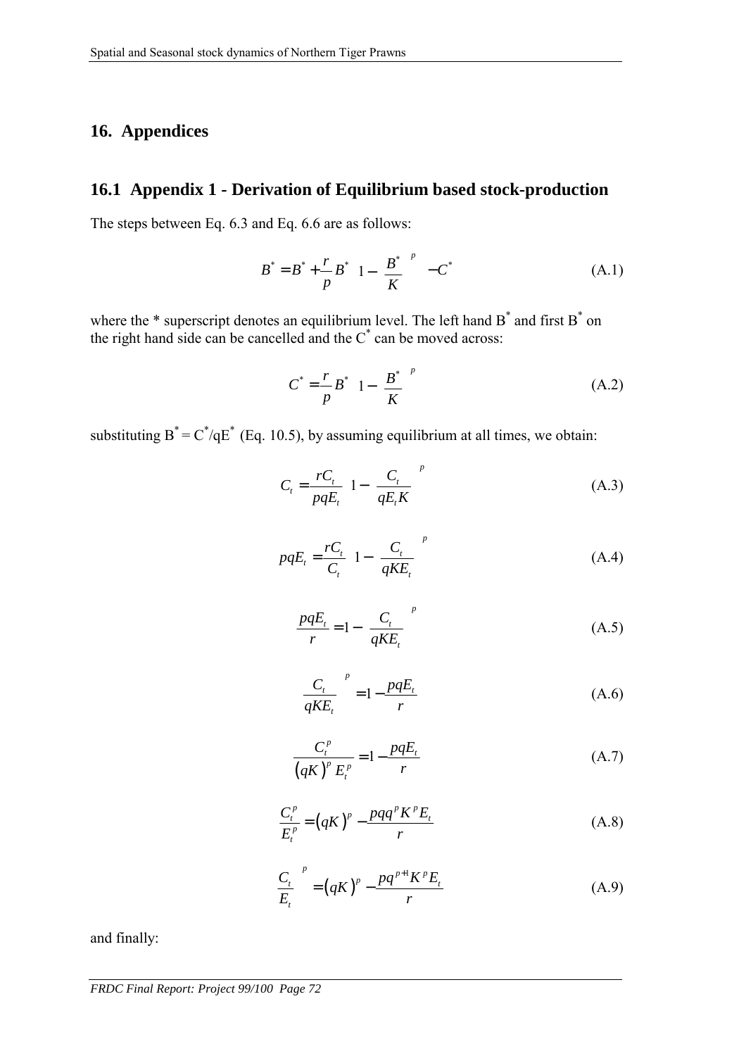# 16. Appendices

## 16.1 Appendix 1 - Derivation of Equilibrium based stock-production

The steps between Eq. 6.3 and Eq. 6.6 are as follows:

$$B^* = B^* + \frac{r}{p} B^* \left( 1 - \left( \frac{B^*}{K} \right)^p \right) - C^* \tag{A.1}$$

where the * superscript denotes an equilibrium level. The left hand $B^*$ and first $B^*$ on the right hand side can be cancelled and the $C^*$ can be moved across:

$$C^* = \frac{r}{p} B^* \left( 1 - \left( \frac{B^*}{K} \right)^p \right) \tag{A.2}$$

substituting $B^* = C^*/qE^*$ (Eq. 10.5), by assuming equilibrium at all times, we obtain:

$$C_t = \frac{rC_t}{pqE_t} \left( 1 - \left( \frac{C_t}{qE_t K} \right)^p \right) \tag{A.3}$$

$$pqE_t = \frac{rC_t}{C_t} \left( 1 - \left( \frac{C_t}{qKE_t} \right)^p \right) \tag{A.4}$$

$$\frac{pqE_t}{r} = 1 - \left( \frac{C_t}{qKE_t} \right)^p \tag{A.5}$$

$$\left( \frac{C_t}{qKE_t} \right)^p = 1 - \frac{pqE_t}{r} \tag{A.6}$$

$$\frac{C_t^p}{(qK)^p E_t^p} = 1 - \frac{pqE_t}{r} \tag{A.7}$$

$$\frac{C_t^p}{E_t^p} = (qK)^p - \frac{pqq^p K^p E_t}{r} \tag{A.8}$$

$$\left( \frac{C_t}{E_t} \right)^p = (qK)^p - \frac{pq^{p+1} K^p E_t}{r} \tag{A.9}$$

and finally: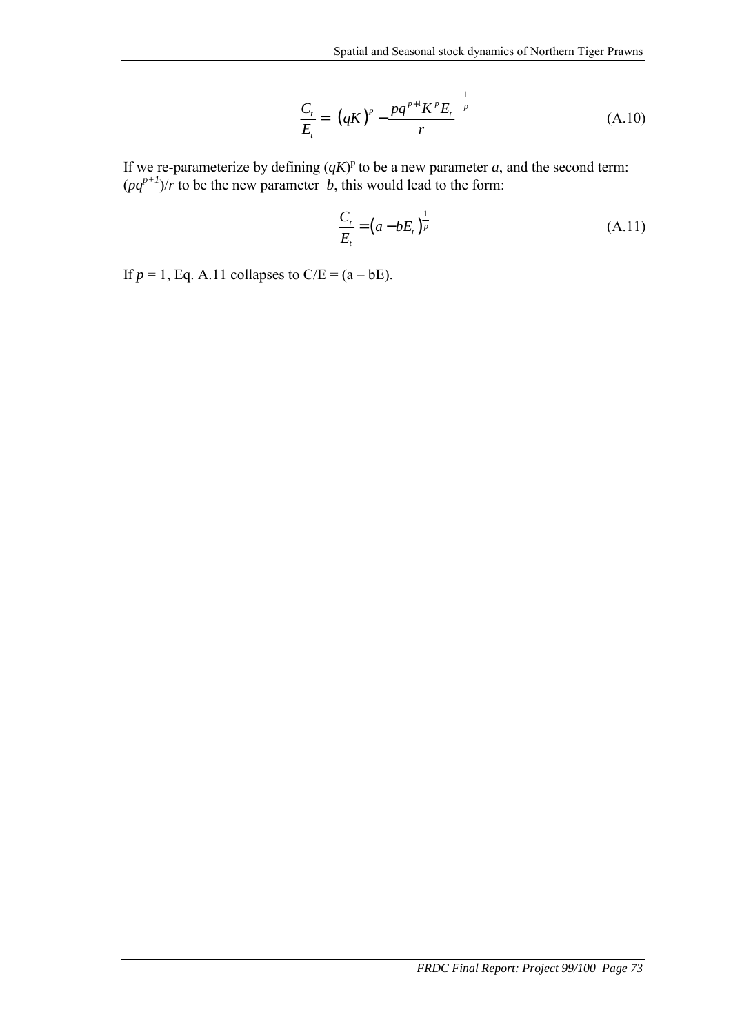$$\frac{C_t}{E_t} = \left( (qK)^p - \frac{pq^{p+1}K^p E_t}{r} \right)^{\frac{1}{p}} \tag{A.10}$$

If we re-parameterize by defining $(qK)^p$ to be a new parameter $a$, and the second term: $(pq^{p+1})/r$ to be the new parameter $b$, this would lead to the form:

$$\frac{C_t}{E_t} = (a - bE_t)^{\frac{1}{p}} \tag{A.11}$$

If $p = 1$, Eq. A.11 collapses to $C/E = (a - bE)$.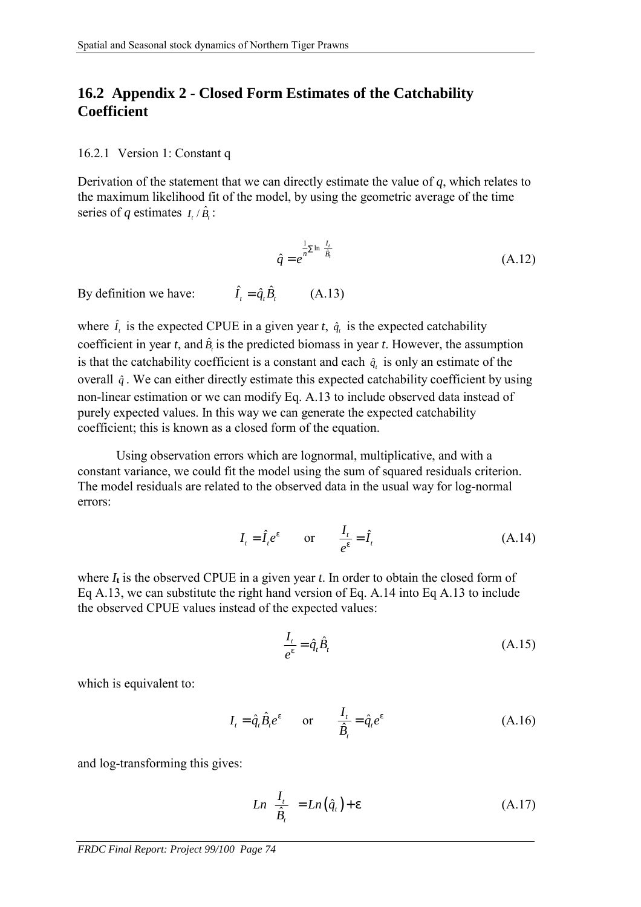## 16.2 Appendix 2 - Closed Form Estimates of the Catchability Coefficient

### 16.2.1 Version 1: Constant q

Derivation of the statement that we can directly estimate the value of *q*, which relates to the maximum likelihood fit of the model, by using the geometric average of the time series of *q* estimates $I_t / \hat{B}_t$:

$$\hat{q} = e^{\frac{1}{n}\sum \ln \frac{I_t}{\hat{B}_t}} \tag{A.12}$$

By definition we have: $\hat{I}_t = \hat{q}_t \hat{B}_t$ (A.13)

where $\hat{I}_t$ is the expected CPUE in a given year *t*, $\hat{q}_t$ is the expected catchability coefficient in year *t*, and $\hat{B}_t$ is the predicted biomass in year *t*. However, the assumption is that the catchability coefficient is a constant and each $\hat{q}_t$ is only an estimate of the overall $\hat{q}$. We can either directly estimate this expected catchability coefficient by using non-linear estimation or we can modify Eq. A.13 to include observed data instead of purely expected values. In this way we can generate the expected catchability coefficient; this is known as a closed form of the equation.

Using observation errors which are lognormal, multiplicative, and with a constant variance, we could fit the model using the sum of squared residuals criterion. The model residuals are related to the observed data in the usual way for log-normal errors:

$$I_t = \hat{I}_t e^{\varepsilon} \qquad \text{or} \qquad \frac{I_t}{e^{\varepsilon}} = \hat{I}_t \tag{A.14}$$

where $I_t$ is the observed CPUE in a given year *t*. In order to obtain the closed form of Eq A.13, we can substitute the right hand version of Eq. A.14 into Eq A.13 to include the observed CPUE values instead of the expected values:

$$\frac{I_t}{e^{\varepsilon}} = \hat{q}_t \hat{B}_t \tag{A.15}$$

which is equivalent to:

$$I_t = \hat{q}_t \hat{B}_t e^{\varepsilon} \qquad \text{or} \qquad \frac{I_t}{\hat{B}_t} = \hat{q}_t e^{\varepsilon} \tag{A.16}$$

and log-transforming this gives:

$$Ln\left(\frac{I_t}{\hat{B}_t}\right) = Ln\left(\hat{q}_t\right) + \varepsilon \tag{A.17}$$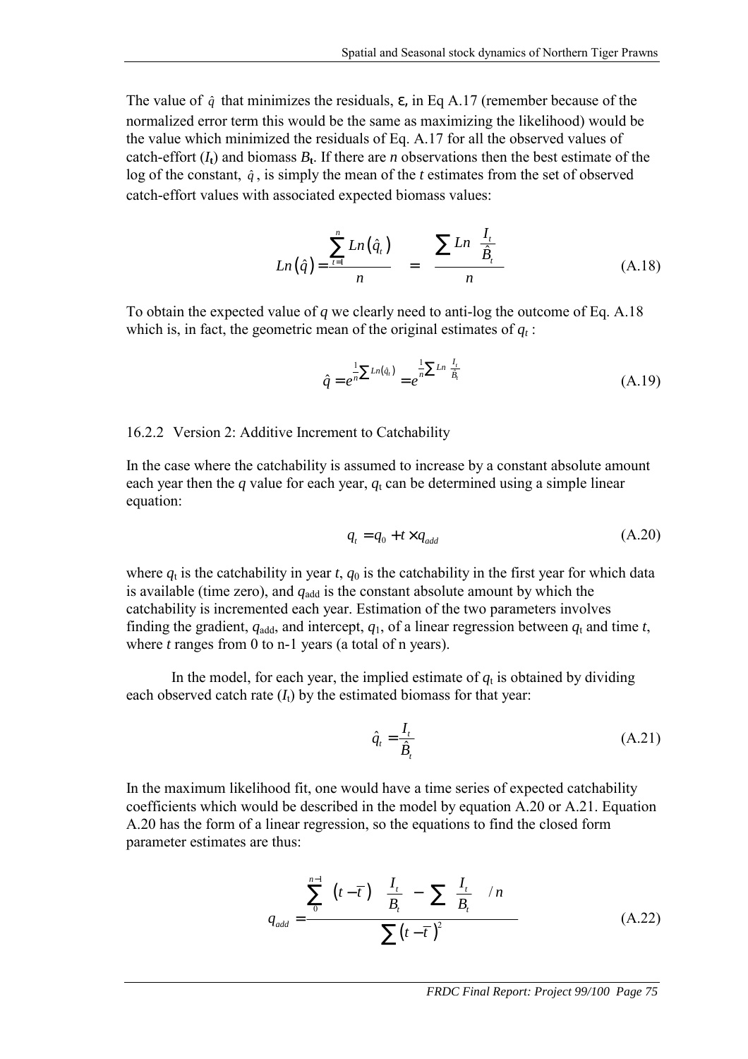The value of $\hat{q}$ that minimizes the residuals, ε, in Eq A.17 (remember because of the normalized error term this would be the same as maximizing the likelihood) would be the value which minimized the residuals of Eq. A.17 for all the observed values of catch-effort ($I_t$) and biomass $B_t$. If there are *n* observations then the best estimate of the log of the constant, $\hat{q}$, is simply the mean of the *t* estimates from the set of observed catch-effort values with associated expected biomass values:

$$Ln\left(\hat{q}\right) = \frac{\sum_{t=1}^{n} Ln\left(\hat{q}_t\right)}{n} = \frac{\sum Ln\left(\frac{I_t}{\hat{B}_t}\right)}{n} \tag{A.18}$$

To obtain the expected value of *q* we clearly need to anti-log the outcome of Eq. A.18 which is, in fact, the geometric mean of the original estimates of $q_t$ :

$$\hat{q} = e^{\frac{1}{n}\sum Ln\left(\hat{q}_t\right)} = e^{\frac{1}{n}\sum Ln\left(\frac{I_t}{\hat{B}_t}\right)} \tag{A.19}$$

16.2.2 Version 2: Additive Increment to Catchability

In the case where the catchability is assumed to increase by a constant absolute amount each year then the *q* value for each year, $q_t$ can be determined using a simple linear equation:

$$q_t = q_0 + t \times q_{add} \tag{A.20}$$

where $q_t$ is the catchability in year *t*, $q_0$ is the catchability in the first year for which data is available (time zero), and $q_{add}$ is the constant absolute amount by which the catchability is incremented each year. Estimation of the two parameters involves finding the gradient, $q_{add}$, and intercept, $q_1$, of a linear regression between $q_t$ and time *t*, where *t* ranges from 0 to n-1 years (a total of n years).

In the model, for each year, the implied estimate of $q_t$ is obtained by dividing each observed catch rate ($I_t$) by the estimated biomass for that year:

$$\hat{q}_t = \frac{I_t}{\hat{B}_t} \tag{A.21}$$

In the maximum likelihood fit, one would have a time series of expected catchability coefficients which would be described in the model by equation A.20 or A.21. Equation A.20 has the form of a linear regression, so the equations to find the closed form parameter estimates are thus:

$$q_{add} = \frac{\sum_{0}^{n-1}\left(t - \bar{t}\right)\left(\frac{I_t}{B_t} - \left(\sum \frac{I_t}{B_t}\right)/n\right)}{\sum\left(t - \bar{t}\right)^2} \tag{A.22}$$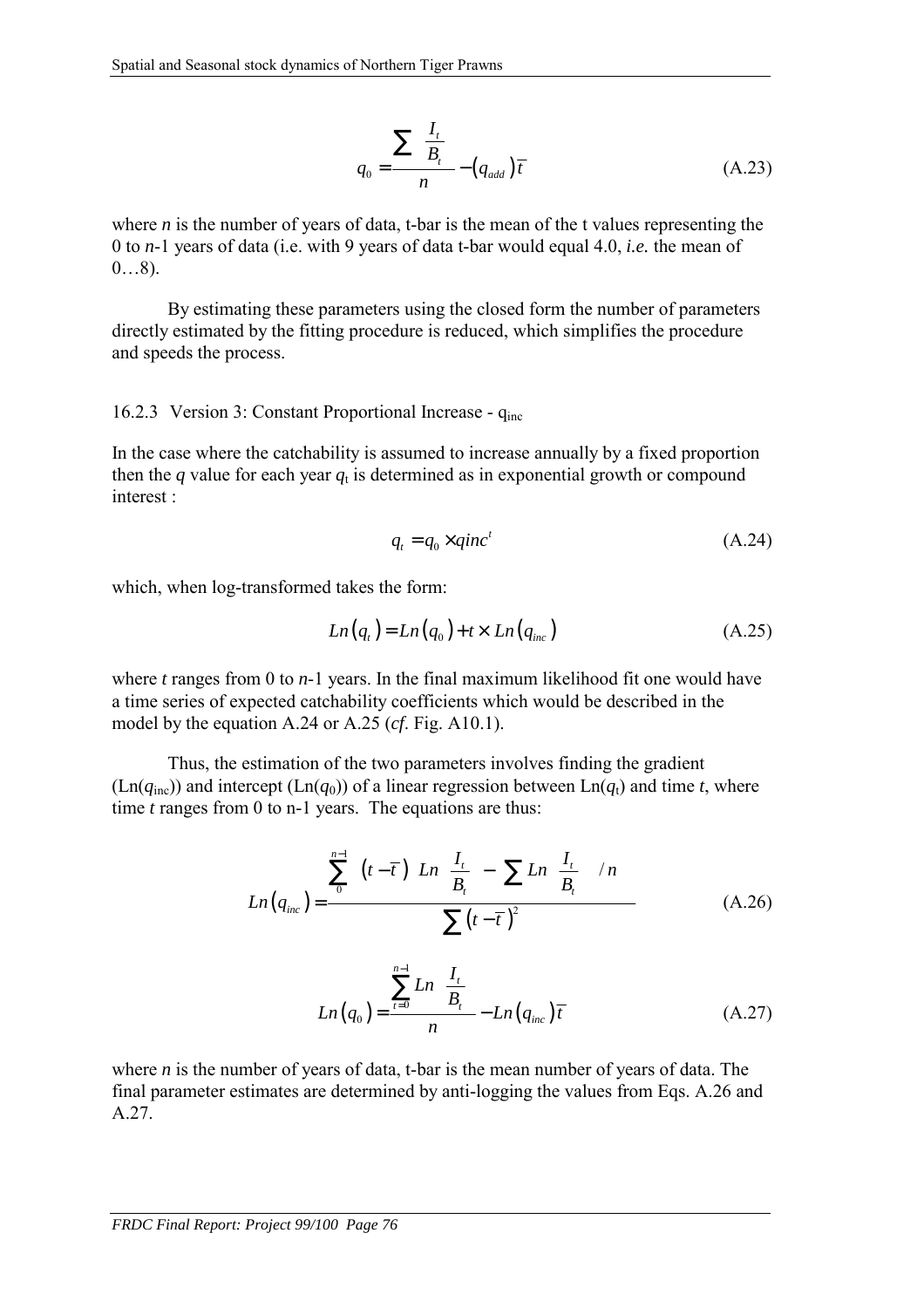$$q_0 = \frac{\sum \frac{I_t}{B_t}}{n} - (q_{add})\bar{t} \tag{A.23}$$

where *n* is the number of years of data, t-bar is the mean of the t values representing the 0 to *n*-1 years of data (i.e. with 9 years of data t-bar would equal 4.0, *i.e.* the mean of 0…8).

By estimating these parameters using the closed form the number of parameters directly estimated by the fitting procedure is reduced, which simplifies the procedure and speeds the process.

### 16.2.3 Version 3: Constant Proportional Increase - $q_{inc}$

In the case where the catchability is assumed to increase annually by a fixed proportion then the *q* value for each year $q_t$ is determined as in exponential growth or compound interest :

$$q_t = q_0 \times qinc^t \tag{A.24}$$

which, when log-transformed takes the form:

$$Ln(q_t) = Ln(q_0) + t \times Ln(q_{inc}) \tag{A.25}$$

where *t* ranges from 0 to *n*-1 years. In the final maximum likelihood fit one would have a time series of expected catchability coefficients which would be described in the model by the equation A.24 or A.25 (*cf*. Fig. A10.1).

Thus, the estimation of the two parameters involves finding the gradient ($Ln(q_{inc})$) and intercept ($Ln(q_0)$) of a linear regression between $Ln(q_t)$ and time *t*, where time *t* ranges from 0 to n-1 years. The equations are thus:

$$Ln(q_{inc}) = \frac{\sum_{0}^{n-1} (t - \bar{t}) \left( Ln\left(\frac{I_t}{B_t}\right) - \sum Ln\left(\frac{I_t}{B_t}\right) / n \right)}{\sum (t - \bar{t})^2} \tag{A.26}$$

$$Ln(q_0) = \frac{\sum_{t=0}^{n-1} Ln\left(\frac{I_t}{B_t}\right)}{n} - Ln(q_{inc})\bar{t} \tag{A.27}$$

where *n* is the number of years of data, t-bar is the mean number of years of data. The final parameter estimates are determined by anti-logging the values from Eqs. A.26 and A.27.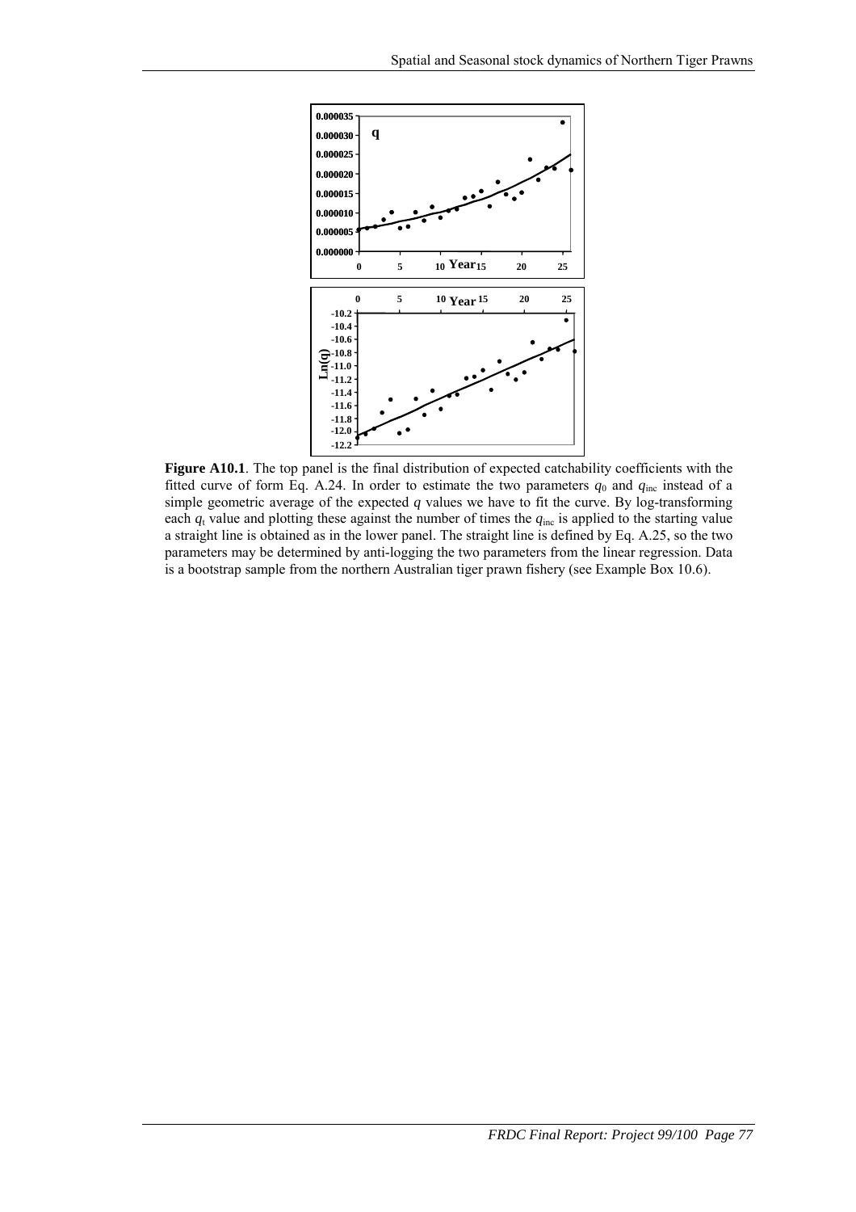**Figure A10.1**. The top panel is the final distribution of expected catchability coefficients with the fitted curve of form Eq. A.24. In order to estimate the two parameters $q_0$ and $q_{inc}$ instead of a simple geometric average of the expected $q$ values we have to fit the curve. By log-transforming each $q_t$ value and plotting these against the number of times the $q_{inc}$ is applied to the starting value a straight line is obtained as in the lower panel. The straight line is defined by Eq. A.25, so the two parameters may be determined by anti-logging the two parameters from the linear regression. Data is a bootstrap sample from the northern Australian tiger prawn fishery (see Example Box 10.6).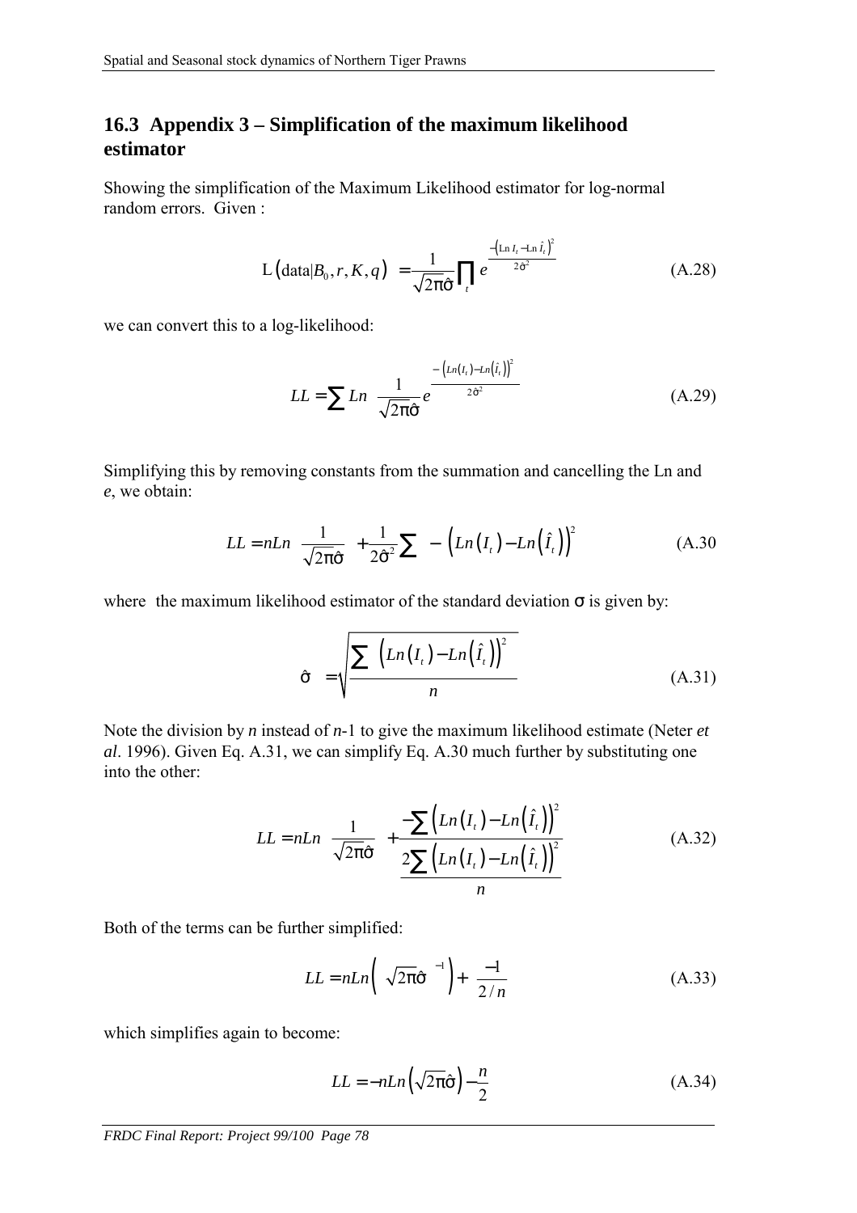## 16.3 Appendix 3 – Simplification of the maximum likelihood estimator

Showing the simplification of the Maximum Likelihood estimator for log-normal random errors. Given :

$$\mathrm{L}\left(\text{data}|B_0, r, K, q\right) = \frac{1}{\sqrt{2\pi}\hat{\sigma}} \prod_t e^{\frac{-\left(\mathrm{Ln}\, I_t - \mathrm{Ln}\, \hat{I}_t\right)^2}{2\hat{\sigma}^2}} \tag{A.28}$$

we can convert this to a log-likelihood:

$$LL = \sum Ln \left( \frac{1}{\sqrt{2\pi}\hat{\sigma}} e^{\frac{-\left(Ln(I_t) - Ln(\hat{I}_t)\right)^2}{2\hat{\sigma}^2}} \right) \tag{A.29}$$

Simplifying this by removing constants from the summation and cancelling the Ln and *e*, we obtain:

$$LL = nLn\left(\frac{1}{\sqrt{2\pi}\hat{\sigma}}\right) + \frac{1}{2\hat{\sigma}^2} \sum \left( -\left(Ln\left(I_t\right) - Ln\left(\hat{I}_t\right)\right)^2 \right) \tag{A.30}$$

where the maximum likelihood estimator of the standard deviation $\sigma$ is given by:

$$\hat{\sigma} = \sqrt{\frac{\sum \left(Ln\left(I_t\right) - Ln\left(\hat{I}_t\right)\right)^2}{n}} \tag{A.31}$$

Note the division by *n* instead of *n*-1 to give the maximum likelihood estimate (Neter *et al*. 1996). Given Eq. A.31, we can simplify Eq. A.30 much further by substituting one into the other:

$$LL = nLn\left(\frac{1}{\sqrt{2\pi}\hat{\sigma}}\right) + \frac{-\sum \left(Ln\left(I_t\right) - Ln\left(\hat{I}_t\right)\right)^2}{\frac{2\sum \left(Ln\left(I_t\right) - Ln\left(\hat{I}_t\right)\right)^2}{n}} \tag{A.32}$$

Both of the terms can be further simplified:

$$LL = nLn\left(\left(\sqrt{2\pi}\hat{\sigma}\right)^{-1}\right) + \left(\frac{-1}{2/n}\right) \tag{A.33}$$

which simplifies again to become:

$$LL = -nLn\left(\sqrt{2\pi}\hat{\sigma}\right) - \frac{n}{2} \tag{A.34}$$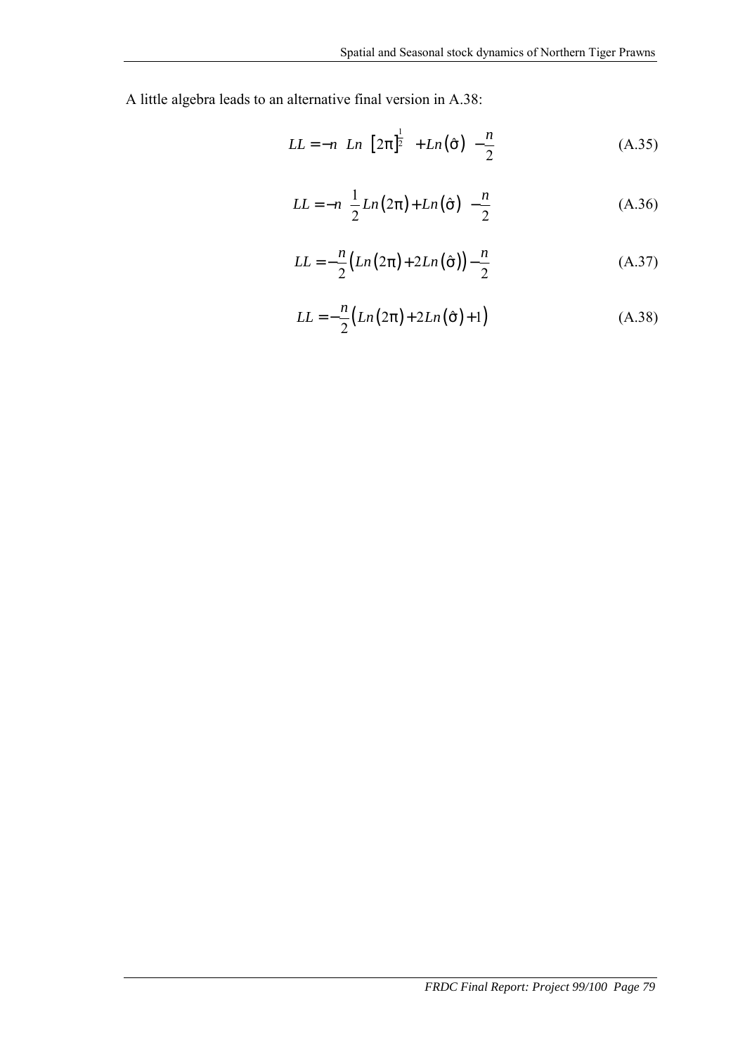A little algebra leads to an alternative final version in A.38:

$$LL = -n \left( Ln \left[2\pi\right]^{\frac{1}{2}} + Ln\left(\hat{\sigma}\right) \right) - \frac{n}{2} \tag{A.35}$$

$$LL = -n \left( \frac{1}{2} Ln\left(2\pi\right) + Ln\left(\hat{\sigma}\right) \right) - \frac{n}{2} \tag{A.36}$$

$$LL = -\frac{n}{2}\left(Ln\left(2\pi\right) + 2Ln\left(\hat{\sigma}\right)\right) - \frac{n}{2} \tag{A.37}$$

$$LL = -\frac{n}{2}\left(Ln\left(2\pi\right) + 2Ln\left(\hat{\sigma}\right) + 1\right) \tag{A.38}$$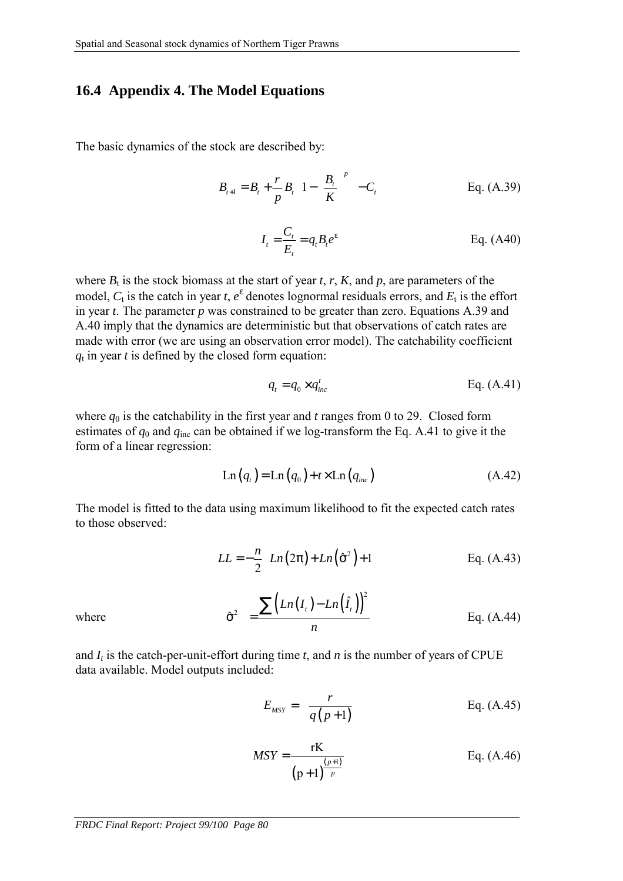## 16.4 Appendix 4. The Model Equations

The basic dynamics of the stock are described by:

$$B_{t+1} = B_t + \frac{r}{p} B_t \left(1 - \left(\frac{B_t}{K}\right)^p\right) - C_t \qquad \text{Eq. (A.39)}$$

$$I_t = \frac{C_t}{E_t} = q_t B_t e^{\varepsilon} \qquad \text{Eq. (A40)}$$

where $B_t$ is the stock biomass at the start of year $t$, $r$, $K$, and $p$, are parameters of the model, $C_t$ is the catch in year $t$, $e^{\varepsilon}$ denotes lognormal residuals errors, and $E_t$ is the effort in year $t$. The parameter $p$ was constrained to be greater than zero. Equations A.39 and A.40 imply that the dynamics are deterministic but that observations of catch rates are made with error (we are using an observation error model). The catchability coefficient $q_t$ in year $t$ is defined by the closed form equation:

$$q_t = q_0 \times q_{inc}^t \qquad \text{Eq. (A.41)}$$

where $q_0$ is the catchability in the first year and $t$ ranges from 0 to 29. Closed form estimates of $q_0$ and $q_{inc}$ can be obtained if we log-transform the Eq. A.41 to give it the form of a linear regression:

$$\text{Ln}\left(q_t\right) = \text{Ln}\left(q_0\right) + t \times \text{Ln}\left(q_{inc}\right) \qquad \text{(A.42)}$$

The model is fitted to the data using maximum likelihood to fit the expected catch rates to those observed:

$$LL = -\frac{n}{2}\left(Ln\left(2\pi\right) + Ln\left(\hat{\sigma}^2\right) + 1\right) \qquad \text{Eq. (A.43)}$$

where

$$\hat{\sigma}^2 = \frac{\sum\left(Ln\left(I_t\right) - Ln\left(\hat{I}_t\right)\right)^2}{n} \qquad \text{Eq. (A.44)}$$

and $I_t$ is the catch-per-unit-effort during time $t$, and $n$ is the number of years of CPUE data available. Model outputs included:

$$E_{MSY} = \frac{r}{q\left(p+1\right)} \qquad \text{Eq. (A.45)}$$

$$MSY = \frac{\text{rK}}{\left(\text{p}+1\right)^{\frac{\left(p+1\right)}{p}}} \qquad \text{Eq. (A.46)}$$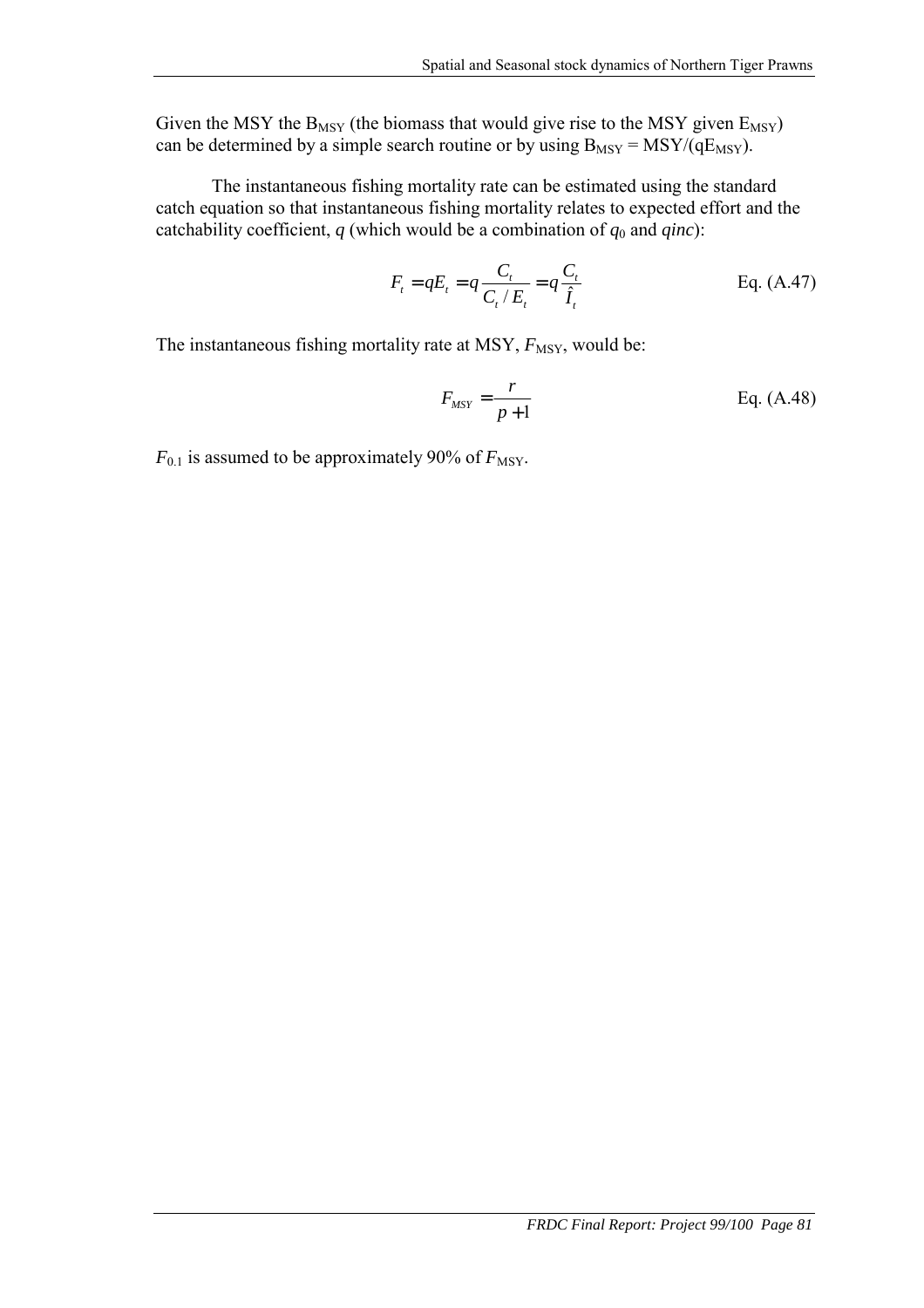Given the MSY the $B_{MSY}$ (the biomass that would give rise to the MSY given $E_{MSY}$) can be determined by a simple search routine or by using $B_{MSY} = MSY/(qE_{MSY})$.

The instantaneous fishing mortality rate can be estimated using the standard catch equation so that instantaneous fishing mortality relates to expected effort and the catchability coefficient, $q$ (which would be a combination of $q_0$ and $qinc$):

$$F_t = qE_t = q\frac{C_t}{C_t / E_t} = q\frac{C_t}{\hat{I}_t} \qquad \text{Eq. (A.47)}$$

The instantaneous fishing mortality rate at MSY, $F_{MSY}$, would be:

$$F_{MSY} = \frac{r}{p+1} \qquad \text{Eq. (A.48)}$$

$F_{0.1}$ is assumed to be approximately 90% of $F_{MSY}$.